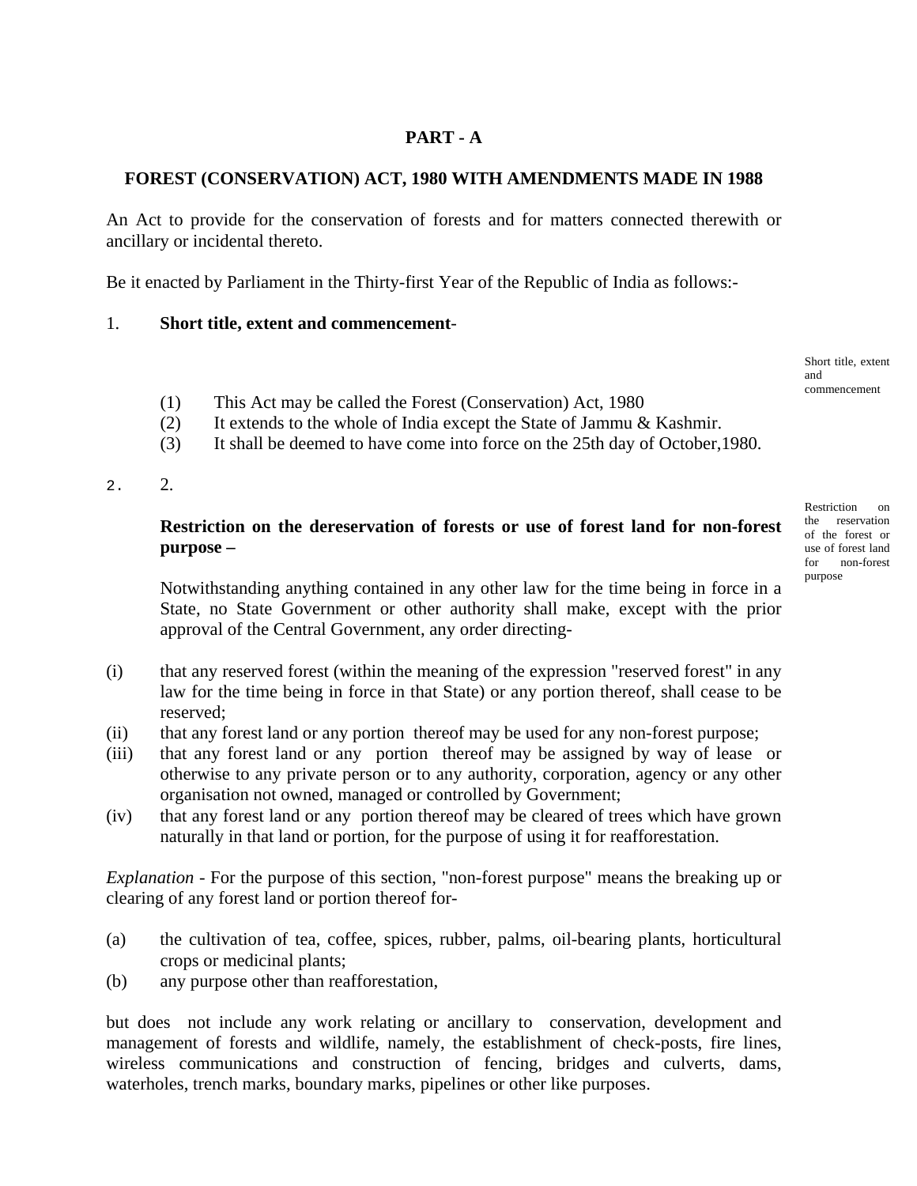# PART - A

## FOREST (CONSERVATION) ACT, 1980 WITH AMENDMENTS MADE IN 1988

An Act to provide for the conservation of forests and for matters connected therewith or ancillary or incidental thereto.

Be it enacted by Parliament in the Thirty-first Year of the Republic of India as follows:-

1. **Short title, extent and commencement**-

Short title, extent and commencement

(1) This Act may be called the Forest (Conservation) Act, 1980
(2) It extends to the whole of India except the State of Jammu & Kashmir.
(3) It shall be deemed to have come into force on the 25th day of October,1980.

2. 2.

Restriction on the reservation of the forest or use of forest land for non-forest purpose

**Restriction on the dereservation of forests or use of forest land for non-forest purpose –**

Notwithstanding anything contained in any other law for the time being in force in a State, no State Government or other authority shall make, except with the prior approval of the Central Government, any order directing-

(i) that any reserved forest (within the meaning of the expression "reserved forest" in any law for the time being in force in that State) or any portion thereof, shall cease to be reserved;
(ii) that any forest land or any portion thereof may be used for any non-forest purpose;
(iii) that any forest land or any portion thereof may be assigned by way of lease or otherwise to any private person or to any authority, corporation, agency or any other organisation not owned, managed or controlled by Government;
(iv) that any forest land or any portion thereof may be cleared of trees which have grown naturally in that land or portion, for the purpose of using it for reafforestation.

*Explanation* - For the purpose of this section, "non-forest purpose" means the breaking up or clearing of any forest land or portion thereof for-

(a) the cultivation of tea, coffee, spices, rubber, palms, oil-bearing plants, horticultural crops or medicinal plants;
(b) any purpose other than reafforestation,

but does not include any work relating or ancillary to conservation, development and management of forests and wildlife, namely, the establishment of check-posts, fire lines, wireless communications and construction of fencing, bridges and culverts, dams, waterholes, trench marks, boundary marks, pipelines or other like purposes.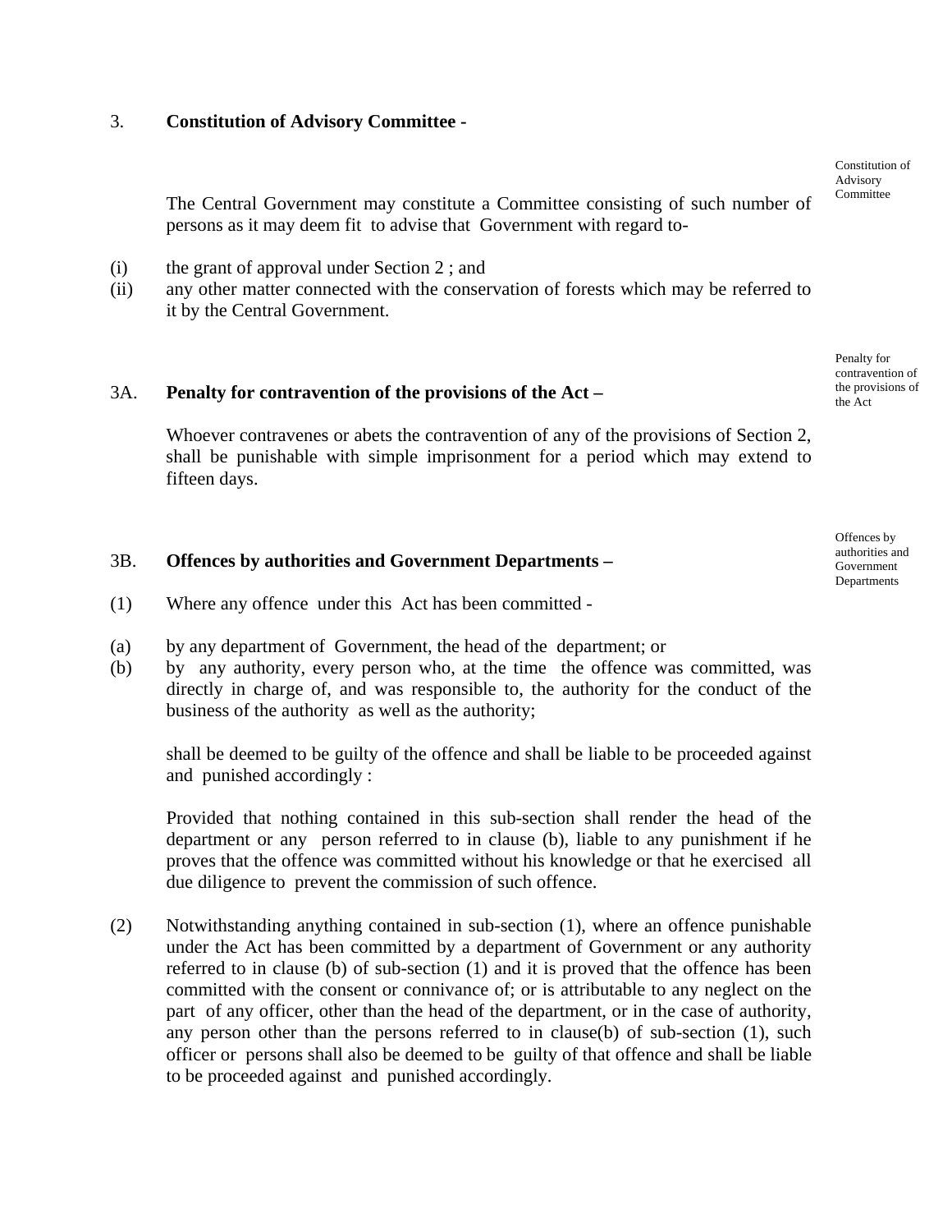### 3. Constitution of Advisory Committee -

The Central Government may constitute a Committee consisting of such number of persons as it may deem fit to advise that Government with regard to-

(i) the grant of approval under Section 2 ; and

(ii) any other matter connected with the conservation of forests which may be referred to it by the Central Government.

### 3A. Penalty for contravention of the provisions of the Act –

Whoever contravenes or abets the contravention of any of the provisions of Section 2, shall be punishable with simple imprisonment for a period which may extend to fifteen days.

### 3B. Offences by authorities and Government Departments –

(1) Where any offence under this Act has been committed -

(a) by any department of Government, the head of the department; or

(b) by any authority, every person who, at the time the offence was committed, was directly in charge of, and was responsible to, the authority for the conduct of the business of the authority as well as the authority;

shall be deemed to be guilty of the offence and shall be liable to be proceeded against and punished accordingly :

Provided that nothing contained in this sub-section shall render the head of the department or any person referred to in clause (b), liable to any punishment if he proves that the offence was committed without his knowledge or that he exercised all due diligence to prevent the commission of such offence.

(2) Notwithstanding anything contained in sub-section (1), where an offence punishable under the Act has been committed by a department of Government or any authority referred to in clause (b) of sub-section (1) and it is proved that the offence has been committed with the consent or connivance of; or is attributable to any neglect on the part of any officer, other than the head of the department, or in the case of authority, any person other than the persons referred to in clause(b) of sub-section (1), such officer or persons shall also be deemed to be guilty of that offence and shall be liable to be proceeded against and punished accordingly.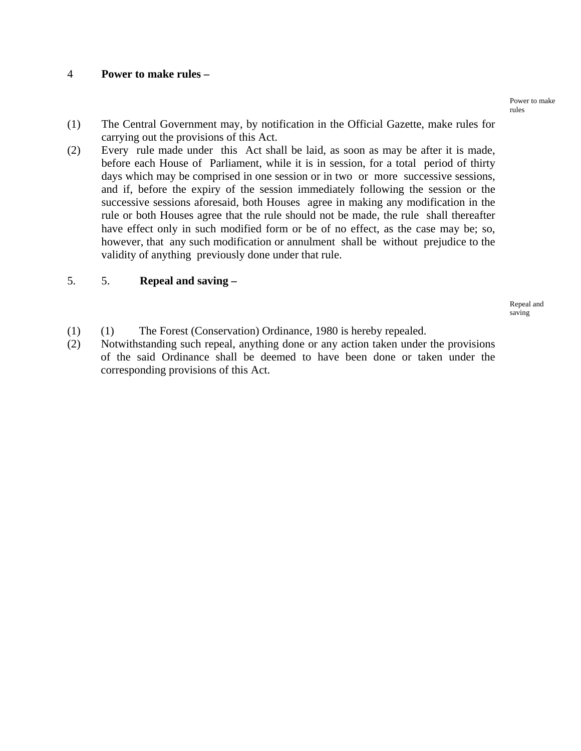### 4 Power to make rules –

Power to make rules

(1) The Central Government may, by notification in the Official Gazette, make rules for carrying out the provisions of this Act.

(2) Every rule made under this Act shall be laid, as soon as may be after it is made, before each House of Parliament, while it is in session, for a total period of thirty days which may be comprised in one session or in two or more successive sessions, and if, before the expiry of the session immediately following the session or the successive sessions aforesaid, both Houses agree in making any modification in the rule or both Houses agree that the rule should not be made, the rule shall thereafter have effect only in such modified form or be of no effect, as the case may be; so, however, that any such modification or annulment shall be without prejudice to the validity of anything previously done under that rule.

### 5. 5. Repeal and saving –

Repeal and saving

(1) (1) The Forest (Conservation) Ordinance, 1980 is hereby repealed.

(2) Notwithstanding such repeal, anything done or any action taken under the provisions of the said Ordinance shall be deemed to have been done or taken under the corresponding provisions of this Act.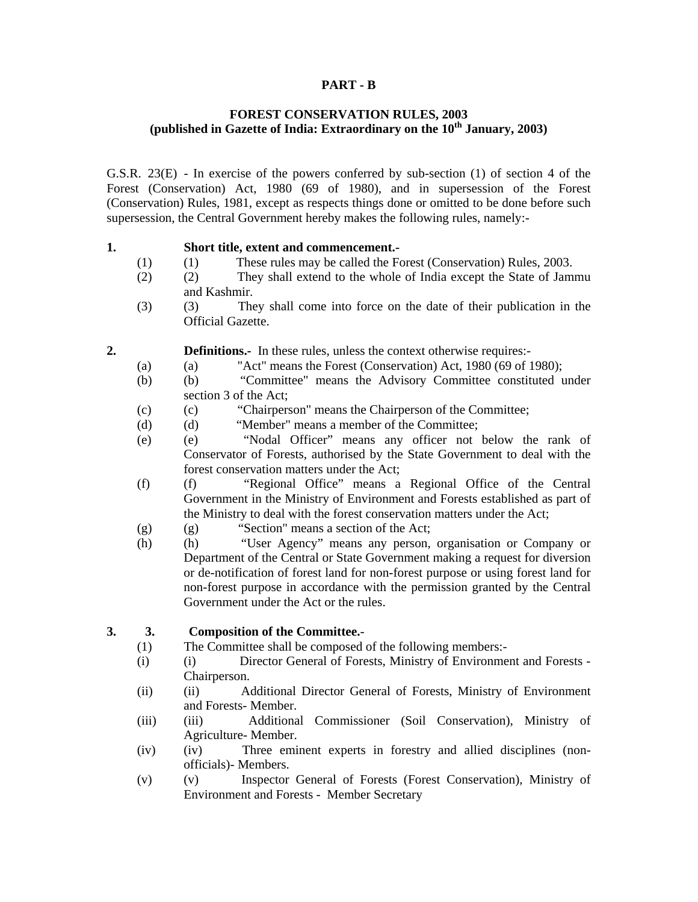**PART - B**

**FOREST CONSERVATION RULES, 2003**
**(published in Gazette of India: Extraordinary on the 10th January, 2003)**

G.S.R. 23(E) - In exercise of the powers conferred by sub-section (1) of section 4 of the Forest (Conservation) Act, 1980 (69 of 1980), and in supersession of the Forest (Conservation) Rules, 1981, except as respects things done or omitted to be done before such supersession, the Central Government hereby makes the following rules, namely:-

**1. Short title, extent and commencement.-**

(1) These rules may be called the Forest (Conservation) Rules, 2003.

(2) They shall extend to the whole of India except the State of Jammu and Kashmir.

(3) They shall come into force on the date of their publication in the Official Gazette.

**2. Definitions.-** In these rules, unless the context otherwise requires:-

(a) "Act" means the Forest (Conservation) Act, 1980 (69 of 1980);

(b) "Committee" means the Advisory Committee constituted under section 3 of the Act;

(c) "Chairperson" means the Chairperson of the Committee;

(d) "Member" means a member of the Committee;

(e) "Nodal Officer" means any officer not below the rank of Conservator of Forests, authorised by the State Government to deal with the forest conservation matters under the Act;

(f) "Regional Office" means a Regional Office of the Central Government in the Ministry of Environment and Forests established as part of the Ministry to deal with the forest conservation matters under the Act;

(g) "Section" means a section of the Act;

(h) "User Agency" means any person, organisation or Company or Department of the Central or State Government making a request for diversion or de-notification of forest land for non-forest purpose or using forest land for non-forest purpose in accordance with the permission granted by the Central Government under the Act or the rules.

**3. Composition of the Committee.-**

(1) The Committee shall be composed of the following members:-

(i) Director General of Forests, Ministry of Environment and Forests - Chairperson.

(ii) Additional Director General of Forests, Ministry of Environment and Forests- Member.

(iii) Additional Commissioner (Soil Conservation), Ministry of Agriculture- Member.

(iv) Three eminent experts in forestry and allied disciplines (non-officials)- Members.

(v) Inspector General of Forests (Forest Conservation), Ministry of Environment and Forests - Member Secretary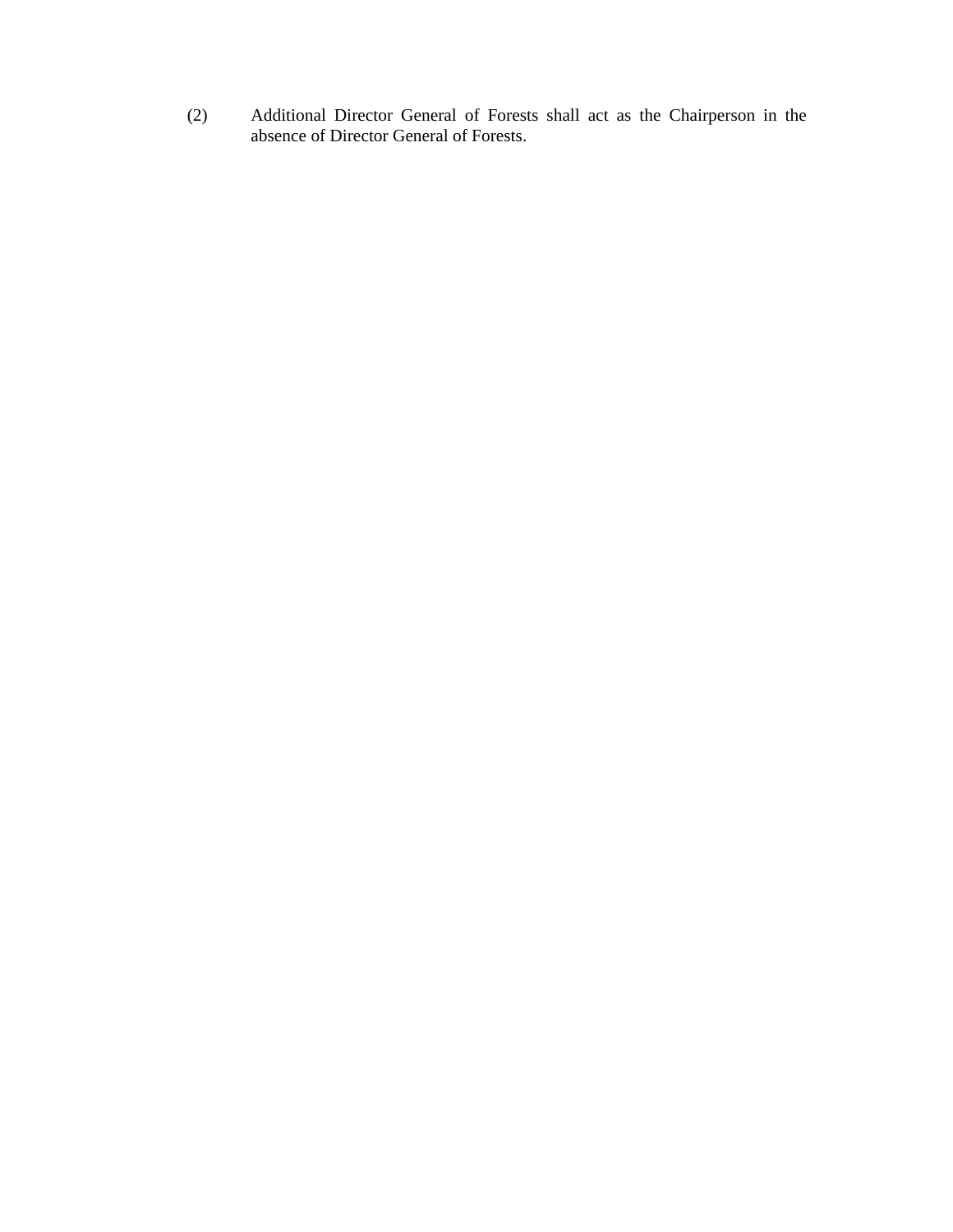(2) Additional Director General of Forests shall act as the Chairperson in the absence of Director General of Forests.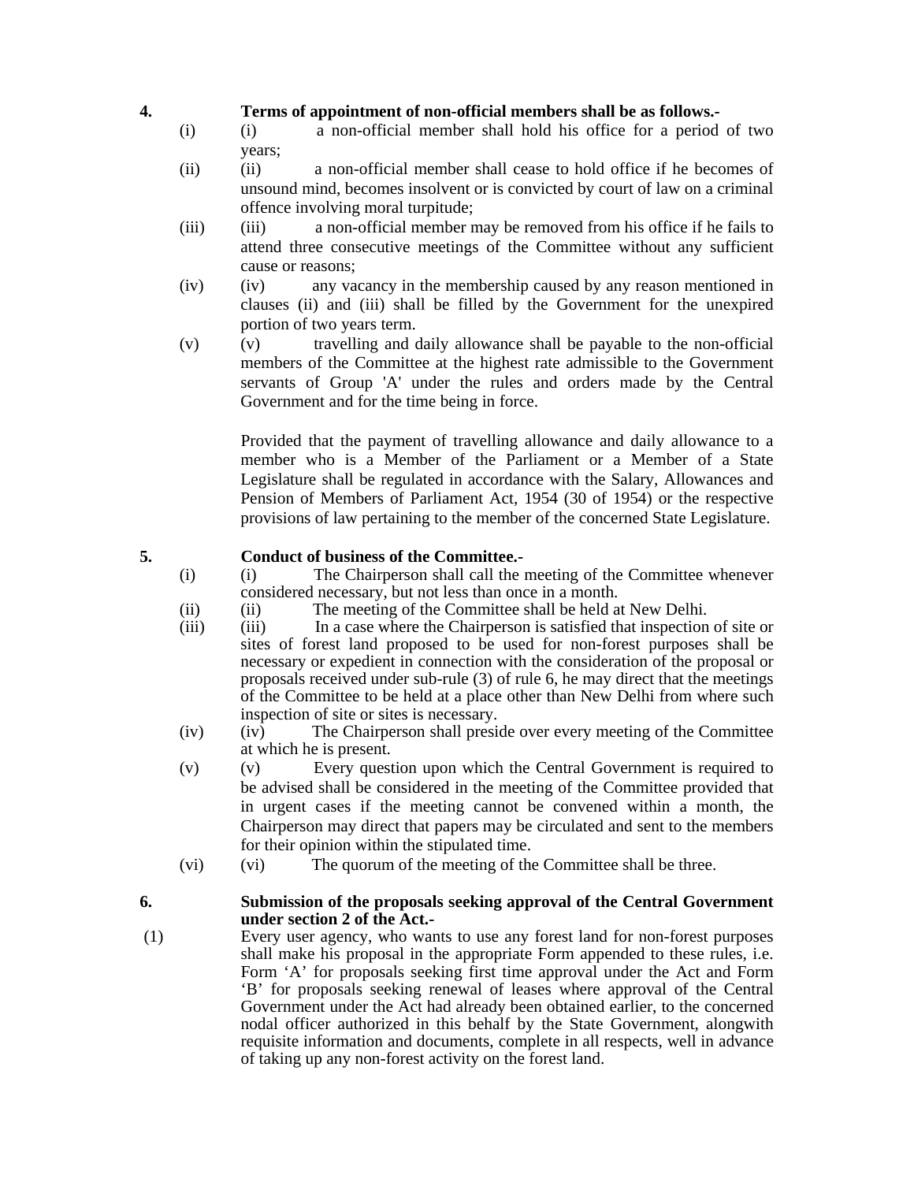**4. Terms of appointment of non-official members shall be as follows.-**

(i) (i) a non-official member shall hold his office for a period of two years;

(ii) (ii) a non-official member shall cease to hold office if he becomes of unsound mind, becomes insolvent or is convicted by court of law on a criminal offence involving moral turpitude;

(iii) (iii) a non-official member may be removed from his office if he fails to attend three consecutive meetings of the Committee without any sufficient cause or reasons;

(iv) (iv) any vacancy in the membership caused by any reason mentioned in clauses (ii) and (iii) shall be filled by the Government for the unexpired portion of two years term.

(v) (v) travelling and daily allowance shall be payable to the non-official members of the Committee at the highest rate admissible to the Government servants of Group 'A' under the rules and orders made by the Central Government and for the time being in force.

Provided that the payment of travelling allowance and daily allowance to a member who is a Member of the Parliament or a Member of a State Legislature shall be regulated in accordance with the Salary, Allowances and Pension of Members of Parliament Act, 1954 (30 of 1954) or the respective provisions of law pertaining to the member of the concerned State Legislature.

**5. Conduct of business of the Committee.-**

(i) (i) The Chairperson shall call the meeting of the Committee whenever considered necessary, but not less than once in a month.

(ii) (ii) The meeting of the Committee shall be held at New Delhi.

(iii) (iii) In a case where the Chairperson is satisfied that inspection of site or sites of forest land proposed to be used for non-forest purposes shall be necessary or expedient in connection with the consideration of the proposal or proposals received under sub-rule (3) of rule 6, he may direct that the meetings of the Committee to be held at a place other than New Delhi from where such inspection of site or sites is necessary.

(iv) (iv) The Chairperson shall preside over every meeting of the Committee at which he is present.

(v) (v) Every question upon which the Central Government is required to be advised shall be considered in the meeting of the Committee provided that in urgent cases if the meeting cannot be convened within a month, the Chairperson may direct that papers may be circulated and sent to the members for their opinion within the stipulated time.

(vi) (vi) The quorum of the meeting of the Committee shall be three.

**6. Submission of the proposals seeking approval of the Central Government under section 2 of the Act.-**

(1) Every user agency, who wants to use any forest land for non-forest purposes shall make his proposal in the appropriate Form appended to these rules, i.e. Form 'A' for proposals seeking first time approval under the Act and Form 'B' for proposals seeking renewal of leases where approval of the Central Government under the Act had already been obtained earlier, to the concerned nodal officer authorized in this behalf by the State Government, alongwith requisite information and documents, complete in all respects, well in advance of taking up any non-forest activity on the forest land.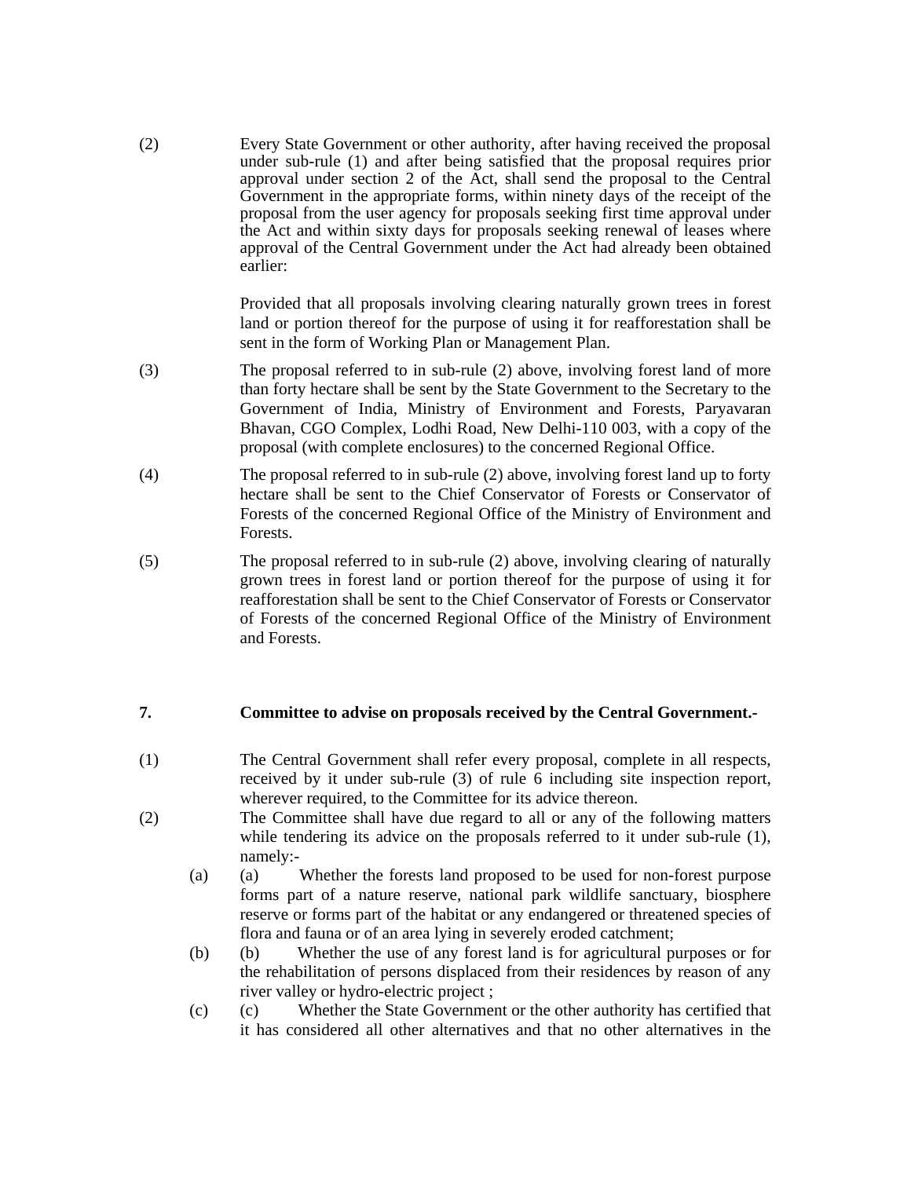(2) Every State Government or other authority, after having received the proposal under sub-rule (1) and after being satisfied that the proposal requires prior approval under section 2 of the Act, shall send the proposal to the Central Government in the appropriate forms, within ninety days of the receipt of the proposal from the user agency for proposals seeking first time approval under the Act and within sixty days for proposals seeking renewal of leases where approval of the Central Government under the Act had already been obtained earlier:

Provided that all proposals involving clearing naturally grown trees in forest land or portion thereof for the purpose of using it for reafforestation shall be sent in the form of Working Plan or Management Plan.

(3) The proposal referred to in sub-rule (2) above, involving forest land of more than forty hectare shall be sent by the State Government to the Secretary to the Government of India, Ministry of Environment and Forests, Paryavaran Bhavan, CGO Complex, Lodhi Road, New Delhi-110 003, with a copy of the proposal (with complete enclosures) to the concerned Regional Office.

(4) The proposal referred to in sub-rule (2) above, involving forest land up to forty hectare shall be sent to the Chief Conservator of Forests or Conservator of Forests of the concerned Regional Office of the Ministry of Environment and Forests.

(5) The proposal referred to in sub-rule (2) above, involving clearing of naturally grown trees in forest land or portion thereof for the purpose of using it for reafforestation shall be sent to the Chief Conservator of Forests or Conservator of Forests of the concerned Regional Office of the Ministry of Environment and Forests.

**7. Committee to advise on proposals received by the Central Government.-**

(1) The Central Government shall refer every proposal, complete in all respects, received by it under sub-rule (3) of rule 6 including site inspection report, wherever required, to the Committee for its advice thereon.

(2) The Committee shall have due regard to all or any of the following matters while tendering its advice on the proposals referred to it under sub-rule (1), namely:-

(a) (a) Whether the forests land proposed to be used for non-forest purpose forms part of a nature reserve, national park wildlife sanctuary, biosphere reserve or forms part of the habitat or any endangered or threatened species of flora and fauna or of an area lying in severely eroded catchment;

(b) (b) Whether the use of any forest land is for agricultural purposes or for the rehabilitation of persons displaced from their residences by reason of any river valley or hydro-electric project ;

(c) (c) Whether the State Government or the other authority has certified that it has considered all other alternatives and that no other alternatives in the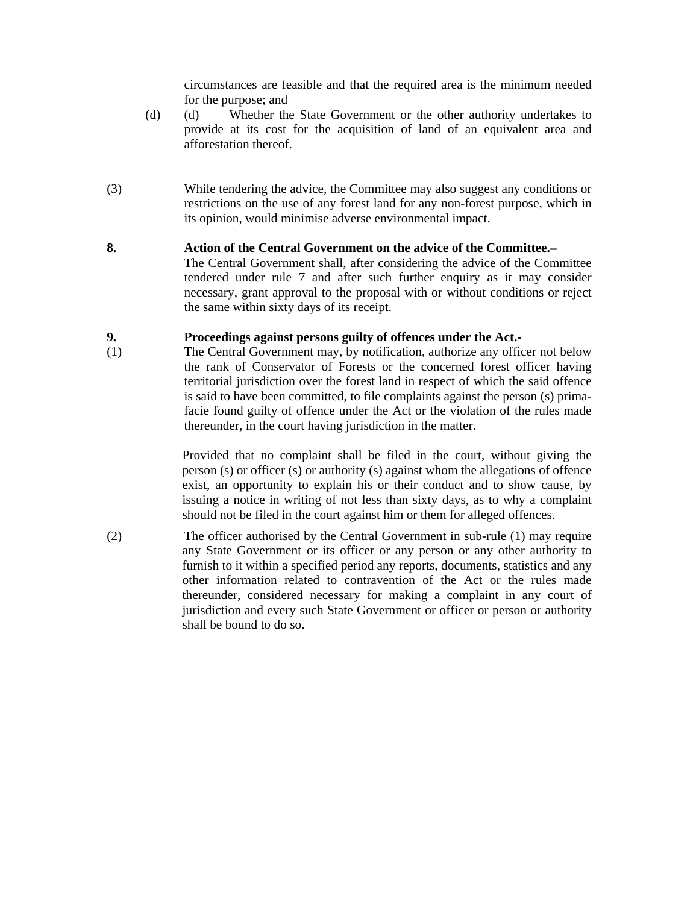circumstances are feasible and that the required area is the minimum needed for the purpose; and

(d) (d) Whether the State Government or the other authority undertakes to provide at its cost for the acquisition of land of an equivalent area and afforestation thereof.

(3) While tendering the advice, the Committee may also suggest any conditions or restrictions on the use of any forest land for any non-forest purpose, which in its opinion, would minimise adverse environmental impact.

**8. Action of the Central Government on the advice of the Committee.**–

The Central Government shall, after considering the advice of the Committee tendered under rule 7 and after such further enquiry as it may consider necessary, grant approval to the proposal with or without conditions or reject the same within sixty days of its receipt.

**9. Proceedings against persons guilty of offences under the Act.-**

(1) The Central Government may, by notification, authorize any officer not below the rank of Conservator of Forests or the concerned forest officer having territorial jurisdiction over the forest land in respect of which the said offence is said to have been committed, to file complaints against the person (s) prima-facie found guilty of offence under the Act or the violation of the rules made thereunder, in the court having jurisdiction in the matter.

Provided that no complaint shall be filed in the court, without giving the person (s) or officer (s) or authority (s) against whom the allegations of offence exist, an opportunity to explain his or their conduct and to show cause, by issuing a notice in writing of not less than sixty days, as to why a complaint should not be filed in the court against him or them for alleged offences.

(2) The officer authorised by the Central Government in sub-rule (1) may require any State Government or its officer or any person or any other authority to furnish to it within a specified period any reports, documents, statistics and any other information related to contravention of the Act or the rules made thereunder, considered necessary for making a complaint in any court of jurisdiction and every such State Government or officer or person or authority shall be bound to do so.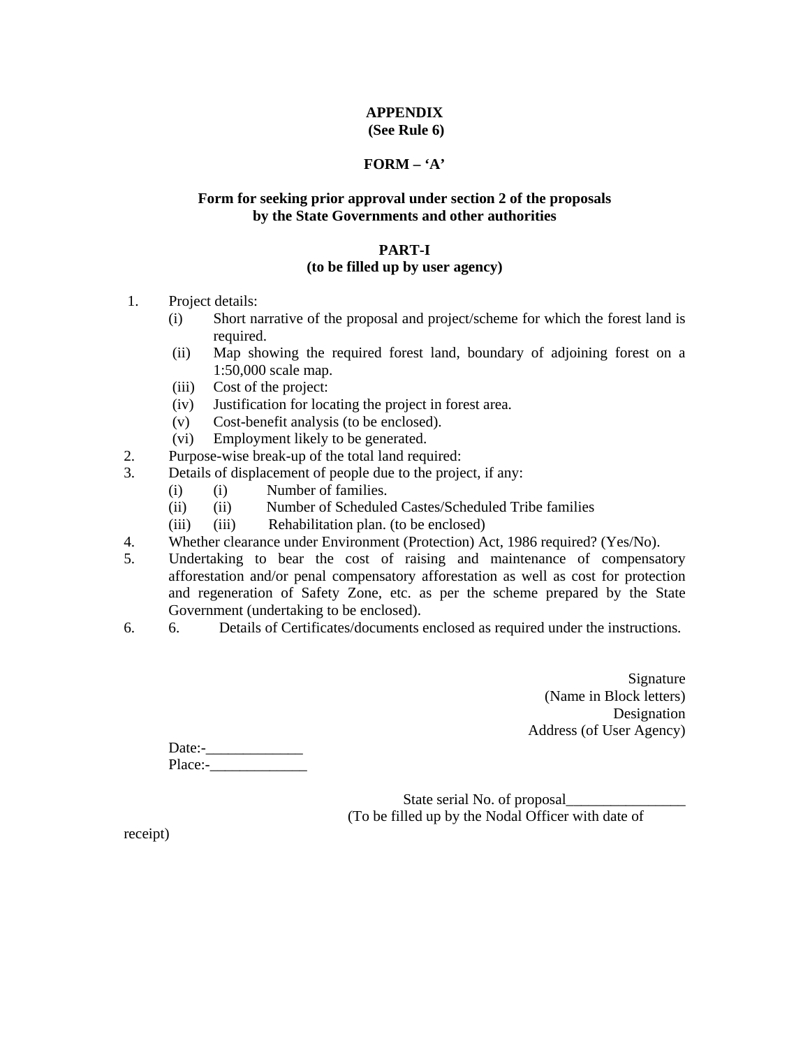**APPENDIX**
**(See Rule 6)**

**FORM – 'A'**

**Form for seeking prior approval under section 2 of the proposals by the State Governments and other authorities**

**PART-I**
**(to be filled up by user agency)**

1. Project details:
   - (i) Short narrative of the proposal and project/scheme for which the forest land is required.
   - (ii) Map showing the required forest land, boundary of adjoining forest on a 1:50,000 scale map.
   - (iii) Cost of the project:
   - (iv) Justification for locating the project in forest area.
   - (v) Cost-benefit analysis (to be enclosed).
   - (vi) Employment likely to be generated.
2. Purpose-wise break-up of the total land required:
3. Details of displacement of people due to the project, if any:
   - (i) (i) Number of families.
   - (ii) (ii) Number of Scheduled Castes/Scheduled Tribe families
   - (iii) (iii) Rehabilitation plan. (to be enclosed)
4. Whether clearance under Environment (Protection) Act, 1986 required? (Yes/No).
5. Undertaking to bear the cost of raising and maintenance of compensatory afforestation and/or penal compensatory afforestation as well as cost for protection and regeneration of Safety Zone, etc. as per the scheme prepared by the State Government (undertaking to be enclosed).
6. 6. Details of Certificates/documents enclosed as required under the instructions.

Signature
(Name in Block letters)
Designation
Address (of User Agency)

Date:-_____________
Place:-_____________

State serial No. of proposal________________
(To be filled up by the Nodal Officer with date of receipt)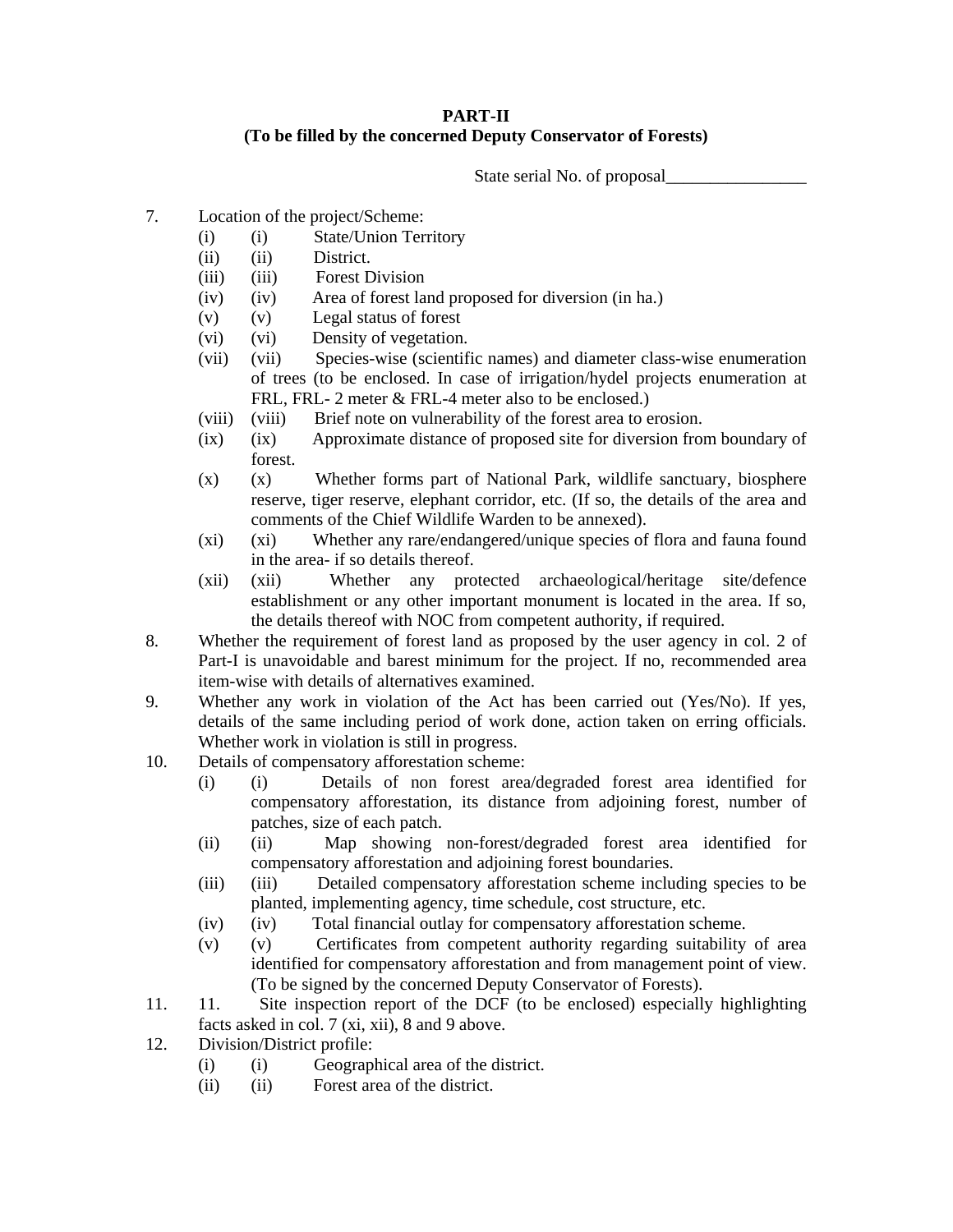**PART-II**
**(To be filled by the concerned Deputy Conservator of Forests)**

State serial No. of proposal________________

7. Location of the project/Scheme:
   - (i) (i) State/Union Territory
   - (ii) (ii) District.
   - (iii) (iii) Forest Division
   - (iv) (iv) Area of forest land proposed for diversion (in ha.)
   - (v) (v) Legal status of forest
   - (vi) (vi) Density of vegetation.
   - (vii) (vii) Species-wise (scientific names) and diameter class-wise enumeration of trees (to be enclosed. In case of irrigation/hydel projects enumeration at FRL, FRL- 2 meter & FRL-4 meter also to be enclosed.)
   - (viii) (viii) Brief note on vulnerability of the forest area to erosion.
   - (ix) (ix) Approximate distance of proposed site for diversion from boundary of forest.
   - (x) (x) Whether forms part of National Park, wildlife sanctuary, biosphere reserve, tiger reserve, elephant corridor, etc. (If so, the details of the area and comments of the Chief Wildlife Warden to be annexed).
   - (xi) (xi) Whether any rare/endangered/unique species of flora and fauna found in the area- if so details thereof.
   - (xii) (xii) Whether any protected archaeological/heritage site/defence establishment or any other important monument is located in the area. If so, the details thereof with NOC from competent authority, if required.
8. Whether the requirement of forest land as proposed by the user agency in col. 2 of Part-I is unavoidable and barest minimum for the project. If no, recommended area item-wise with details of alternatives examined.
9. Whether any work in violation of the Act has been carried out (Yes/No). If yes, details of the same including period of work done, action taken on erring officials. Whether work in violation is still in progress.
10. Details of compensatory afforestation scheme:
    - (i) (i) Details of non forest area/degraded forest area identified for compensatory afforestation, its distance from adjoining forest, number of patches, size of each patch.
    - (ii) (ii) Map showing non-forest/degraded forest area identified for compensatory afforestation and adjoining forest boundaries.
    - (iii) (iii) Detailed compensatory afforestation scheme including species to be planted, implementing agency, time schedule, cost structure, etc.
    - (iv) (iv) Total financial outlay for compensatory afforestation scheme.
    - (v) (v) Certificates from competent authority regarding suitability of area identified for compensatory afforestation and from management point of view. (To be signed by the concerned Deputy Conservator of Forests).
11. 11. Site inspection report of the DCF (to be enclosed) especially highlighting facts asked in col. 7 (xi, xii), 8 and 9 above.
12. Division/District profile:
    - (i) (i) Geographical area of the district.
    - (ii) (ii) Forest area of the district.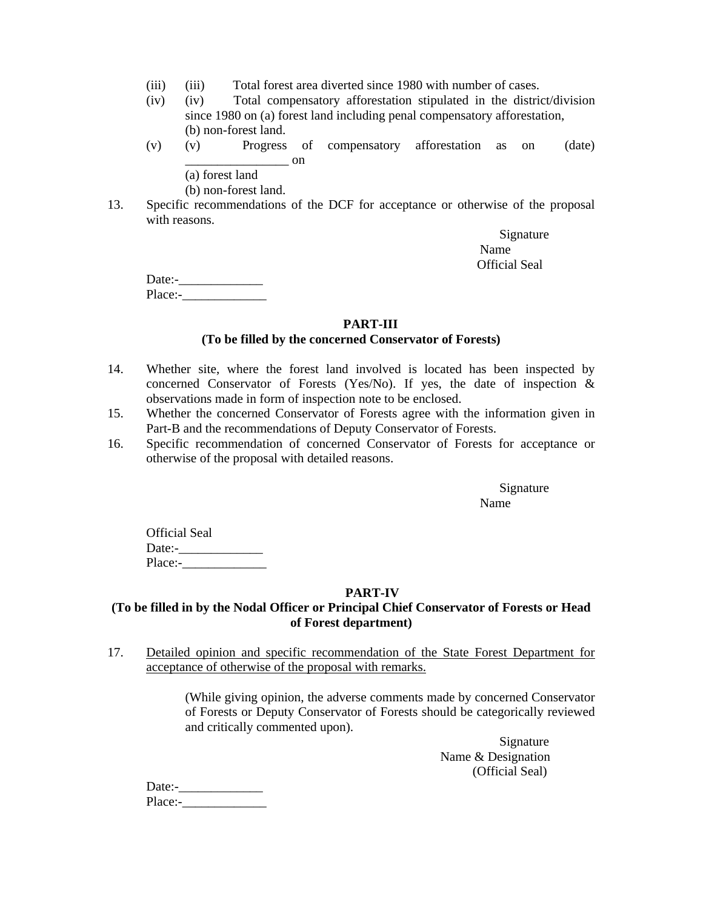(iii) (iii) Total forest area diverted since 1980 with number of cases.

(iv) (iv) Total compensatory afforestation stipulated in the district/division since 1980 on (a) forest land including penal compensatory afforestation, (b) non-forest land.

(v) (v) Progress of compensatory afforestation as on (date) ________________ on

(a) forest land

(b) non-forest land.

13. Specific recommendations of the DCF for acceptance or otherwise of the proposal with reasons.

Signature
Name
Official Seal

Date:-_____________
Place:-_____________

**PART-III**
**(To be filled by the concerned Conservator of Forests)**

14. Whether site, where the forest land involved is located has been inspected by concerned Conservator of Forests (Yes/No). If yes, the date of inspection & observations made in form of inspection note to be enclosed.

15. Whether the concerned Conservator of Forests agree with the information given in Part-B and the recommendations of Deputy Conservator of Forests.

16. Specific recommendation of concerned Conservator of Forests for acceptance or otherwise of the proposal with detailed reasons.

Signature
Name

Official Seal
Date:-_____________
Place:-_____________

**PART-IV**
**(To be filled in by the Nodal Officer or Principal Chief Conservator of Forests or Head of Forest department)**

17. Detailed opinion and specific recommendation of the State Forest Department for acceptance of otherwise of the proposal with remarks.

(While giving opinion, the adverse comments made by concerned Conservator of Forests or Deputy Conservator of Forests should be categorically reviewed and critically commented upon).

Signature
Name & Designation
(Official Seal)

Date:-_____________
Place:-_____________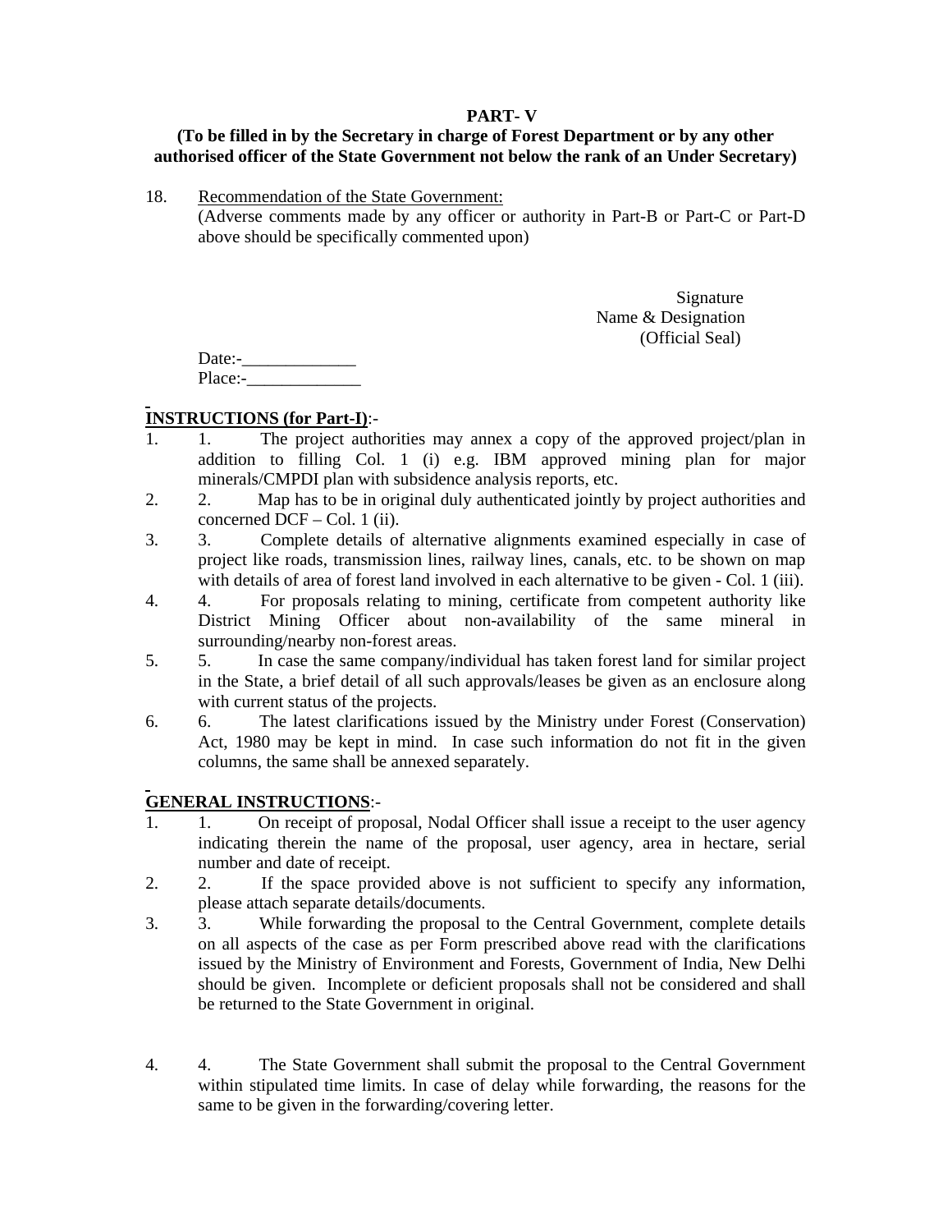**PART- V**

**(To be filled in by the Secretary in charge of Forest Department or by any other authorised officer of the State Government not below the rank of an Under Secretary)**

18. Recommendation of the State Government:
(Adverse comments made by any officer or authority in Part-B or Part-C or Part-D above should be specifically commented upon)

Signature
Name & Designation
(Official Seal)

Date:-_____________
Place:-_____________

**INSTRUCTIONS (for Part-I)**:-

1. 1. The project authorities may annex a copy of the approved project/plan in addition to filling Col. 1 (i) e.g. IBM approved mining plan for major minerals/CMPDI plan with subsidence analysis reports, etc.
2. 2. Map has to be in original duly authenticated jointly by project authorities and concerned DCF – Col. 1 (ii).
3. 3. Complete details of alternative alignments examined especially in case of project like roads, transmission lines, railway lines, canals, etc. to be shown on map with details of area of forest land involved in each alternative to be given - Col. 1 (iii).
4. 4. For proposals relating to mining, certificate from competent authority like District Mining Officer about non-availability of the same mineral in surrounding/nearby non-forest areas.
5. 5. In case the same company/individual has taken forest land for similar project in the State, a brief detail of all such approvals/leases be given as an enclosure along with current status of the projects.
6. 6. The latest clarifications issued by the Ministry under Forest (Conservation) Act, 1980 may be kept in mind. In case such information do not fit in the given columns, the same shall be annexed separately.

**GENERAL INSTRUCTIONS**:-

1. 1. On receipt of proposal, Nodal Officer shall issue a receipt to the user agency indicating therein the name of the proposal, user agency, area in hectare, serial number and date of receipt.
2. 2. If the space provided above is not sufficient to specify any information, please attach separate details/documents.
3. 3. While forwarding the proposal to the Central Government, complete details on all aspects of the case as per Form prescribed above read with the clarifications issued by the Ministry of Environment and Forests, Government of India, New Delhi should be given. Incomplete or deficient proposals shall not be considered and shall be returned to the State Government in original.
4. 4. The State Government shall submit the proposal to the Central Government within stipulated time limits. In case of delay while forwarding, the reasons for the same to be given in the forwarding/covering letter.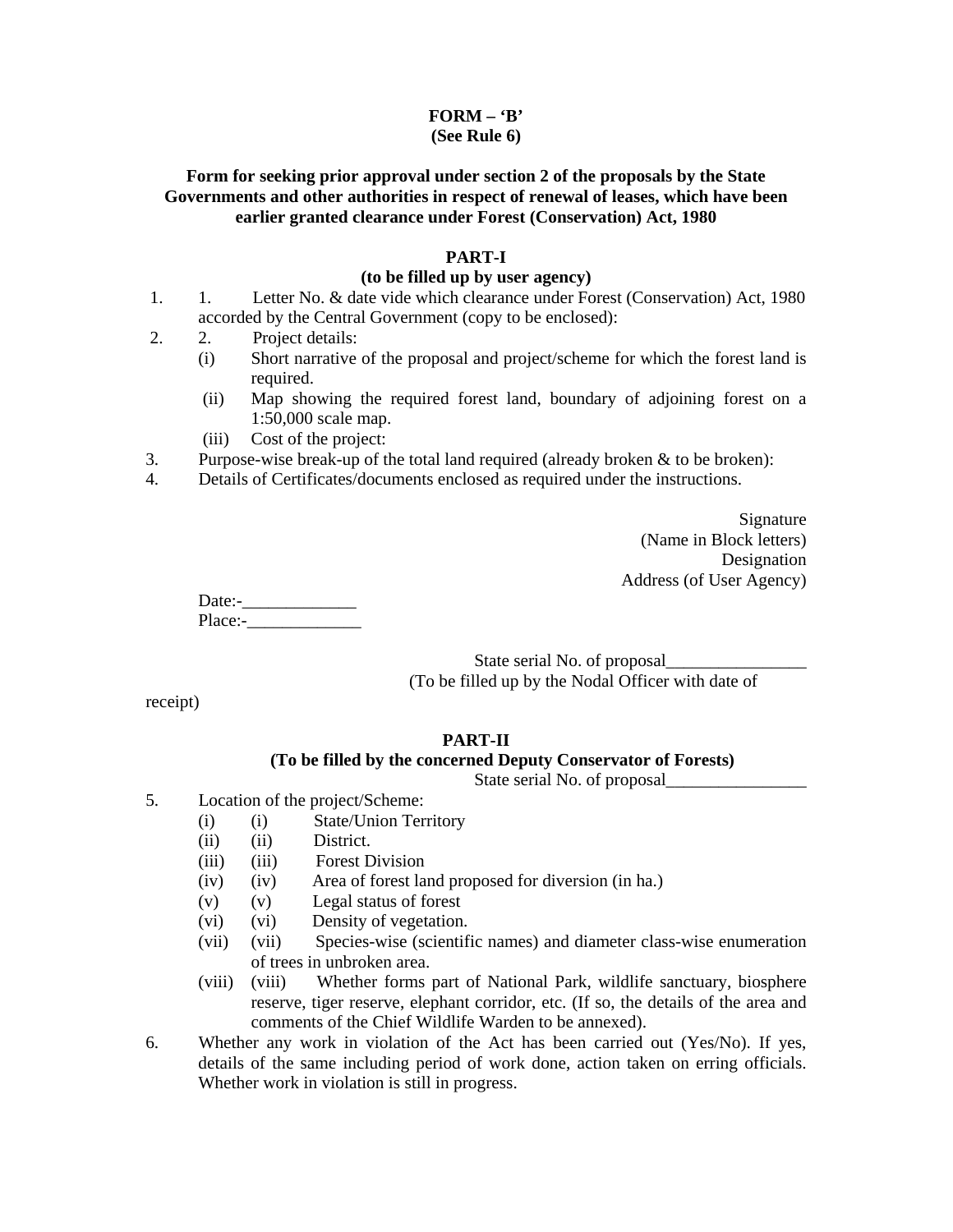**FORM – 'B'**
**(See Rule 6)**

**Form for seeking prior approval under section 2 of the proposals by the State Governments and other authorities in respect of renewal of leases, which have been earlier granted clearance under Forest (Conservation) Act, 1980**

**PART-I**
**(to be filled up by user agency)**

1. 1. Letter No. & date vide which clearance under Forest (Conservation) Act, 1980 accorded by the Central Government (copy to be enclosed):
2. 2. Project details:
   - (i) Short narrative of the proposal and project/scheme for which the forest land is required.
   - (ii) Map showing the required forest land, boundary of adjoining forest on a 1:50,000 scale map.
   - (iii) Cost of the project:
3. Purpose-wise break-up of the total land required (already broken & to be broken):
4. Details of Certificates/documents enclosed as required under the instructions.

Signature
(Name in Block letters)
Designation
Address (of User Agency)

Date:-_____________
Place:-_____________

State serial No. of proposal________________
(To be filled up by the Nodal Officer with date of receipt)

**PART-II**
**(To be filled by the concerned Deputy Conservator of Forests)**

State serial No. of proposal________________

5. Location of the project/Scheme:
   - (i) (i) State/Union Territory
   - (ii) (ii) District.
   - (iii) (iii) Forest Division
   - (iv) (iv) Area of forest land proposed for diversion (in ha.)
   - (v) (v) Legal status of forest
   - (vi) (vi) Density of vegetation.
   - (vii) (vii) Species-wise (scientific names) and diameter class-wise enumeration of trees in unbroken area.
   - (viii) (viii) Whether forms part of National Park, wildlife sanctuary, biosphere reserve, tiger reserve, elephant corridor, etc. (If so, the details of the area and comments of the Chief Wildlife Warden to be annexed).
6. Whether any work in violation of the Act has been carried out (Yes/No). If yes, details of the same including period of work done, action taken on erring officials. Whether work in violation is still in progress.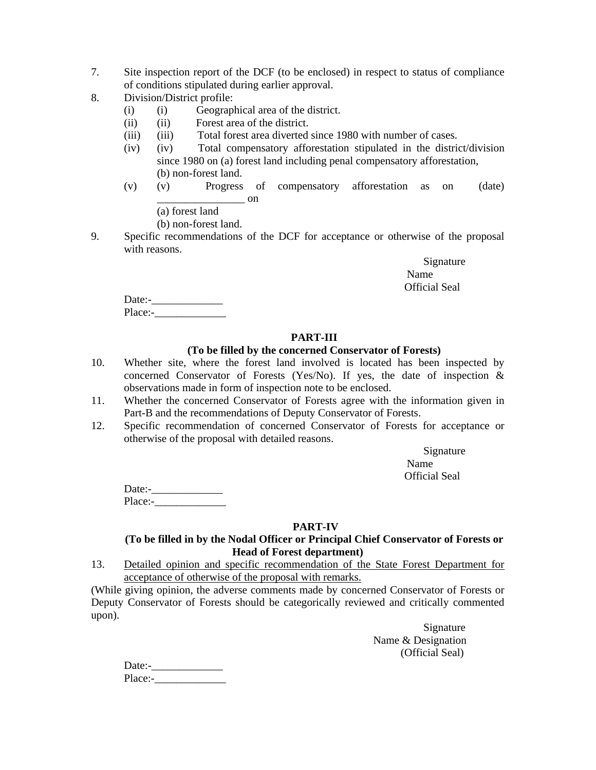7. Site inspection report of the DCF (to be enclosed) in respect to status of compliance of conditions stipulated during earlier approval.
8. Division/District profile:
   - (i) (i) Geographical area of the district.
   - (ii) (ii) Forest area of the district.
   - (iii) (iii) Total forest area diverted since 1980 with number of cases.
   - (iv) (iv) Total compensatory afforestation stipulated in the district/division since 1980 on (a) forest land including penal compensatory afforestation, (b) non-forest land.
   - (v) (v) Progress of compensatory afforestation as on (date) ________________ on
     - (a) forest land
     - (b) non-forest land.
9. Specific recommendations of the DCF for acceptance or otherwise of the proposal with reasons.

Signature
Name
Official Seal

Date:-_____________
Place:-_____________

**PART-III**

**(To be filled by the concerned Conservator of Forests)**

10. Whether site, where the forest land involved is located has been inspected by concerned Conservator of Forests (Yes/No). If yes, the date of inspection & observations made in form of inspection note to be enclosed.
11. Whether the concerned Conservator of Forests agree with the information given in Part-B and the recommendations of Deputy Conservator of Forests.
12. Specific recommendation of concerned Conservator of Forests for acceptance or otherwise of the proposal with detailed reasons.

Signature
Name
Official Seal

Date:-_____________
Place:-_____________

**PART-IV**

**(To be filled in by the Nodal Officer or Principal Chief Conservator of Forests or Head of Forest department)**

13. <u>Detailed opinion and specific recommendation of the State Forest Department for acceptance of otherwise of the proposal with remarks.</u>

(While giving opinion, the adverse comments made by concerned Conservator of Forests or Deputy Conservator of Forests should be categorically reviewed and critically commented upon).

Signature
Name & Designation
(Official Seal)

Date:-_____________
Place:-_____________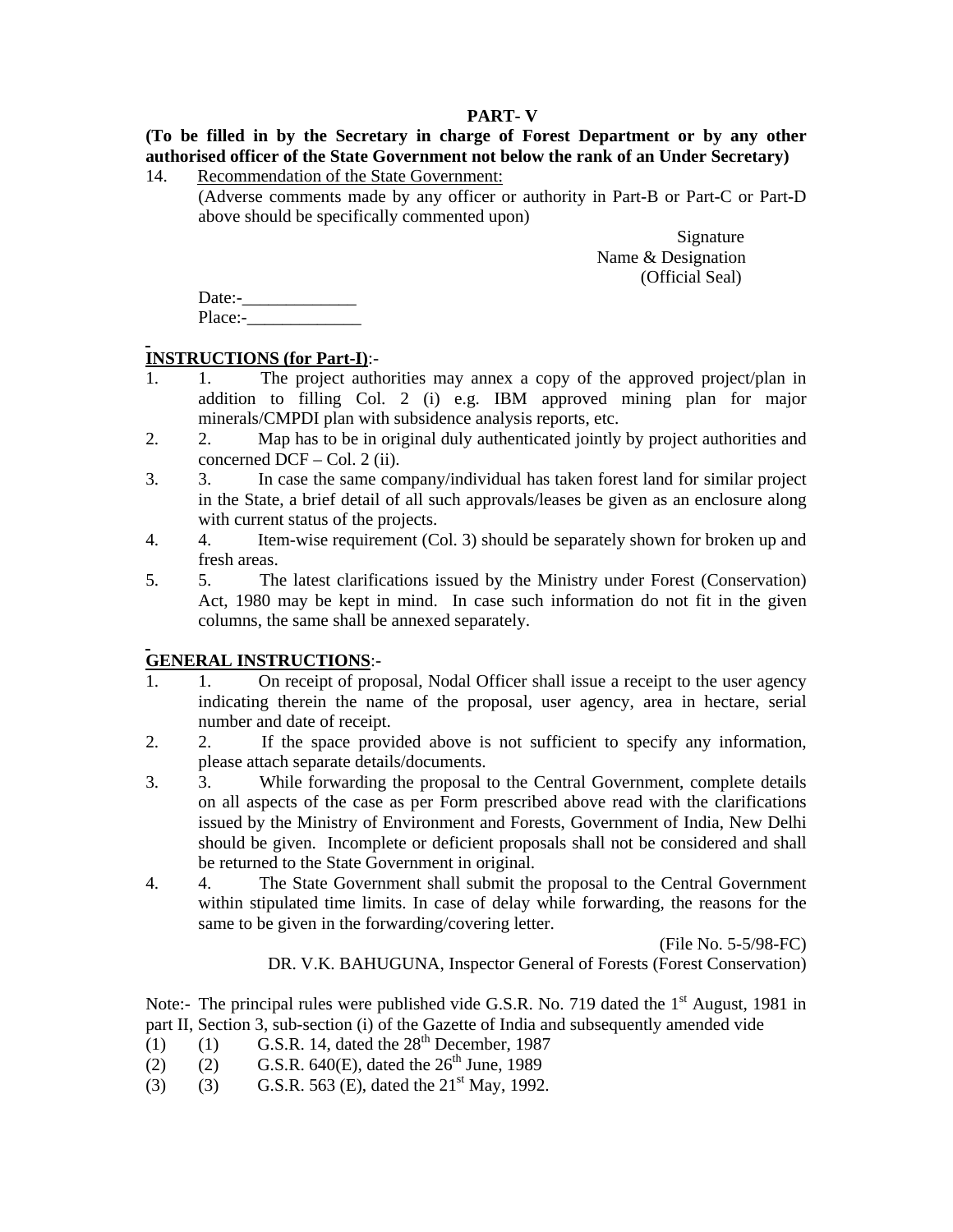## PART- V

**(To be filled in by the Secretary in charge of Forest Department or by any other authorised officer of the State Government not below the rank of an Under Secretary)**

14. Recommendation of the State Government:

(Adverse comments made by any officer or authority in Part-B or Part-C or Part-D above should be specifically commented upon)

Signature
Name & Designation
(Official Seal)

Date:-_____________
Place:-_____________

**INSTRUCTIONS (for Part-I)**:-

1. 1. The project authorities may annex a copy of the approved project/plan in addition to filling Col. 2 (i) e.g. IBM approved mining plan for major minerals/CMPDI plan with subsidence analysis reports, etc.
2. 2. Map has to be in original duly authenticated jointly by project authorities and concerned DCF – Col. 2 (ii).
3. 3. In case the same company/individual has taken forest land for similar project in the State, a brief detail of all such approvals/leases be given as an enclosure along with current status of the projects.
4. 4. Item-wise requirement (Col. 3) should be separately shown for broken up and fresh areas.
5. 5. The latest clarifications issued by the Ministry under Forest (Conservation) Act, 1980 may be kept in mind. In case such information do not fit in the given columns, the same shall be annexed separately.

**GENERAL INSTRUCTIONS**:-

1. 1. On receipt of proposal, Nodal Officer shall issue a receipt to the user agency indicating therein the name of the proposal, user agency, area in hectare, serial number and date of receipt.
2. 2. If the space provided above is not sufficient to specify any information, please attach separate details/documents.
3. 3. While forwarding the proposal to the Central Government, complete details on all aspects of the case as per Form prescribed above read with the clarifications issued by the Ministry of Environment and Forests, Government of India, New Delhi should be given. Incomplete or deficient proposals shall not be considered and shall be returned to the State Government in original.
4. 4. The State Government shall submit the proposal to the Central Government within stipulated time limits. In case of delay while forwarding, the reasons for the same to be given in the forwarding/covering letter.

(File No. 5-5/98-FC)
DR. V.K. BAHUGUNA, Inspector General of Forests (Forest Conservation)

Note:- The principal rules were published vide G.S.R. No. 719 dated the 1st August, 1981 in part II, Section 3, sub-section (i) of the Gazette of India and subsequently amended vide

(1) (1) G.S.R. 14, dated the 28th December, 1987
(2) (2) G.S.R. 640(E), dated the 26th June, 1989
(3) (3) G.S.R. 563 (E), dated the 21st May, 1992.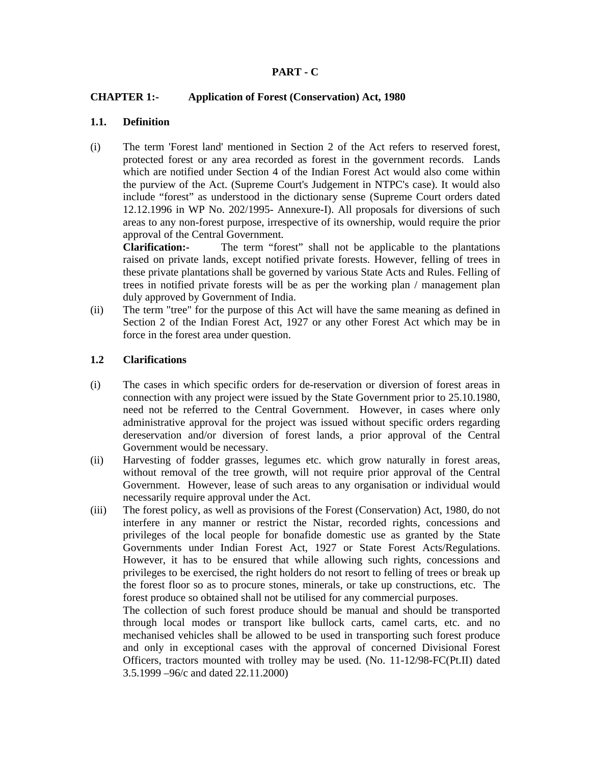# PART - C

## CHAPTER 1:- Application of Forest (Conservation) Act, 1980

### 1.1. Definition

(i) The term 'Forest land' mentioned in Section 2 of the Act refers to reserved forest, protected forest or any area recorded as forest in the government records. Lands which are notified under Section 4 of the Indian Forest Act would also come within the purview of the Act. (Supreme Court's Judgement in NTPC's case). It would also include "forest" as understood in the dictionary sense (Supreme Court orders dated 12.12.1996 in WP No. 202/1995- Annexure-I). All proposals for diversions of such areas to any non-forest purpose, irrespective of its ownership, would require the prior approval of the Central Government.

**Clarification:-** The term "forest" shall not be applicable to the plantations raised on private lands, except notified private forests. However, felling of trees in these private plantations shall be governed by various State Acts and Rules. Felling of trees in notified private forests will be as per the working plan / management plan duly approved by Government of India.

(ii) The term "tree" for the purpose of this Act will have the same meaning as defined in Section 2 of the Indian Forest Act, 1927 or any other Forest Act which may be in force in the forest area under question.

### 1.2 Clarifications

(i) The cases in which specific orders for de-reservation or diversion of forest areas in connection with any project were issued by the State Government prior to 25.10.1980, need not be referred to the Central Government. However, in cases where only administrative approval for the project was issued without specific orders regarding dereservation and/or diversion of forest lands, a prior approval of the Central Government would be necessary.

(ii) Harvesting of fodder grasses, legumes etc. which grow naturally in forest areas, without removal of the tree growth, will not require prior approval of the Central Government. However, lease of such areas to any organisation or individual would necessarily require approval under the Act.

(iii) The forest policy, as well as provisions of the Forest (Conservation) Act, 1980, do not interfere in any manner or restrict the Nistar, recorded rights, concessions and privileges of the local people for bonafide domestic use as granted by the State Governments under Indian Forest Act, 1927 or State Forest Acts/Regulations. However, it has to be ensured that while allowing such rights, concessions and privileges to be exercised, the right holders do not resort to felling of trees or break up the forest floor so as to procure stones, minerals, or take up constructions, etc. The forest produce so obtained shall not be utilised for any commercial purposes.

The collection of such forest produce should be manual and should be transported through local modes or transport like bullock carts, camel carts, etc. and no mechanised vehicles shall be allowed to be used in transporting such forest produce and only in exceptional cases with the approval of concerned Divisional Forest Officers, tractors mounted with trolley may be used. (No. 11-12/98-FC(Pt.II) dated 3.5.1999 –96/c and dated 22.11.2000)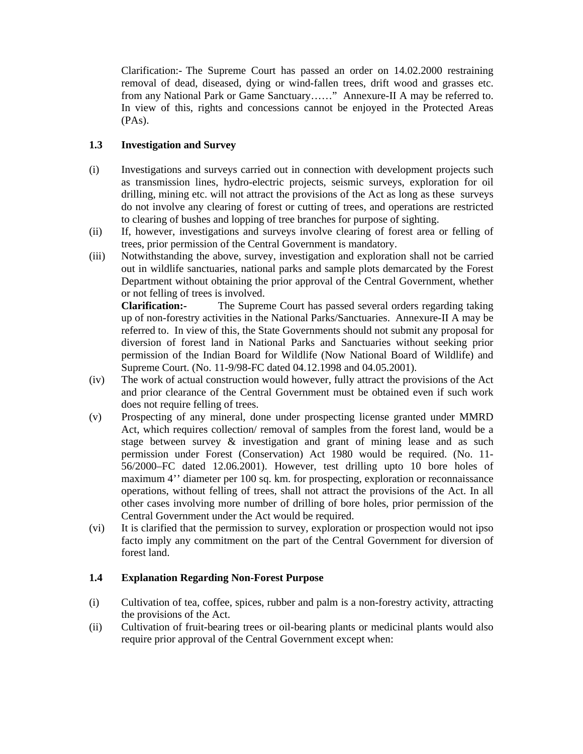Clarification:- The Supreme Court has passed an order on 14.02.2000 restraining removal of dead, diseased, dying or wind-fallen trees, drift wood and grasses etc. from any National Park or Game Sanctuary……" Annexure-II A may be referred to. In view of this, rights and concessions cannot be enjoyed in the Protected Areas (PAs).

### 1.3 Investigation and Survey

(i) Investigations and surveys carried out in connection with development projects such as transmission lines, hydro-electric projects, seismic surveys, exploration for oil drilling, mining etc. will not attract the provisions of the Act as long as these surveys do not involve any clearing of forest or cutting of trees, and operations are restricted to clearing of bushes and lopping of tree branches for purpose of sighting.

(ii) If, however, investigations and surveys involve clearing of forest area or felling of trees, prior permission of the Central Government is mandatory.

(iii) Notwithstanding the above, survey, investigation and exploration shall not be carried out in wildlife sanctuaries, national parks and sample plots demarcated by the Forest Department without obtaining the prior approval of the Central Government, whether or not felling of trees is involved.

**Clarification:-** The Supreme Court has passed several orders regarding taking up of non-forestry activities in the National Parks/Sanctuaries. Annexure-II A may be referred to. In view of this, the State Governments should not submit any proposal for diversion of forest land in National Parks and Sanctuaries without seeking prior permission of the Indian Board for Wildlife (Now National Board of Wildlife) and Supreme Court. (No. 11-9/98-FC dated 04.12.1998 and 04.05.2001).

(iv) The work of actual construction would however, fully attract the provisions of the Act and prior clearance of the Central Government must be obtained even if such work does not require felling of trees.

(v) Prospecting of any mineral, done under prospecting license granted under MMRD Act, which requires collection/ removal of samples from the forest land, would be a stage between survey & investigation and grant of mining lease and as such permission under Forest (Conservation) Act 1980 would be required. (No. 11-56/2000–FC dated 12.06.2001). However, test drilling upto 10 bore holes of maximum 4'' diameter per 100 sq. km. for prospecting, exploration or reconnaissance operations, without felling of trees, shall not attract the provisions of the Act. In all other cases involving more number of drilling of bore holes, prior permission of the Central Government under the Act would be required.

(vi) It is clarified that the permission to survey, exploration or prospection would not ipso facto imply any commitment on the part of the Central Government for diversion of forest land.

### 1.4 Explanation Regarding Non-Forest Purpose

(i) Cultivation of tea, coffee, spices, rubber and palm is a non-forestry activity, attracting the provisions of the Act.

(ii) Cultivation of fruit-bearing trees or oil-bearing plants or medicinal plants would also require prior approval of the Central Government except when: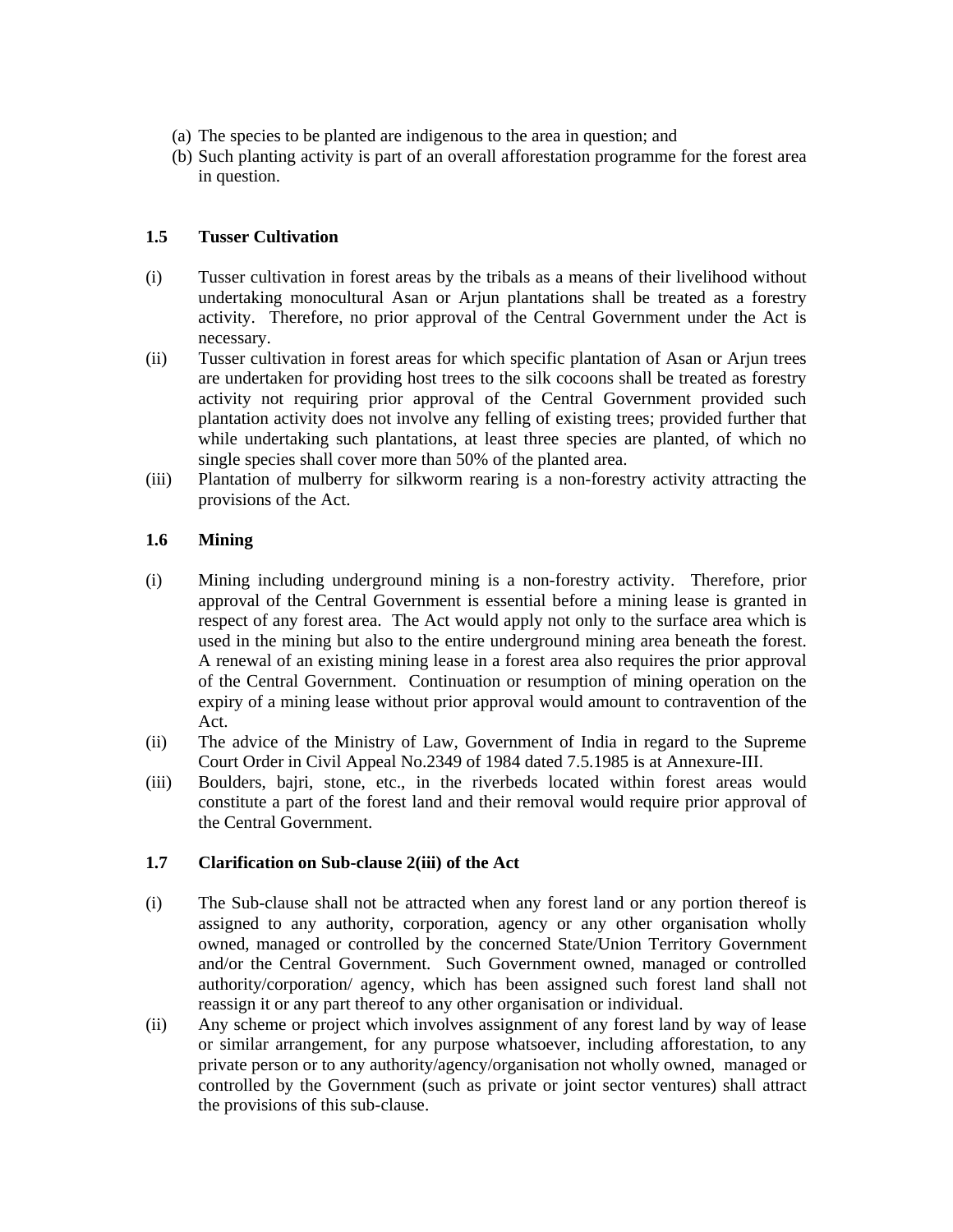(a) The species to be planted are indigenous to the area in question; and
(b) Such planting activity is part of an overall afforestation programme for the forest area in question.

### 1.5 Tusser Cultivation

(i) Tusser cultivation in forest areas by the tribals as a means of their livelihood without undertaking monocultural Asan or Arjun plantations shall be treated as a forestry activity. Therefore, no prior approval of the Central Government under the Act is necessary.

(ii) Tusser cultivation in forest areas for which specific plantation of Asan or Arjun trees are undertaken for providing host trees to the silk cocoons shall be treated as forestry activity not requiring prior approval of the Central Government provided such plantation activity does not involve any felling of existing trees; provided further that while undertaking such plantations, at least three species are planted, of which no single species shall cover more than 50% of the planted area.

(iii) Plantation of mulberry for silkworm rearing is a non-forestry activity attracting the provisions of the Act.

### 1.6 Mining

(i) Mining including underground mining is a non-forestry activity. Therefore, prior approval of the Central Government is essential before a mining lease is granted in respect of any forest area. The Act would apply not only to the surface area which is used in the mining but also to the entire underground mining area beneath the forest. A renewal of an existing mining lease in a forest area also requires the prior approval of the Central Government. Continuation or resumption of mining operation on the expiry of a mining lease without prior approval would amount to contravention of the Act.

(ii) The advice of the Ministry of Law, Government of India in regard to the Supreme Court Order in Civil Appeal No.2349 of 1984 dated 7.5.1985 is at Annexure-III.

(iii) Boulders, bajri, stone, etc., in the riverbeds located within forest areas would constitute a part of the forest land and their removal would require prior approval of the Central Government.

### 1.7 Clarification on Sub-clause 2(iii) of the Act

(i) The Sub-clause shall not be attracted when any forest land or any portion thereof is assigned to any authority, corporation, agency or any other organisation wholly owned, managed or controlled by the concerned State/Union Territory Government and/or the Central Government. Such Government owned, managed or controlled authority/corporation/ agency, which has been assigned such forest land shall not reassign it or any part thereof to any other organisation or individual.

(ii) Any scheme or project which involves assignment of any forest land by way of lease or similar arrangement, for any purpose whatsoever, including afforestation, to any private person or to any authority/agency/organisation not wholly owned, managed or controlled by the Government (such as private or joint sector ventures) shall attract the provisions of this sub-clause.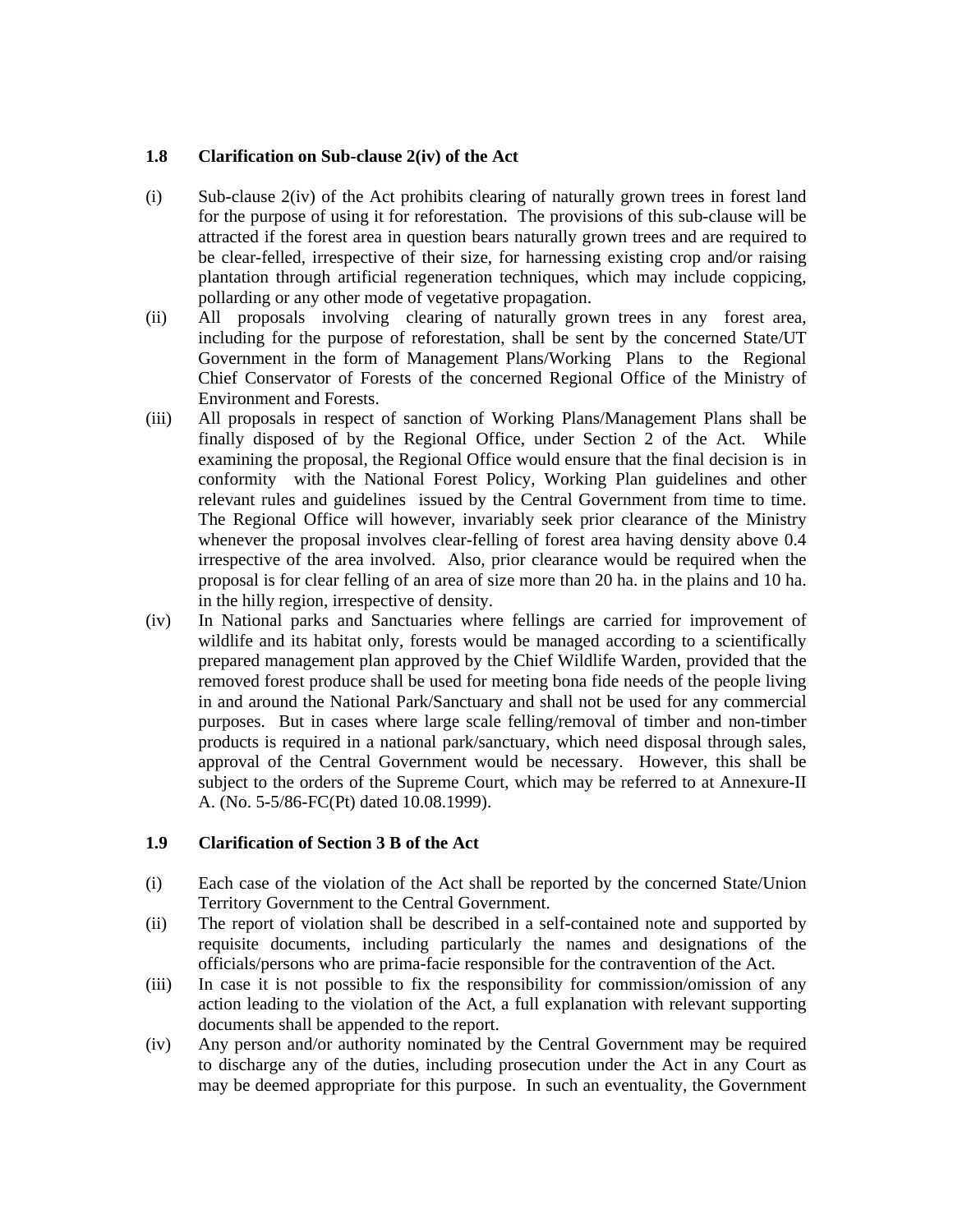### 1.8 Clarification on Sub-clause 2(iv) of the Act

(i) Sub-clause 2(iv) of the Act prohibits clearing of naturally grown trees in forest land for the purpose of using it for reforestation. The provisions of this sub-clause will be attracted if the forest area in question bears naturally grown trees and are required to be clear-felled, irrespective of their size, for harnessing existing crop and/or raising plantation through artificial regeneration techniques, which may include coppicing, pollarding or any other mode of vegetative propagation.

(ii) All proposals involving clearing of naturally grown trees in any forest area, including for the purpose of reforestation, shall be sent by the concerned State/UT Government in the form of Management Plans/Working Plans to the Regional Chief Conservator of Forests of the concerned Regional Office of the Ministry of Environment and Forests.

(iii) All proposals in respect of sanction of Working Plans/Management Plans shall be finally disposed of by the Regional Office, under Section 2 of the Act. While examining the proposal, the Regional Office would ensure that the final decision is in conformity with the National Forest Policy, Working Plan guidelines and other relevant rules and guidelines issued by the Central Government from time to time. The Regional Office will however, invariably seek prior clearance of the Ministry whenever the proposal involves clear-felling of forest area having density above 0.4 irrespective of the area involved. Also, prior clearance would be required when the proposal is for clear felling of an area of size more than 20 ha. in the plains and 10 ha. in the hilly region, irrespective of density.

(iv) In National parks and Sanctuaries where fellings are carried for improvement of wildlife and its habitat only, forests would be managed according to a scientifically prepared management plan approved by the Chief Wildlife Warden, provided that the removed forest produce shall be used for meeting bona fide needs of the people living in and around the National Park/Sanctuary and shall not be used for any commercial purposes. But in cases where large scale felling/removal of timber and non-timber products is required in a national park/sanctuary, which need disposal through sales, approval of the Central Government would be necessary. However, this shall be subject to the orders of the Supreme Court, which may be referred to at Annexure-II A. (No. 5-5/86-FC(Pt) dated 10.08.1999).

### 1.9 Clarification of Section 3 B of the Act

(i) Each case of the violation of the Act shall be reported by the concerned State/Union Territory Government to the Central Government.

(ii) The report of violation shall be described in a self-contained note and supported by requisite documents, including particularly the names and designations of the officials/persons who are prima-facie responsible for the contravention of the Act.

(iii) In case it is not possible to fix the responsibility for commission/omission of any action leading to the violation of the Act, a full explanation with relevant supporting documents shall be appended to the report.

(iv) Any person and/or authority nominated by the Central Government may be required to discharge any of the duties, including prosecution under the Act in any Court as may be deemed appropriate for this purpose. In such an eventuality, the Government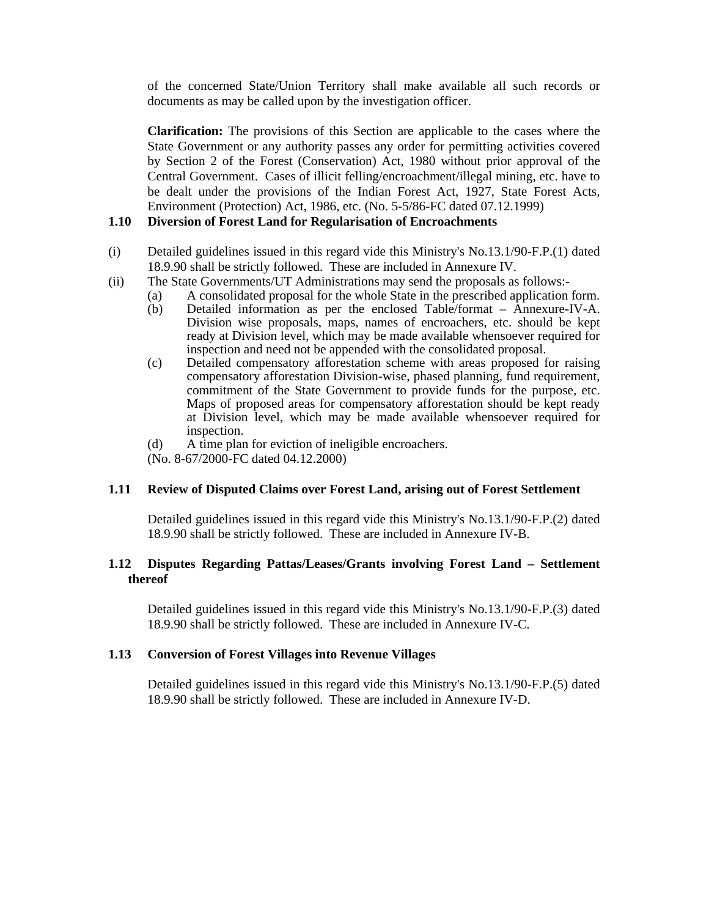of the concerned State/Union Territory shall make available all such records or documents as may be called upon by the investigation officer.

**Clarification:** The provisions of this Section are applicable to the cases where the State Government or any authority passes any order for permitting activities covered by Section 2 of the Forest (Conservation) Act, 1980 without prior approval of the Central Government. Cases of illicit felling/encroachment/illegal mining, etc. have to be dealt under the provisions of the Indian Forest Act, 1927, State Forest Acts, Environment (Protection) Act, 1986, etc. (No. 5-5/86-FC dated 07.12.1999)

### 1.10 Diversion of Forest Land for Regularisation of Encroachments

(i) Detailed guidelines issued in this regard vide this Ministry's No.13.1/90-F.P.(1) dated 18.9.90 shall be strictly followed. These are included in Annexure IV.

(ii) The State Governments/UT Administrations may send the proposals as follows:-

   (a) A consolidated proposal for the whole State in the prescribed application form.

   (b) Detailed information as per the enclosed Table/format – Annexure-IV-A. Division wise proposals, maps, names of encroachers, etc. should be kept ready at Division level, which may be made available whensoever required for inspection and need not be appended with the consolidated proposal.

   (c) Detailed compensatory afforestation scheme with areas proposed for raising compensatory afforestation Division-wise, phased planning, fund requirement, commitment of the State Government to provide funds for the purpose, etc. Maps of proposed areas for compensatory afforestation should be kept ready at Division level, which may be made available whensoever required for inspection.

   (d) A time plan for eviction of ineligible encroachers.

   (No. 8-67/2000-FC dated 04.12.2000)

### 1.11 Review of Disputed Claims over Forest Land, arising out of Forest Settlement

Detailed guidelines issued in this regard vide this Ministry's No.13.1/90-F.P.(2) dated 18.9.90 shall be strictly followed. These are included in Annexure IV-B.

### 1.12 Disputes Regarding Pattas/Leases/Grants involving Forest Land – Settlement thereof

Detailed guidelines issued in this regard vide this Ministry's No.13.1/90-F.P.(3) dated 18.9.90 shall be strictly followed. These are included in Annexure IV-C.

### 1.13 Conversion of Forest Villages into Revenue Villages

Detailed guidelines issued in this regard vide this Ministry's No.13.1/90-F.P.(5) dated 18.9.90 shall be strictly followed. These are included in Annexure IV-D.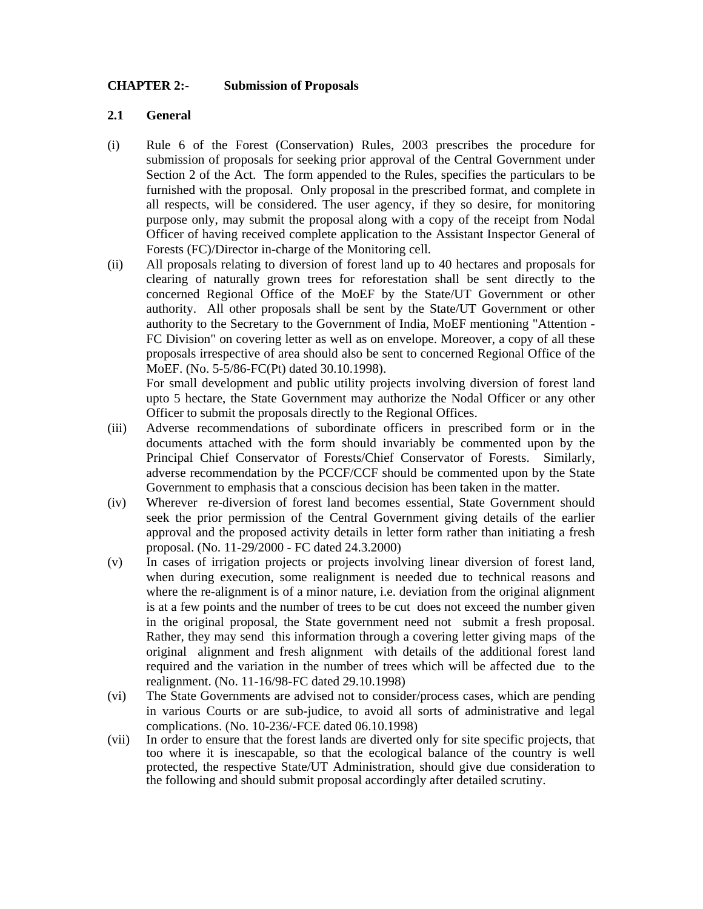## CHAPTER 2:- Submission of Proposals

### 2.1 General

(i) Rule 6 of the Forest (Conservation) Rules, 2003 prescribes the procedure for submission of proposals for seeking prior approval of the Central Government under Section 2 of the Act. The form appended to the Rules, specifies the particulars to be furnished with the proposal. Only proposal in the prescribed format, and complete in all respects, will be considered. The user agency, if they so desire, for monitoring purpose only, may submit the proposal along with a copy of the receipt from Nodal Officer of having received complete application to the Assistant Inspector General of Forests (FC)/Director in-charge of the Monitoring cell.

(ii) All proposals relating to diversion of forest land up to 40 hectares and proposals for clearing of naturally grown trees for reforestation shall be sent directly to the concerned Regional Office of the MoEF by the State/UT Government or other authority. All other proposals shall be sent by the State/UT Government or other authority to the Secretary to the Government of India, MoEF mentioning "Attention - FC Division" on covering letter as well as on envelope. Moreover, a copy of all these proposals irrespective of area should also be sent to concerned Regional Office of the MoEF. (No. 5-5/86-FC(Pt) dated 30.10.1998).

For small development and public utility projects involving diversion of forest land upto 5 hectare, the State Government may authorize the Nodal Officer or any other Officer to submit the proposals directly to the Regional Offices.

(iii) Adverse recommendations of subordinate officers in prescribed form or in the documents attached with the form should invariably be commented upon by the Principal Chief Conservator of Forests/Chief Conservator of Forests. Similarly, adverse recommendation by the PCCF/CCF should be commented upon by the State Government to emphasis that a conscious decision has been taken in the matter.

(iv) Wherever re-diversion of forest land becomes essential, State Government should seek the prior permission of the Central Government giving details of the earlier approval and the proposed activity details in letter form rather than initiating a fresh proposal. (No. 11-29/2000 - FC dated 24.3.2000)

(v) In cases of irrigation projects or projects involving linear diversion of forest land, when during execution, some realignment is needed due to technical reasons and where the re-alignment is of a minor nature, i.e. deviation from the original alignment is at a few points and the number of trees to be cut does not exceed the number given in the original proposal, the State government need not submit a fresh proposal. Rather, they may send this information through a covering letter giving maps of the original alignment and fresh alignment with details of the additional forest land required and the variation in the number of trees which will be affected due to the realignment. (No. 11-16/98-FC dated 29.10.1998)

(vi) The State Governments are advised not to consider/process cases, which are pending in various Courts or are sub-judice, to avoid all sorts of administrative and legal complications. (No. 10-236/-FCE dated 06.10.1998)

(vii) In order to ensure that the forest lands are diverted only for site specific projects, that too where it is inescapable, so that the ecological balance of the country is well protected, the respective State/UT Administration, should give due consideration to the following and should submit proposal accordingly after detailed scrutiny.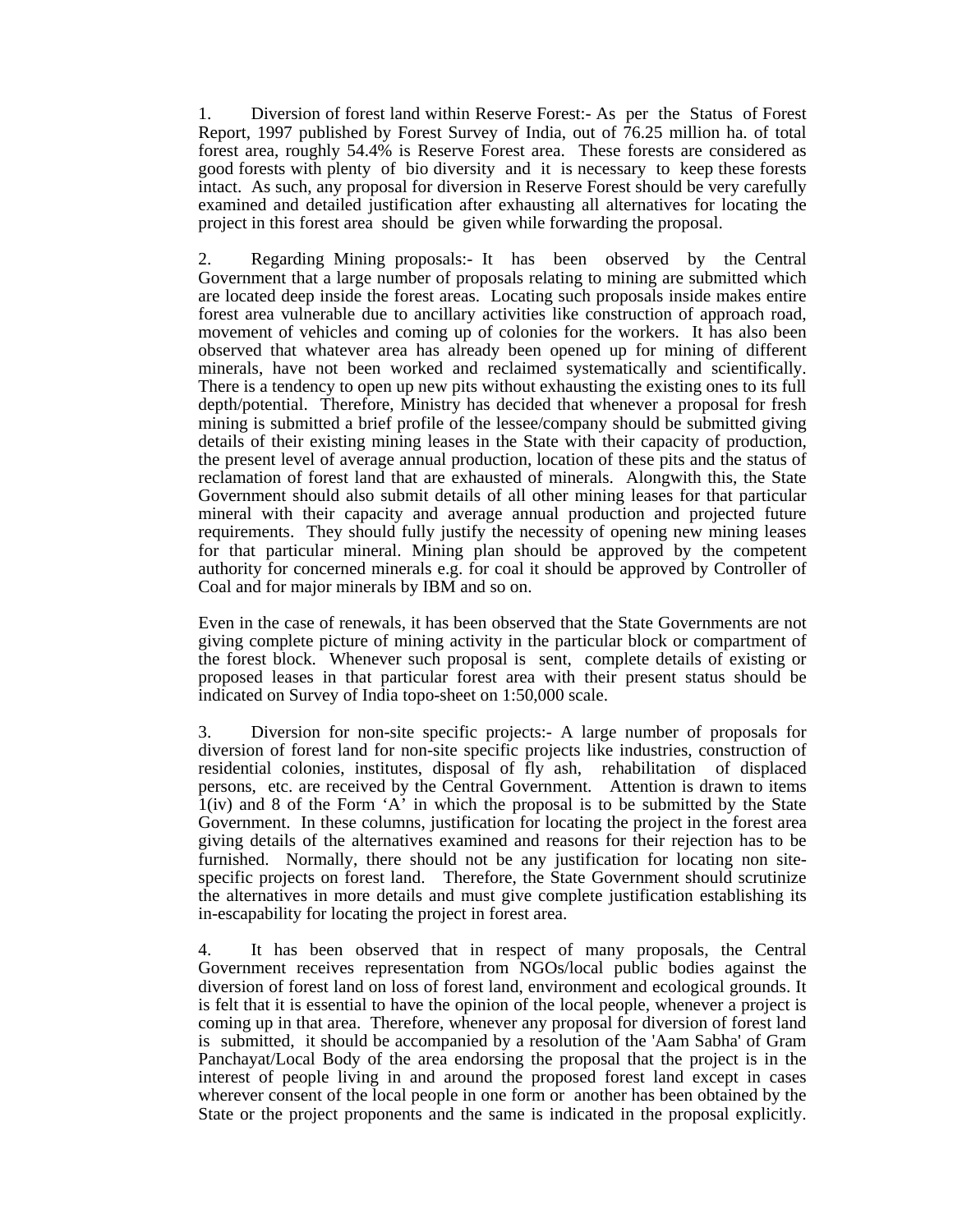1. Diversion of forest land within Reserve Forest:- As per the Status of Forest Report, 1997 published by Forest Survey of India, out of 76.25 million ha. of total forest area, roughly 54.4% is Reserve Forest area. These forests are considered as good forests with plenty of bio diversity and it is necessary to keep these forests intact. As such, any proposal for diversion in Reserve Forest should be very carefully examined and detailed justification after exhausting all alternatives for locating the project in this forest area should be given while forwarding the proposal.

2. Regarding Mining proposals:- It has been observed by the Central Government that a large number of proposals relating to mining are submitted which are located deep inside the forest areas. Locating such proposals inside makes entire forest area vulnerable due to ancillary activities like construction of approach road, movement of vehicles and coming up of colonies for the workers. It has also been observed that whatever area has already been opened up for mining of different minerals, have not been worked and reclaimed systematically and scientifically. There is a tendency to open up new pits without exhausting the existing ones to its full depth/potential. Therefore, Ministry has decided that whenever a proposal for fresh mining is submitted a brief profile of the lessee/company should be submitted giving details of their existing mining leases in the State with their capacity of production, the present level of average annual production, location of these pits and the status of reclamation of forest land that are exhausted of minerals. Alongwith this, the State Government should also submit details of all other mining leases for that particular mineral with their capacity and average annual production and projected future requirements. They should fully justify the necessity of opening new mining leases for that particular mineral. Mining plan should be approved by the competent authority for concerned minerals e.g. for coal it should be approved by Controller of Coal and for major minerals by IBM and so on.

Even in the case of renewals, it has been observed that the State Governments are not giving complete picture of mining activity in the particular block or compartment of the forest block. Whenever such proposal is sent, complete details of existing or proposed leases in that particular forest area with their present status should be indicated on Survey of India topo-sheet on 1:50,000 scale.

3. Diversion for non-site specific projects:- A large number of proposals for diversion of forest land for non-site specific projects like industries, construction of residential colonies, institutes, disposal of fly ash, rehabilitation of displaced persons, etc. are received by the Central Government. Attention is drawn to items 1(iv) and 8 of the Form 'A' in which the proposal is to be submitted by the State Government. In these columns, justification for locating the project in the forest area giving details of the alternatives examined and reasons for their rejection has to be furnished. Normally, there should not be any justification for locating non site-specific projects on forest land. Therefore, the State Government should scrutinize the alternatives in more details and must give complete justification establishing its in-escapability for locating the project in forest area.

4. It has been observed that in respect of many proposals, the Central Government receives representation from NGOs/local public bodies against the diversion of forest land on loss of forest land, environment and ecological grounds. It is felt that it is essential to have the opinion of the local people, whenever a project is coming up in that area. Therefore, whenever any proposal for diversion of forest land is submitted, it should be accompanied by a resolution of the 'Aam Sabha' of Gram Panchayat/Local Body of the area endorsing the proposal that the project is in the interest of people living in and around the proposed forest land except in cases wherever consent of the local people in one form or another has been obtained by the State or the project proponents and the same is indicated in the proposal explicitly.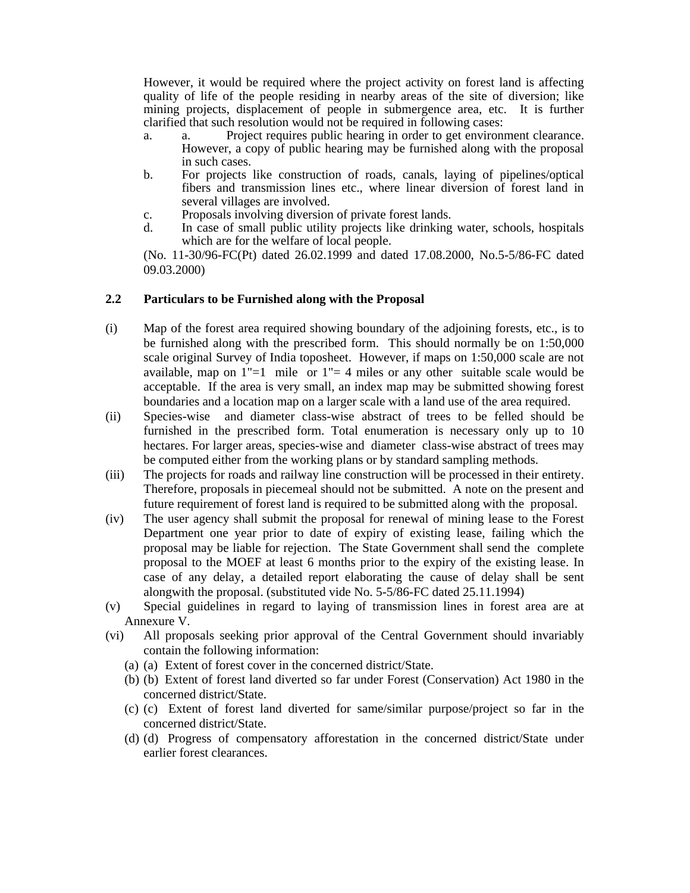However, it would be required where the project activity on forest land is affecting quality of life of the people residing in nearby areas of the site of diversion; like mining projects, displacement of people in submergence area, etc. It is further clarified that such resolution would not be required in following cases:

a. a. Project requires public hearing in order to get environment clearance. However, a copy of public hearing may be furnished along with the proposal in such cases.

b. For projects like construction of roads, canals, laying of pipelines/optical fibers and transmission lines etc., where linear diversion of forest land in several villages are involved.

c. Proposals involving diversion of private forest lands.

d. In case of small public utility projects like drinking water, schools, hospitals which are for the welfare of local people.

(No. 11-30/96-FC(Pt) dated 26.02.1999 and dated 17.08.2000, No.5-5/86-FC dated 09.03.2000)

### 2.2 Particulars to be Furnished along with the Proposal

(i) Map of the forest area required showing boundary of the adjoining forests, etc., is to be furnished along with the prescribed form. This should normally be on 1:50,000 scale original Survey of India toposheet. However, if maps on 1:50,000 scale are not available, map on 1"=1 mile or 1"= 4 miles or any other suitable scale would be acceptable. If the area is very small, an index map may be submitted showing forest boundaries and a location map on a larger scale with a land use of the area required.

(ii) Species-wise and diameter class-wise abstract of trees to be felled should be furnished in the prescribed form. Total enumeration is necessary only up to 10 hectares. For larger areas, species-wise and diameter class-wise abstract of trees may be computed either from the working plans or by standard sampling methods.

(iii) The projects for roads and railway line construction will be processed in their entirety. Therefore, proposals in piecemeal should not be submitted. A note on the present and future requirement of forest land is required to be submitted along with the proposal.

(iv) The user agency shall submit the proposal for renewal of mining lease to the Forest Department one year prior to date of expiry of existing lease, failing which the proposal may be liable for rejection. The State Government shall send the complete proposal to the MOEF at least 6 months prior to the expiry of the existing lease. In case of any delay, a detailed report elaborating the cause of delay shall be sent alongwith the proposal. (substituted vide No. 5-5/86-FC dated 25.11.1994)

(v) Special guidelines in regard to laying of transmission lines in forest area are at Annexure V.

(vi) All proposals seeking prior approval of the Central Government should invariably contain the following information:

(a) (a) Extent of forest cover in the concerned district/State.

(b) (b) Extent of forest land diverted so far under Forest (Conservation) Act 1980 in the concerned district/State.

(c) (c) Extent of forest land diverted for same/similar purpose/project so far in the concerned district/State.

(d) (d) Progress of compensatory afforestation in the concerned district/State under earlier forest clearances.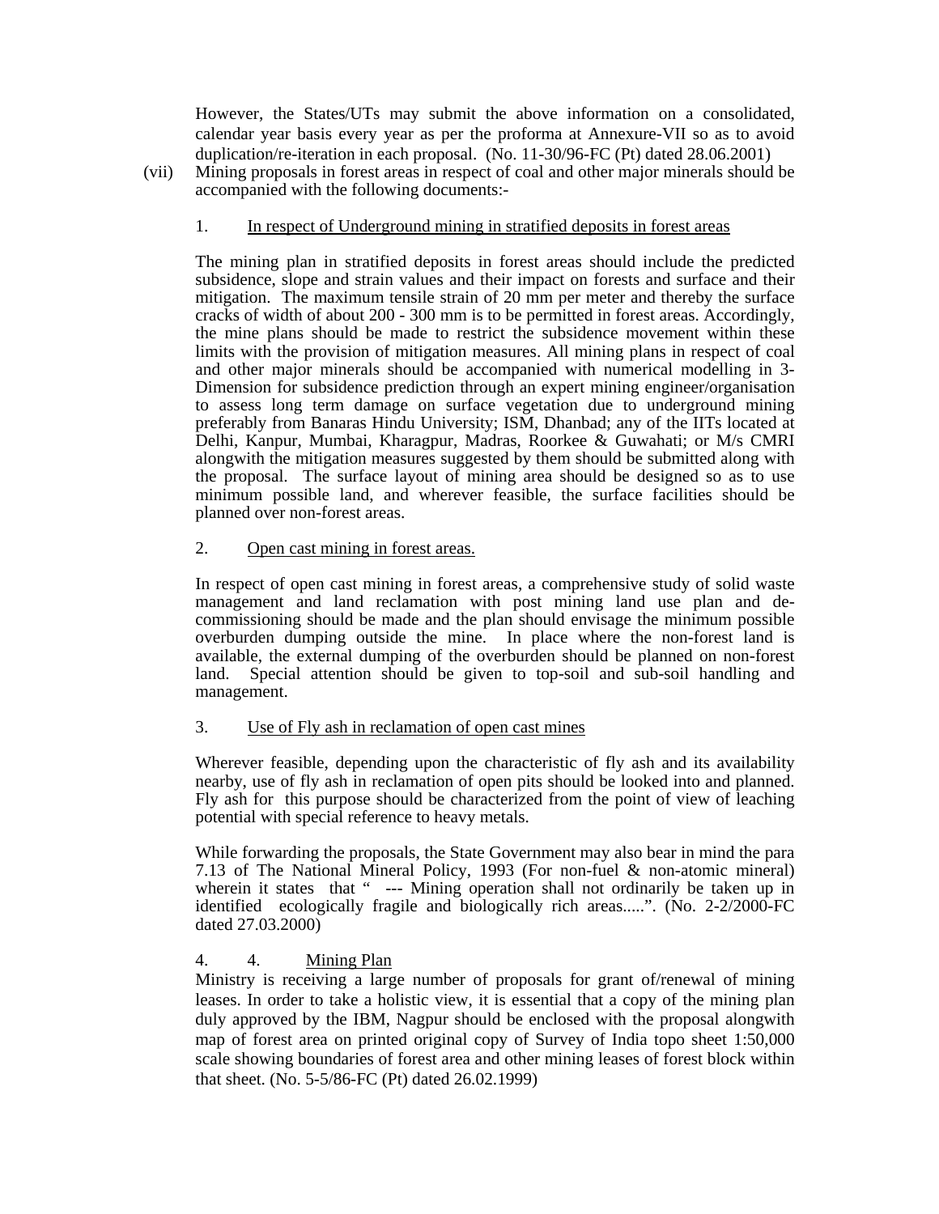However, the States/UTs may submit the above information on a consolidated, calendar year basis every year as per the proforma at Annexure-VII so as to avoid duplication/re-iteration in each proposal. (No. 11-30/96-FC (Pt) dated 28.06.2001)

(vii) Mining proposals in forest areas in respect of coal and other major minerals should be accompanied with the following documents:-

1. <u>In respect of Underground mining in stratified deposits in forest areas</u>

The mining plan in stratified deposits in forest areas should include the predicted subsidence, slope and strain values and their impact on forests and surface and their mitigation. The maximum tensile strain of 20 mm per meter and thereby the surface cracks of width of about 200 - 300 mm is to be permitted in forest areas. Accordingly, the mine plans should be made to restrict the subsidence movement within these limits with the provision of mitigation measures. All mining plans in respect of coal and other major minerals should be accompanied with numerical modelling in 3-Dimension for subsidence prediction through an expert mining engineer/organisation to assess long term damage on surface vegetation due to underground mining preferably from Banaras Hindu University; ISM, Dhanbad; any of the IITs located at Delhi, Kanpur, Mumbai, Kharagpur, Madras, Roorkee & Guwahati; or M/s CMRI alongwith the mitigation measures suggested by them should be submitted along with the proposal. The surface layout of mining area should be designed so as to use minimum possible land, and wherever feasible, the surface facilities should be planned over non-forest areas.

2. <u>Open cast mining in forest areas.</u>

In respect of open cast mining in forest areas, a comprehensive study of solid waste management and land reclamation with post mining land use plan and de-commissioning should be made and the plan should envisage the minimum possible overburden dumping outside the mine. In place where the non-forest land is available, the external dumping of the overburden should be planned on non-forest land. Special attention should be given to top-soil and sub-soil handling and management.

3. <u>Use of Fly ash in reclamation of open cast mines</u>

Wherever feasible, depending upon the characteristic of fly ash and its availability nearby, use of fly ash in reclamation of open pits should be looked into and planned. Fly ash for this purpose should be characterized from the point of view of leaching potential with special reference to heavy metals.

While forwarding the proposals, the State Government may also bear in mind the para 7.13 of The National Mineral Policy, 1993 (For non-fuel & non-atomic mineral) wherein it states that " --- Mining operation shall not ordinarily be taken up in identified ecologically fragile and biologically rich areas.....". (No. 2-2/2000-FC dated 27.03.2000)

4. 4. <u>Mining Plan</u>

Ministry is receiving a large number of proposals for grant of/renewal of mining leases. In order to take a holistic view, it is essential that a copy of the mining plan duly approved by the IBM, Nagpur should be enclosed with the proposal alongwith map of forest area on printed original copy of Survey of India topo sheet 1:50,000 scale showing boundaries of forest area and other mining leases of forest block within that sheet. (No. 5-5/86-FC (Pt) dated 26.02.1999)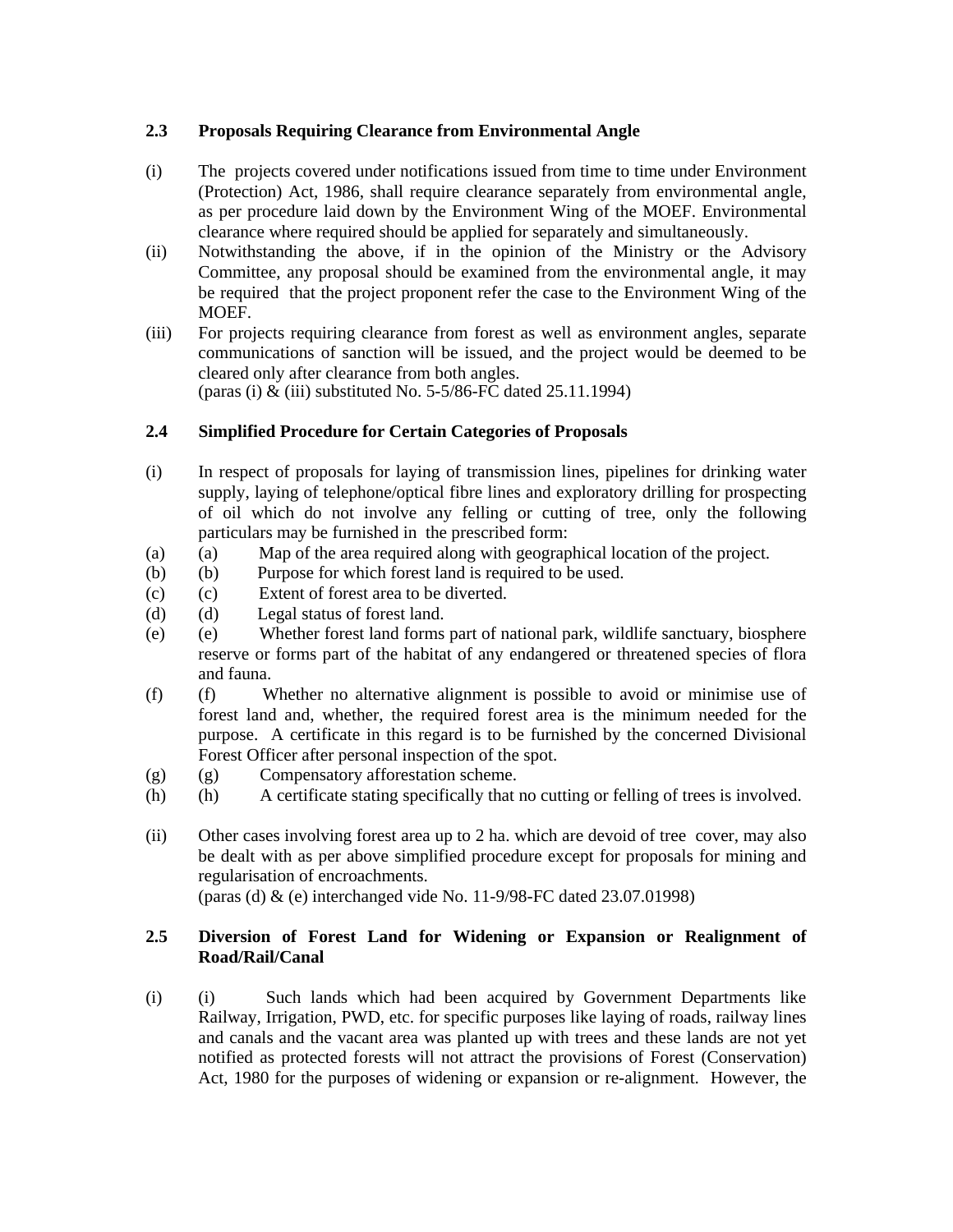### 2.3 Proposals Requiring Clearance from Environmental Angle

(i) The projects covered under notifications issued from time to time under Environment (Protection) Act, 1986, shall require clearance separately from environmental angle, as per procedure laid down by the Environment Wing of the MOEF. Environmental clearance where required should be applied for separately and simultaneously.

(ii) Notwithstanding the above, if in the opinion of the Ministry or the Advisory Committee, any proposal should be examined from the environmental angle, it may be required that the project proponent refer the case to the Environment Wing of the MOEF.

(iii) For projects requiring clearance from forest as well as environment angles, separate communications of sanction will be issued, and the project would be deemed to be cleared only after clearance from both angles.
(paras (i) & (iii) substituted No. 5-5/86-FC dated 25.11.1994)

### 2.4 Simplified Procedure for Certain Categories of Proposals

(i) In respect of proposals for laying of transmission lines, pipelines for drinking water supply, laying of telephone/optical fibre lines and exploratory drilling for prospecting of oil which do not involve any felling or cutting of tree, only the following particulars may be furnished in the prescribed form:

(a) (a) Map of the area required along with geographical location of the project.
(b) (b) Purpose for which forest land is required to be used.
(c) (c) Extent of forest area to be diverted.
(d) (d) Legal status of forest land.
(e) (e) Whether forest land forms part of national park, wildlife sanctuary, biosphere reserve or forms part of the habitat of any endangered or threatened species of flora and fauna.
(f) (f) Whether no alternative alignment is possible to avoid or minimise use of forest land and, whether, the required forest area is the minimum needed for the purpose. A certificate in this regard is to be furnished by the concerned Divisional Forest Officer after personal inspection of the spot.
(g) (g) Compensatory afforestation scheme.
(h) (h) A certificate stating specifically that no cutting or felling of trees is involved.

(ii) Other cases involving forest area up to 2 ha. which are devoid of tree cover, may also be dealt with as per above simplified procedure except for proposals for mining and regularisation of encroachments.
(paras (d) & (e) interchanged vide No. 11-9/98-FC dated 23.07.01998)

### 2.5 Diversion of Forest Land for Widening or Expansion or Realignment of Road/Rail/Canal

(i) (i) Such lands which had been acquired by Government Departments like Railway, Irrigation, PWD, etc. for specific purposes like laying of roads, railway lines and canals and the vacant area was planted up with trees and these lands are not yet notified as protected forests will not attract the provisions of Forest (Conservation) Act, 1980 for the purposes of widening or expansion or re-alignment. However, the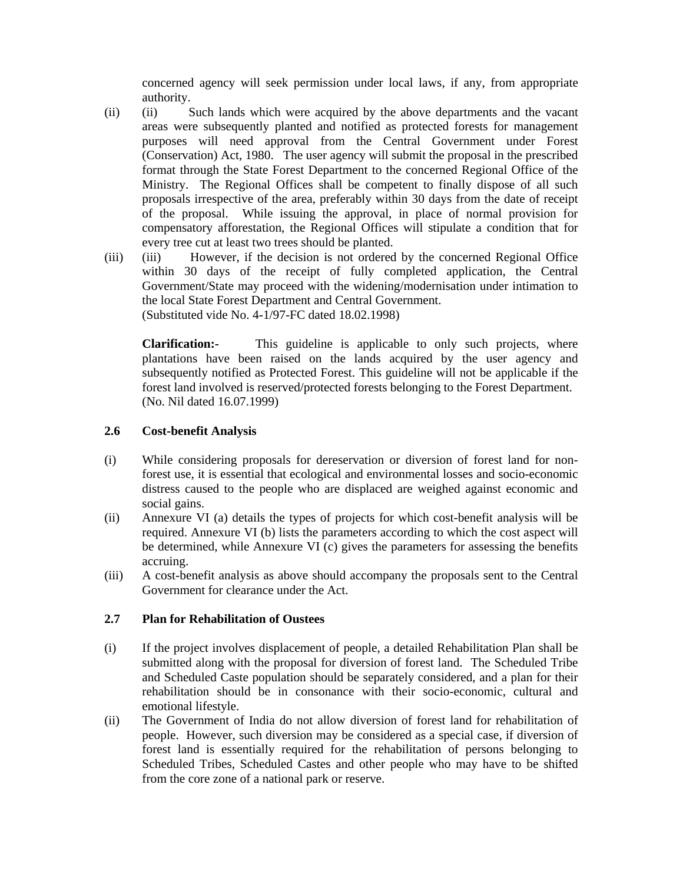concerned agency will seek permission under local laws, if any, from appropriate authority.

(ii) (ii) Such lands which were acquired by the above departments and the vacant areas were subsequently planted and notified as protected forests for management purposes will need approval from the Central Government under Forest (Conservation) Act, 1980. The user agency will submit the proposal in the prescribed format through the State Forest Department to the concerned Regional Office of the Ministry. The Regional Offices shall be competent to finally dispose of all such proposals irrespective of the area, preferably within 30 days from the date of receipt of the proposal. While issuing the approval, in place of normal provision for compensatory afforestation, the Regional Offices will stipulate a condition that for every tree cut at least two trees should be planted.

(iii) (iii) However, if the decision is not ordered by the concerned Regional Office within 30 days of the receipt of fully completed application, the Central Government/State may proceed with the widening/modernisation under intimation to the local State Forest Department and Central Government.
(Substituted vide No. 4-1/97-FC dated 18.02.1998)

**Clarification:-** This guideline is applicable to only such projects, where plantations have been raised on the lands acquired by the user agency and subsequently notified as Protected Forest. This guideline will not be applicable if the forest land involved is reserved/protected forests belonging to the Forest Department.
(No. Nil dated 16.07.1999)

### 2.6 Cost-benefit Analysis

(i) While considering proposals for dereservation or diversion of forest land for non-forest use, it is essential that ecological and environmental losses and socio-economic distress caused to the people who are displaced are weighed against economic and social gains.

(ii) Annexure VI (a) details the types of projects for which cost-benefit analysis will be required. Annexure VI (b) lists the parameters according to which the cost aspect will be determined, while Annexure VI (c) gives the parameters for assessing the benefits accruing.

(iii) A cost-benefit analysis as above should accompany the proposals sent to the Central Government for clearance under the Act.

### 2.7 Plan for Rehabilitation of Oustees

(i) If the project involves displacement of people, a detailed Rehabilitation Plan shall be submitted along with the proposal for diversion of forest land. The Scheduled Tribe and Scheduled Caste population should be separately considered, and a plan for their rehabilitation should be in consonance with their socio-economic, cultural and emotional lifestyle.

(ii) The Government of India do not allow diversion of forest land for rehabilitation of people. However, such diversion may be considered as a special case, if diversion of forest land is essentially required for the rehabilitation of persons belonging to Scheduled Tribes, Scheduled Castes and other people who may have to be shifted from the core zone of a national park or reserve.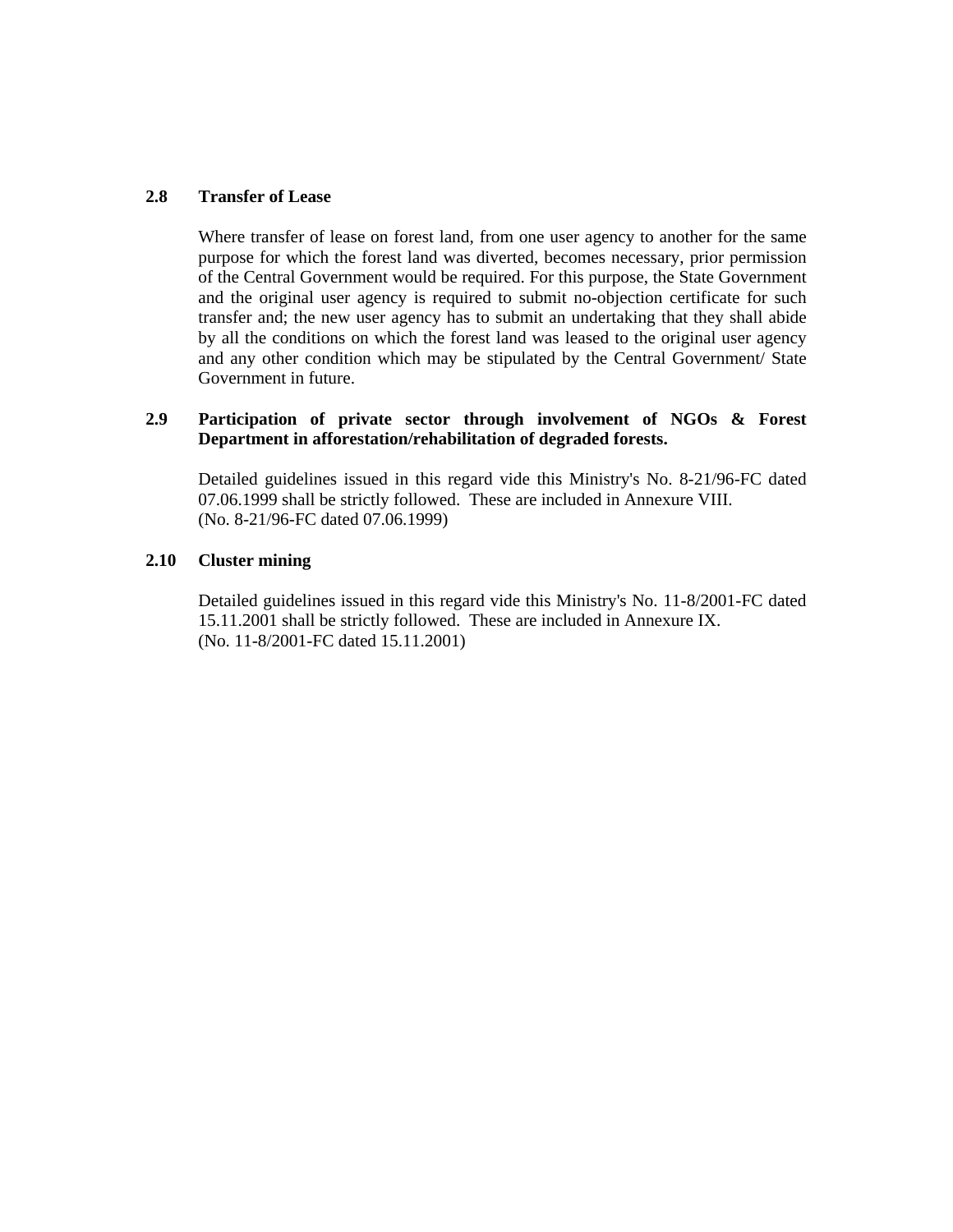### 2.8 Transfer of Lease

Where transfer of lease on forest land, from one user agency to another for the same purpose for which the forest land was diverted, becomes necessary, prior permission of the Central Government would be required. For this purpose, the State Government and the original user agency is required to submit no-objection certificate for such transfer and; the new user agency has to submit an undertaking that they shall abide by all the conditions on which the forest land was leased to the original user agency and any other condition which may be stipulated by the Central Government/ State Government in future.

### 2.9 Participation of private sector through involvement of NGOs & Forest Department in afforestation/rehabilitation of degraded forests.

Detailed guidelines issued in this regard vide this Ministry's No. 8-21/96-FC dated 07.06.1999 shall be strictly followed. These are included in Annexure VIII.
(No. 8-21/96-FC dated 07.06.1999)

### 2.10 Cluster mining

Detailed guidelines issued in this regard vide this Ministry's No. 11-8/2001-FC dated 15.11.2001 shall be strictly followed. These are included in Annexure IX.
(No. 11-8/2001-FC dated 15.11.2001)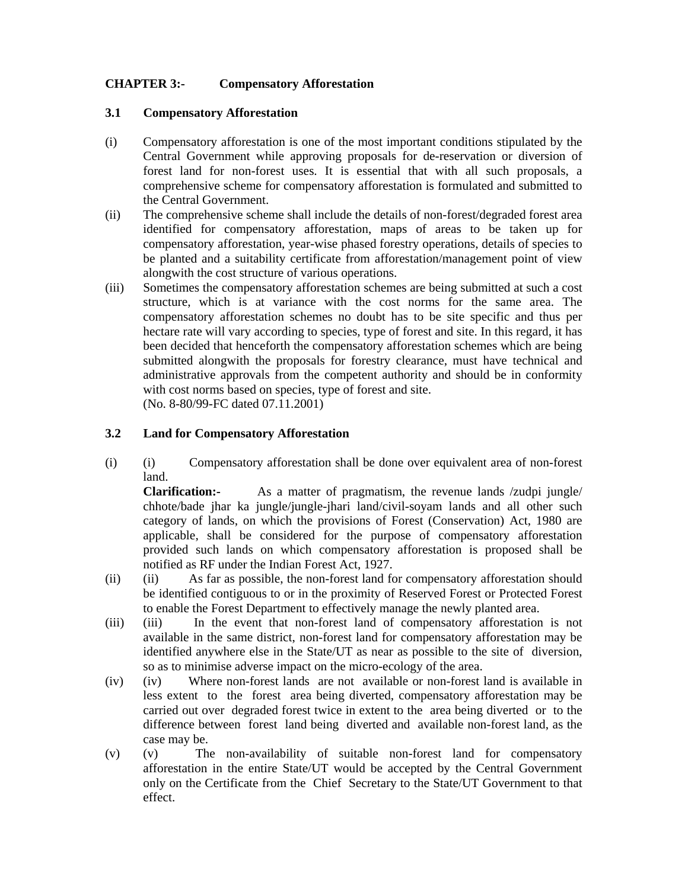## CHAPTER 3:- Compensatory Afforestation

### 3.1 Compensatory Afforestation

(i) Compensatory afforestation is one of the most important conditions stipulated by the Central Government while approving proposals for de-reservation or diversion of forest land for non-forest uses. It is essential that with all such proposals, a comprehensive scheme for compensatory afforestation is formulated and submitted to the Central Government.

(ii) The comprehensive scheme shall include the details of non-forest/degraded forest area identified for compensatory afforestation, maps of areas to be taken up for compensatory afforestation, year-wise phased forestry operations, details of species to be planted and a suitability certificate from afforestation/management point of view alongwith the cost structure of various operations.

(iii) Sometimes the compensatory afforestation schemes are being submitted at such a cost structure, which is at variance with the cost norms for the same area. The compensatory afforestation schemes no doubt has to be site specific and thus per hectare rate will vary according to species, type of forest and site. In this regard, it has been decided that henceforth the compensatory afforestation schemes which are being submitted alongwith the proposals for forestry clearance, must have technical and administrative approvals from the competent authority and should be in conformity with cost norms based on species, type of forest and site.
(No. 8-80/99-FC dated 07.11.2001)

### 3.2 Land for Compensatory Afforestation

(i) (i) Compensatory afforestation shall be done over equivalent area of non-forest land.

**Clarification:-** As a matter of pragmatism, the revenue lands /zudpi jungle/ chhote/bade jhar ka jungle/jungle-jhari land/civil-soyam lands and all other such category of lands, on which the provisions of Forest (Conservation) Act, 1980 are applicable, shall be considered for the purpose of compensatory afforestation provided such lands on which compensatory afforestation is proposed shall be notified as RF under the Indian Forest Act, 1927.

(ii) (ii) As far as possible, the non-forest land for compensatory afforestation should be identified contiguous to or in the proximity of Reserved Forest or Protected Forest to enable the Forest Department to effectively manage the newly planted area.

(iii) (iii) In the event that non-forest land of compensatory afforestation is not available in the same district, non-forest land for compensatory afforestation may be identified anywhere else in the State/UT as near as possible to the site of diversion, so as to minimise adverse impact on the micro-ecology of the area.

(iv) (iv) Where non-forest lands are not available or non-forest land is available in less extent to the forest area being diverted, compensatory afforestation may be carried out over degraded forest twice in extent to the area being diverted or to the difference between forest land being diverted and available non-forest land, as the case may be.

(v) (v) The non-availability of suitable non-forest land for compensatory afforestation in the entire State/UT would be accepted by the Central Government only on the Certificate from the Chief Secretary to the State/UT Government to that effect.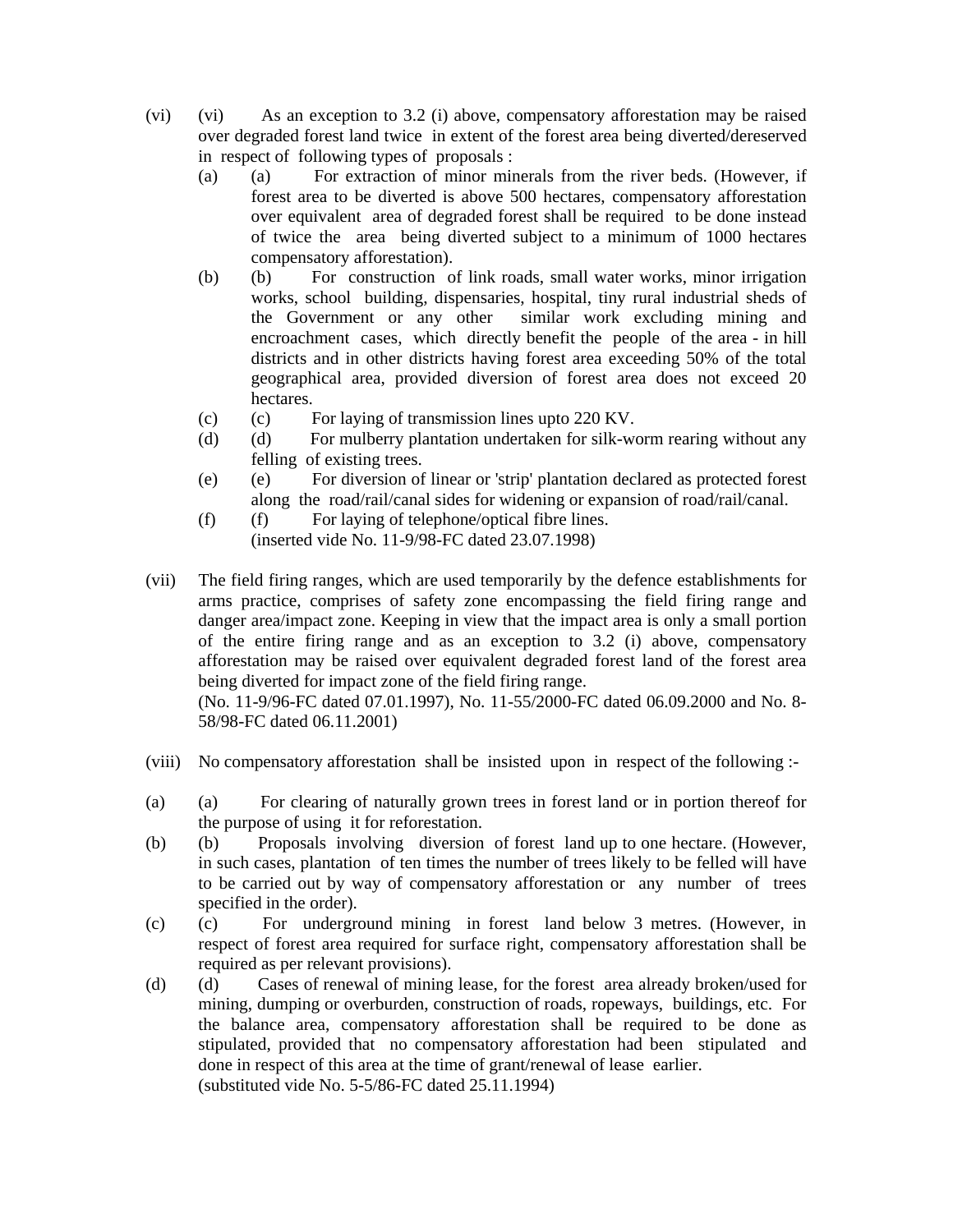(vi) (vi) As an exception to 3.2 (i) above, compensatory afforestation may be raised over degraded forest land twice in extent of the forest area being diverted/dereserved in respect of following types of proposals :

(a) (a) For extraction of minor minerals from the river beds. (However, if forest area to be diverted is above 500 hectares, compensatory afforestation over equivalent area of degraded forest shall be required to be done instead of twice the area being diverted subject to a minimum of 1000 hectares compensatory afforestation).

(b) (b) For construction of link roads, small water works, minor irrigation works, school building, dispensaries, hospital, tiny rural industrial sheds of the Government or any other similar work excluding mining and encroachment cases, which directly benefit the people of the area - in hill districts and in other districts having forest area exceeding 50% of the total geographical area, provided diversion of forest area does not exceed 20 hectares.

(c) (c) For laying of transmission lines upto 220 KV.

(d) (d) For mulberry plantation undertaken for silk-worm rearing without any felling of existing trees.

(e) (e) For diversion of linear or 'strip' plantation declared as protected forest along the road/rail/canal sides for widening or expansion of road/rail/canal.

(f) (f) For laying of telephone/optical fibre lines.
(inserted vide No. 11-9/98-FC dated 23.07.1998)

(vii) The field firing ranges, which are used temporarily by the defence establishments for arms practice, comprises of safety zone encompassing the field firing range and danger area/impact zone. Keeping in view that the impact area is only a small portion of the entire firing range and as an exception to 3.2 (i) above, compensatory afforestation may be raised over equivalent degraded forest land of the forest area being diverted for impact zone of the field firing range.
(No. 11-9/96-FC dated 07.01.1997), No. 11-55/2000-FC dated 06.09.2000 and No. 8-58/98-FC dated 06.11.2001)

(viii) No compensatory afforestation shall be insisted upon in respect of the following :-

(a) (a) For clearing of naturally grown trees in forest land or in portion thereof for the purpose of using it for reforestation.

(b) (b) Proposals involving diversion of forest land up to one hectare. (However, in such cases, plantation of ten times the number of trees likely to be felled will have to be carried out by way of compensatory afforestation or any number of trees specified in the order).

(c) (c) For underground mining in forest land below 3 metres. (However, in respect of forest area required for surface right, compensatory afforestation shall be required as per relevant provisions).

(d) (d) Cases of renewal of mining lease, for the forest area already broken/used for mining, dumping or overburden, construction of roads, ropeways, buildings, etc. For the balance area, compensatory afforestation shall be required to be done as stipulated, provided that no compensatory afforestation had been stipulated and done in respect of this area at the time of grant/renewal of lease earlier.
(substituted vide No. 5-5/86-FC dated 25.11.1994)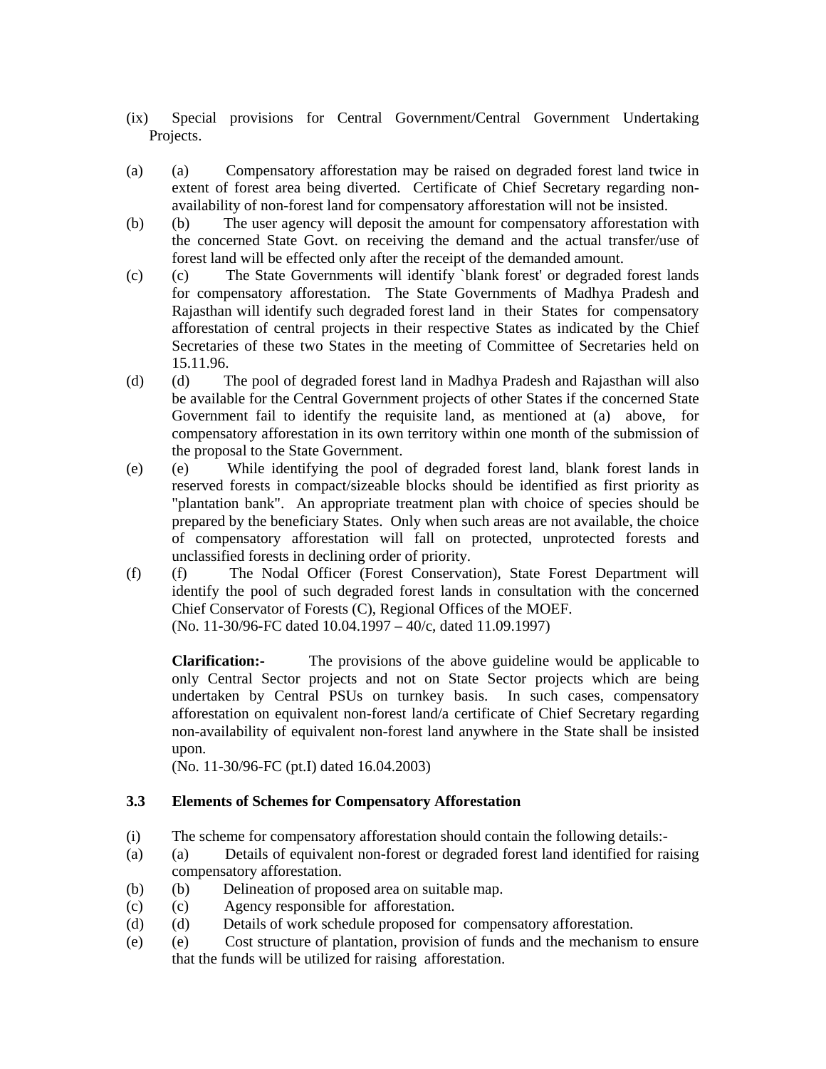(ix) Special provisions for Central Government/Central Government Undertaking Projects.

(a) (a) Compensatory afforestation may be raised on degraded forest land twice in extent of forest area being diverted. Certificate of Chief Secretary regarding non-availability of non-forest land for compensatory afforestation will not be insisted.

(b) (b) The user agency will deposit the amount for compensatory afforestation with the concerned State Govt. on receiving the demand and the actual transfer/use of forest land will be effected only after the receipt of the demanded amount.

(c) (c) The State Governments will identify `blank forest' or degraded forest lands for compensatory afforestation. The State Governments of Madhya Pradesh and Rajasthan will identify such degraded forest land in their States for compensatory afforestation of central projects in their respective States as indicated by the Chief Secretaries of these two States in the meeting of Committee of Secretaries held on 15.11.96.

(d) (d) The pool of degraded forest land in Madhya Pradesh and Rajasthan will also be available for the Central Government projects of other States if the concerned State Government fail to identify the requisite land, as mentioned at (a) above, for compensatory afforestation in its own territory within one month of the submission of the proposal to the State Government.

(e) (e) While identifying the pool of degraded forest land, blank forest lands in reserved forests in compact/sizeable blocks should be identified as first priority as "plantation bank". An appropriate treatment plan with choice of species should be prepared by the beneficiary States. Only when such areas are not available, the choice of compensatory afforestation will fall on protected, unprotected forests and unclassified forests in declining order of priority.

(f) (f) The Nodal Officer (Forest Conservation), State Forest Department will identify the pool of such degraded forest lands in consultation with the concerned Chief Conservator of Forests (C), Regional Offices of the MOEF.
(No. 11-30/96-FC dated 10.04.1997 – 40/c, dated 11.09.1997)

**Clarification:-** The provisions of the above guideline would be applicable to only Central Sector projects and not on State Sector projects which are being undertaken by Central PSUs on turnkey basis. In such cases, compensatory afforestation on equivalent non-forest land/a certificate of Chief Secretary regarding non-availability of equivalent non-forest land anywhere in the State shall be insisted upon.
(No. 11-30/96-FC (pt.I) dated 16.04.2003)

### 3.3 Elements of Schemes for Compensatory Afforestation

(i) The scheme for compensatory afforestation should contain the following details:-

(a) (a) Details of equivalent non-forest or degraded forest land identified for raising compensatory afforestation.

(b) (b) Delineation of proposed area on suitable map.

(c) (c) Agency responsible for afforestation.

(d) (d) Details of work schedule proposed for compensatory afforestation.

(e) (e) Cost structure of plantation, provision of funds and the mechanism to ensure that the funds will be utilized for raising afforestation.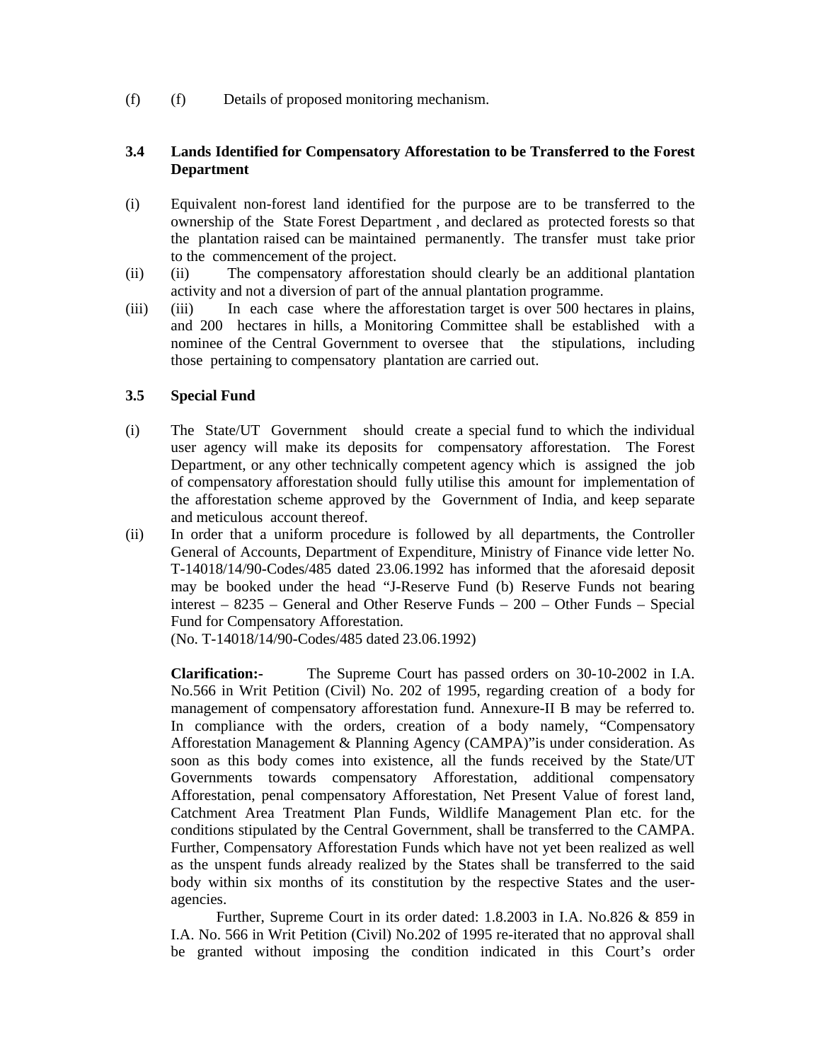(f) (f) Details of proposed monitoring mechanism.

### 3.4 Lands Identified for Compensatory Afforestation to be Transferred to the Forest Department

(i) Equivalent non-forest land identified for the purpose are to be transferred to the ownership of the State Forest Department , and declared as protected forests so that the plantation raised can be maintained permanently. The transfer must take prior to the commencement of the project.

(ii) (ii) The compensatory afforestation should clearly be an additional plantation activity and not a diversion of part of the annual plantation programme.

(iii) (iii) In each case where the afforestation target is over 500 hectares in plains, and 200 hectares in hills, a Monitoring Committee shall be established with a nominee of the Central Government to oversee that the stipulations, including those pertaining to compensatory plantation are carried out.

### 3.5 Special Fund

(i) The State/UT Government should create a special fund to which the individual user agency will make its deposits for compensatory afforestation. The Forest Department, or any other technically competent agency which is assigned the job of compensatory afforestation should fully utilise this amount for implementation of the afforestation scheme approved by the Government of India, and keep separate and meticulous account thereof.

(ii) In order that a uniform procedure is followed by all departments, the Controller General of Accounts, Department of Expenditure, Ministry of Finance vide letter No. T-14018/14/90-Codes/485 dated 23.06.1992 has informed that the aforesaid deposit may be booked under the head "J-Reserve Fund (b) Reserve Funds not bearing interest – 8235 – General and Other Reserve Funds – 200 – Other Funds – Special Fund for Compensatory Afforestation.
(No. T-14018/14/90-Codes/485 dated 23.06.1992)

**Clarification:-** The Supreme Court has passed orders on 30-10-2002 in I.A. No.566 in Writ Petition (Civil) No. 202 of 1995, regarding creation of a body for management of compensatory afforestation fund. Annexure-II B may be referred to. In compliance with the orders, creation of a body namely, "Compensatory Afforestation Management & Planning Agency (CAMPA)"is under consideration. As soon as this body comes into existence, all the funds received by the State/UT Governments towards compensatory Afforestation, additional compensatory Afforestation, penal compensatory Afforestation, Net Present Value of forest land, Catchment Area Treatment Plan Funds, Wildlife Management Plan etc. for the conditions stipulated by the Central Government, shall be transferred to the CAMPA. Further, Compensatory Afforestation Funds which have not yet been realized as well as the unspent funds already realized by the States shall be transferred to the said body within six months of its constitution by the respective States and the user-agencies.

Further, Supreme Court in its order dated: 1.8.2003 in I.A. No.826 & 859 in I.A. No. 566 in Writ Petition (Civil) No.202 of 1995 re-iterated that no approval shall be granted without imposing the condition indicated in this Court's order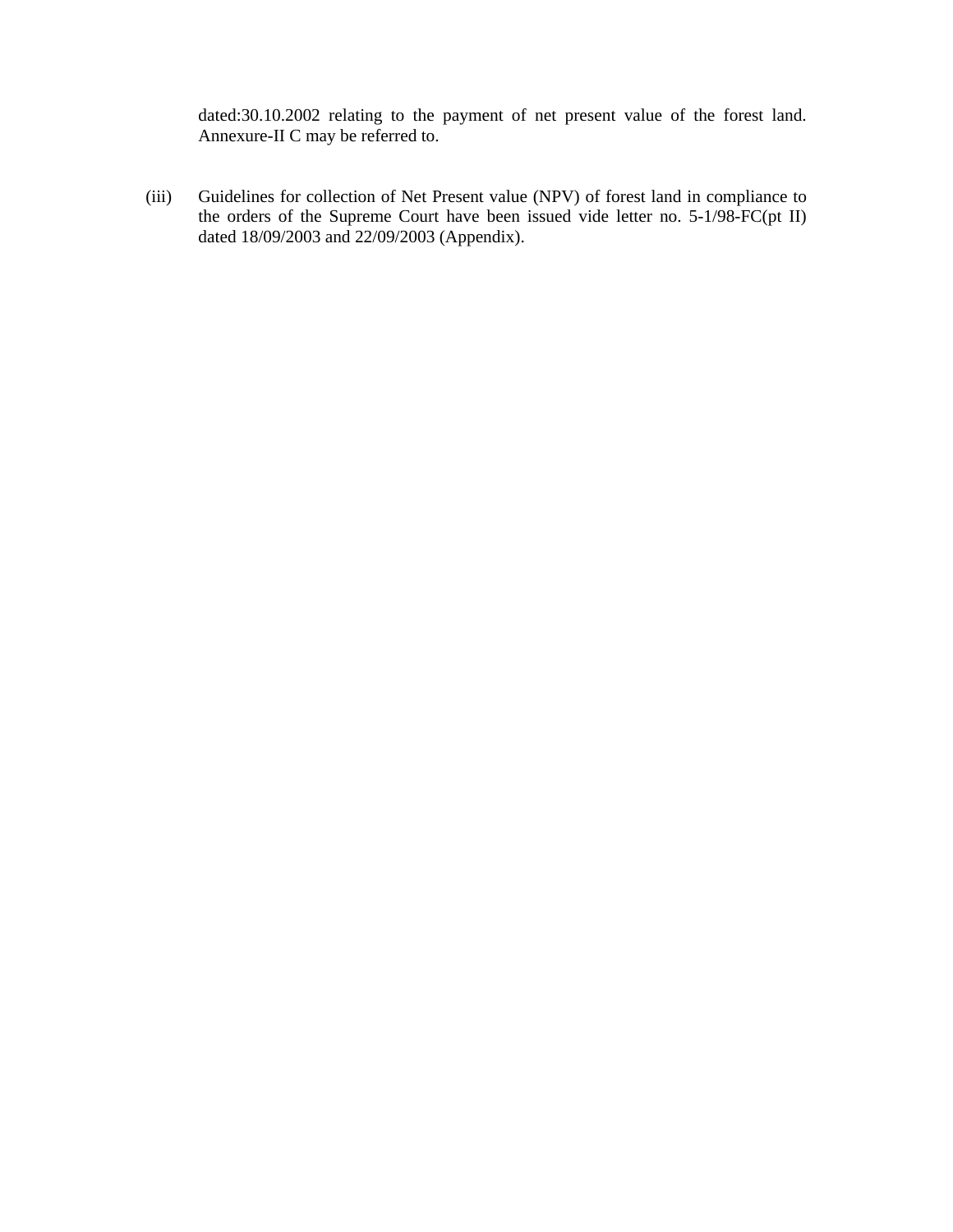dated:30.10.2002 relating to the payment of net present value of the forest land. Annexure-II C may be referred to.

(iii) Guidelines for collection of Net Present value (NPV) of forest land in compliance to the orders of the Supreme Court have been issued vide letter no. 5-1/98-FC(pt II) dated 18/09/2003 and 22/09/2003 (Appendix).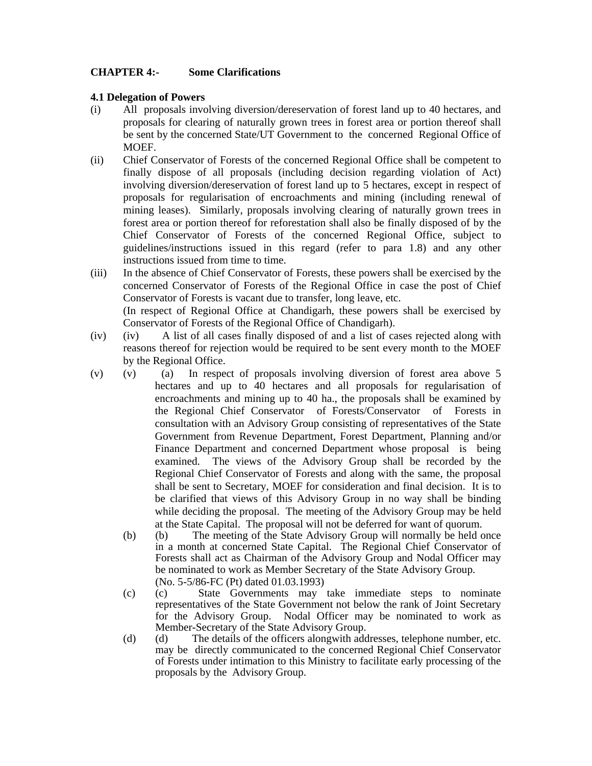**CHAPTER 4:-	Some Clarifications**

**4.1 Delegation of Powers**

(i) All proposals involving diversion/dereservation of forest land up to 40 hectares, and proposals for clearing of naturally grown trees in forest area or portion thereof shall be sent by the concerned State/UT Government to the concerned Regional Office of MOEF.

(ii) Chief Conservator of Forests of the concerned Regional Office shall be competent to finally dispose of all proposals (including decision regarding violation of Act) involving diversion/dereservation of forest land up to 5 hectares, except in respect of proposals for regularisation of encroachments and mining (including renewal of mining leases). Similarly, proposals involving clearing of naturally grown trees in forest area or portion thereof for reforestation shall also be finally disposed of by the Chief Conservator of Forests of the concerned Regional Office, subject to guidelines/instructions issued in this regard (refer to para 1.8) and any other instructions issued from time to time.

(iii) In the absence of Chief Conservator of Forests, these powers shall be exercised by the concerned Conservator of Forests of the Regional Office in case the post of Chief Conservator of Forests is vacant due to transfer, long leave, etc.
(In respect of Regional Office at Chandigarh, these powers shall be exercised by Conservator of Forests of the Regional Office of Chandigarh).

(iv) (iv) A list of all cases finally disposed of and a list of cases rejected along with reasons thereof for rejection would be required to be sent every month to the MOEF by the Regional Office.

(v) (v) (a) In respect of proposals involving diversion of forest area above 5 hectares and up to 40 hectares and all proposals for regularisation of encroachments and mining up to 40 ha., the proposals shall be examined by the Regional Chief Conservator of Forests/Conservator of Forests in consultation with an Advisory Group consisting of representatives of the State Government from Revenue Department, Forest Department, Planning and/or Finance Department and concerned Department whose proposal is being examined. The views of the Advisory Group shall be recorded by the Regional Chief Conservator of Forests and along with the same, the proposal shall be sent to Secretary, MOEF for consideration and final decision. It is to be clarified that views of this Advisory Group in no way shall be binding while deciding the proposal. The meeting of the Advisory Group may be held at the State Capital. The proposal will not be deferred for want of quorum.

(b) (b) The meeting of the State Advisory Group will normally be held once in a month at concerned State Capital. The Regional Chief Conservator of Forests shall act as Chairman of the Advisory Group and Nodal Officer may be nominated to work as Member Secretary of the State Advisory Group.
(No. 5-5/86-FC (Pt) dated 01.03.1993)

(c) (c) State Governments may take immediate steps to nominate representatives of the State Government not below the rank of Joint Secretary for the Advisory Group. Nodal Officer may be nominated to work as Member-Secretary of the State Advisory Group.

(d) (d) The details of the officers alongwith addresses, telephone number, etc. may be directly communicated to the concerned Regional Chief Conservator of Forests under intimation to this Ministry to facilitate early processing of the proposals by the Advisory Group.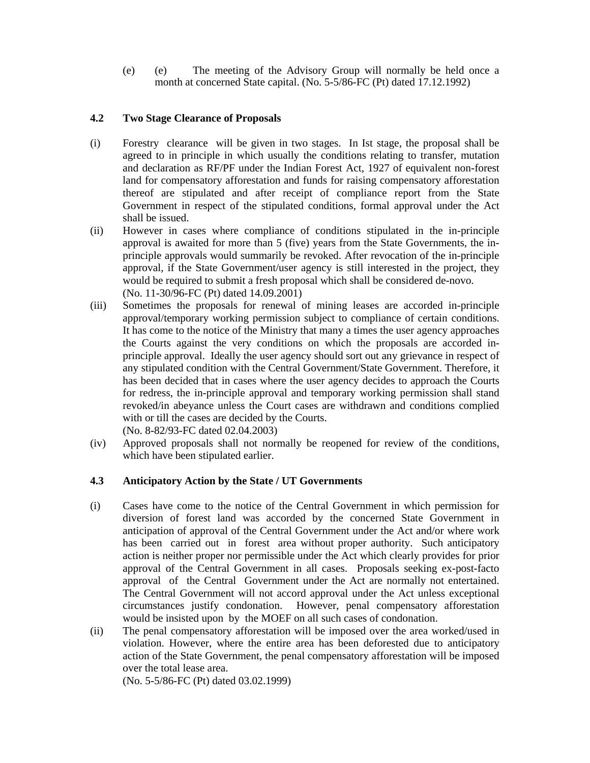(e) (e) The meeting of the Advisory Group will normally be held once a month at concerned State capital. (No. 5-5/86-FC (Pt) dated 17.12.1992)

### 4.2 Two Stage Clearance of Proposals

(i) Forestry clearance will be given in two stages. In Ist stage, the proposal shall be agreed to in principle in which usually the conditions relating to transfer, mutation and declaration as RF/PF under the Indian Forest Act, 1927 of equivalent non-forest land for compensatory afforestation and funds for raising compensatory afforestation thereof are stipulated and after receipt of compliance report from the State Government in respect of the stipulated conditions, formal approval under the Act shall be issued.

(ii) However in cases where compliance of conditions stipulated in the in-principle approval is awaited for more than 5 (five) years from the State Governments, the in-principle approvals would summarily be revoked. After revocation of the in-principle approval, if the State Government/user agency is still interested in the project, they would be required to submit a fresh proposal which shall be considered de-novo.
(No. 11-30/96-FC (Pt) dated 14.09.2001)

(iii) Sometimes the proposals for renewal of mining leases are accorded in-principle approval/temporary working permission subject to compliance of certain conditions. It has come to the notice of the Ministry that many a times the user agency approaches the Courts against the very conditions on which the proposals are accorded in-principle approval. Ideally the user agency should sort out any grievance in respect of any stipulated condition with the Central Government/State Government. Therefore, it has been decided that in cases where the user agency decides to approach the Courts for redress, the in-principle approval and temporary working permission shall stand revoked/in abeyance unless the Court cases are withdrawn and conditions complied with or till the cases are decided by the Courts.
(No. 8-82/93-FC dated 02.04.2003)

(iv) Approved proposals shall not normally be reopened for review of the conditions, which have been stipulated earlier.

### 4.3 Anticipatory Action by the State / UT Governments

(i) Cases have come to the notice of the Central Government in which permission for diversion of forest land was accorded by the concerned State Government in anticipation of approval of the Central Government under the Act and/or where work has been carried out in forest area without proper authority. Such anticipatory action is neither proper nor permissible under the Act which clearly provides for prior approval of the Central Government in all cases. Proposals seeking ex-post-facto approval of the Central Government under the Act are normally not entertained. The Central Government will not accord approval under the Act unless exceptional circumstances justify condonation. However, penal compensatory afforestation would be insisted upon by the MOEF on all such cases of condonation.

(ii) The penal compensatory afforestation will be imposed over the area worked/used in violation. However, where the entire area has been deforested due to anticipatory action of the State Government, the penal compensatory afforestation will be imposed over the total lease area.
(No. 5-5/86-FC (Pt) dated 03.02.1999)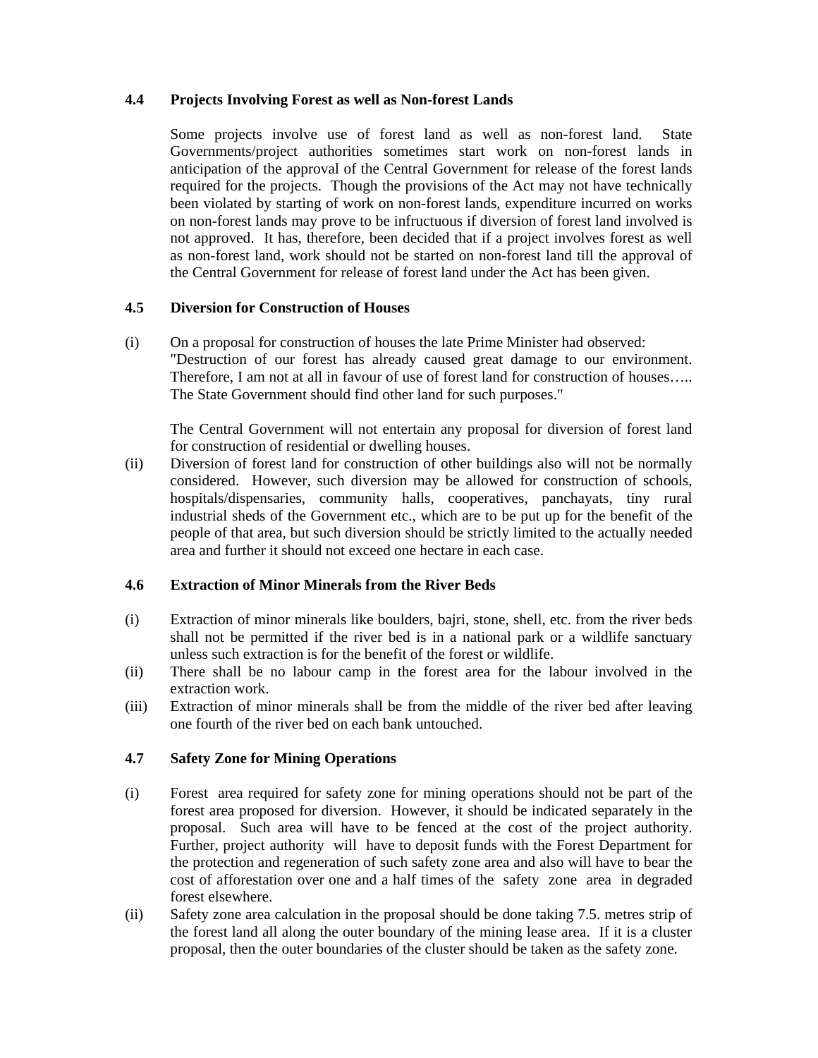## 4.4 Projects Involving Forest as well as Non-forest Lands

Some projects involve use of forest land as well as non-forest land. State Governments/project authorities sometimes start work on non-forest lands in anticipation of the approval of the Central Government for release of the forest lands required for the projects. Though the provisions of the Act may not have technically been violated by starting of work on non-forest lands, expenditure incurred on works on non-forest lands may prove to be infructuous if diversion of forest land involved is not approved. It has, therefore, been decided that if a project involves forest as well as non-forest land, work should not be started on non-forest land till the approval of the Central Government for release of forest land under the Act has been given.

## 4.5 Diversion for Construction of Houses

(i) On a proposal for construction of houses the late Prime Minister had observed: "Destruction of our forest has already caused great damage to our environment. Therefore, I am not at all in favour of use of forest land for construction of houses….. The State Government should find other land for such purposes."

The Central Government will not entertain any proposal for diversion of forest land for construction of residential or dwelling houses.

(ii) Diversion of forest land for construction of other buildings also will not be normally considered. However, such diversion may be allowed for construction of schools, hospitals/dispensaries, community halls, cooperatives, panchayats, tiny rural industrial sheds of the Government etc., which are to be put up for the benefit of the people of that area, but such diversion should be strictly limited to the actually needed area and further it should not exceed one hectare in each case.

## 4.6 Extraction of Minor Minerals from the River Beds

(i) Extraction of minor minerals like boulders, bajri, stone, shell, etc. from the river beds shall not be permitted if the river bed is in a national park or a wildlife sanctuary unless such extraction is for the benefit of the forest or wildlife.

(ii) There shall be no labour camp in the forest area for the labour involved in the extraction work.

(iii) Extraction of minor minerals shall be from the middle of the river bed after leaving one fourth of the river bed on each bank untouched.

## 4.7 Safety Zone for Mining Operations

(i) Forest area required for safety zone for mining operations should not be part of the forest area proposed for diversion. However, it should be indicated separately in the proposal. Such area will have to be fenced at the cost of the project authority. Further, project authority will have to deposit funds with the Forest Department for the protection and regeneration of such safety zone area and also will have to bear the cost of afforestation over one and a half times of the safety zone area in degraded forest elsewhere.

(ii) Safety zone area calculation in the proposal should be done taking 7.5. metres strip of the forest land all along the outer boundary of the mining lease area. If it is a cluster proposal, then the outer boundaries of the cluster should be taken as the safety zone.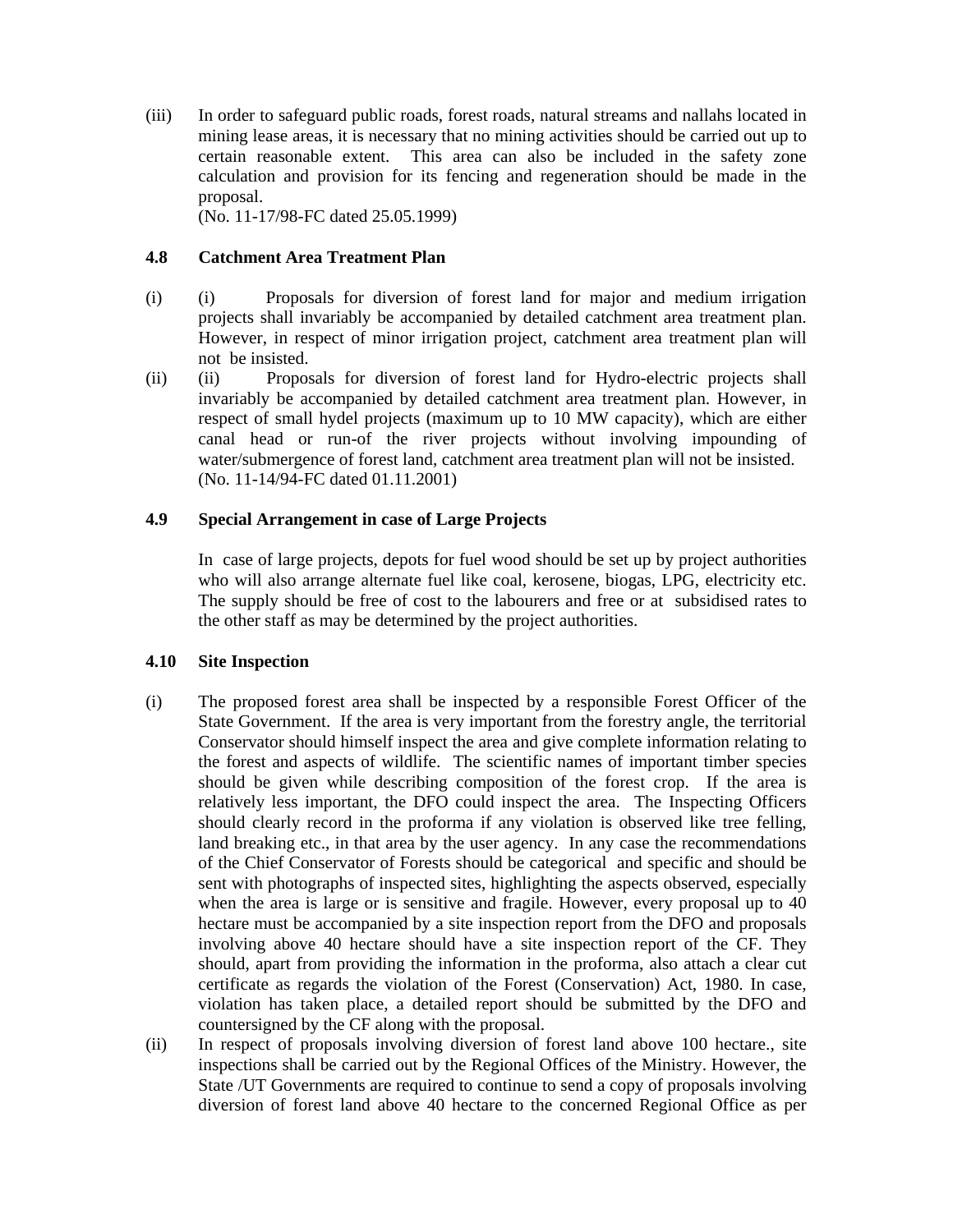(iii) In order to safeguard public roads, forest roads, natural streams and nallahs located in mining lease areas, it is necessary that no mining activities should be carried out up to certain reasonable extent. This area can also be included in the safety zone calculation and provision for its fencing and regeneration should be made in the proposal.
(No. 11-17/98-FC dated 25.05.1999)

### 4.8 Catchment Area Treatment Plan

(i) (i) Proposals for diversion of forest land for major and medium irrigation projects shall invariably be accompanied by detailed catchment area treatment plan. However, in respect of minor irrigation project, catchment area treatment plan will not be insisted.

(ii) (ii) Proposals for diversion of forest land for Hydro-electric projects shall invariably be accompanied by detailed catchment area treatment plan. However, in respect of small hydel projects (maximum up to 10 MW capacity), which are either canal head or run-of the river projects without involving impounding of water/submergence of forest land, catchment area treatment plan will not be insisted.
(No. 11-14/94-FC dated 01.11.2001)

### 4.9 Special Arrangement in case of Large Projects

In case of large projects, depots for fuel wood should be set up by project authorities who will also arrange alternate fuel like coal, kerosene, biogas, LPG, electricity etc. The supply should be free of cost to the labourers and free or at subsidised rates to the other staff as may be determined by the project authorities.

### 4.10 Site Inspection

(i) The proposed forest area shall be inspected by a responsible Forest Officer of the State Government. If the area is very important from the forestry angle, the territorial Conservator should himself inspect the area and give complete information relating to the forest and aspects of wildlife. The scientific names of important timber species should be given while describing composition of the forest crop. If the area is relatively less important, the DFO could inspect the area. The Inspecting Officers should clearly record in the proforma if any violation is observed like tree felling, land breaking etc., in that area by the user agency. In any case the recommendations of the Chief Conservator of Forests should be categorical and specific and should be sent with photographs of inspected sites, highlighting the aspects observed, especially when the area is large or is sensitive and fragile. However, every proposal up to 40 hectare must be accompanied by a site inspection report from the DFO and proposals involving above 40 hectare should have a site inspection report of the CF. They should, apart from providing the information in the proforma, also attach a clear cut certificate as regards the violation of the Forest (Conservation) Act, 1980. In case, violation has taken place, a detailed report should be submitted by the DFO and countersigned by the CF along with the proposal.

(ii) In respect of proposals involving diversion of forest land above 100 hectare., site inspections shall be carried out by the Regional Offices of the Ministry. However, the State /UT Governments are required to continue to send a copy of proposals involving diversion of forest land above 40 hectare to the concerned Regional Office as per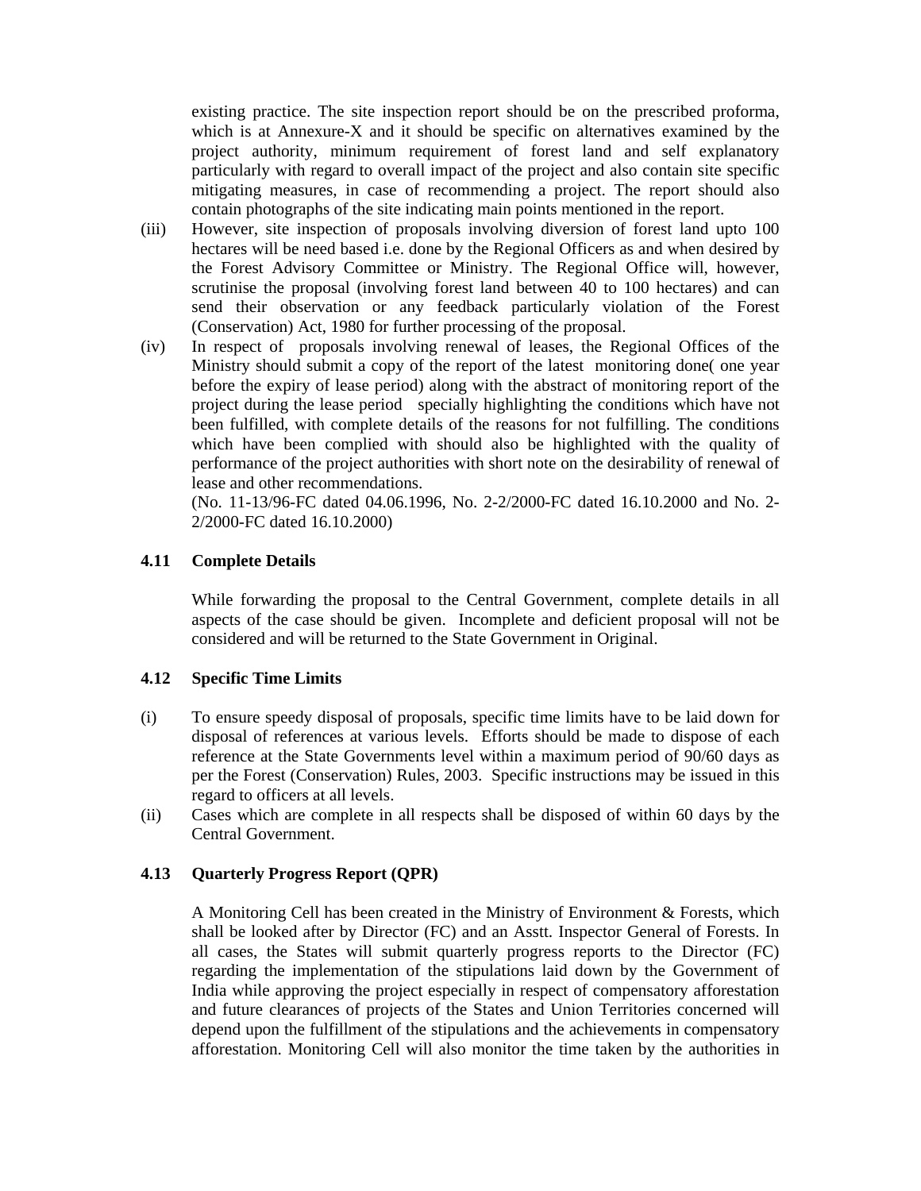existing practice. The site inspection report should be on the prescribed proforma, which is at Annexure-X and it should be specific on alternatives examined by the project authority, minimum requirement of forest land and self explanatory particularly with regard to overall impact of the project and also contain site specific mitigating measures, in case of recommending a project. The report should also contain photographs of the site indicating main points mentioned in the report.

(iii) However, site inspection of proposals involving diversion of forest land upto 100 hectares will be need based i.e. done by the Regional Officers as and when desired by the Forest Advisory Committee or Ministry. The Regional Office will, however, scrutinise the proposal (involving forest land between 40 to 100 hectares) and can send their observation or any feedback particularly violation of the Forest (Conservation) Act, 1980 for further processing of the proposal.

(iv) In respect of proposals involving renewal of leases, the Regional Offices of the Ministry should submit a copy of the report of the latest monitoring done( one year before the expiry of lease period) along with the abstract of monitoring report of the project during the lease period specially highlighting the conditions which have not been fulfilled, with complete details of the reasons for not fulfilling. The conditions which have been complied with should also be highlighted with the quality of performance of the project authorities with short note on the desirability of renewal of lease and other recommendations.

(No. 11-13/96-FC dated 04.06.1996, No. 2-2/2000-FC dated 16.10.2000 and No. 2-2/2000-FC dated 16.10.2000)

### 4.11 Complete Details

While forwarding the proposal to the Central Government, complete details in all aspects of the case should be given. Incomplete and deficient proposal will not be considered and will be returned to the State Government in Original.

### 4.12 Specific Time Limits

(i) To ensure speedy disposal of proposals, specific time limits have to be laid down for disposal of references at various levels. Efforts should be made to dispose of each reference at the State Governments level within a maximum period of 90/60 days as per the Forest (Conservation) Rules, 2003. Specific instructions may be issued in this regard to officers at all levels.

(ii) Cases which are complete in all respects shall be disposed of within 60 days by the Central Government.

### 4.13 Quarterly Progress Report (QPR)

A Monitoring Cell has been created in the Ministry of Environment & Forests, which shall be looked after by Director (FC) and an Asstt. Inspector General of Forests. In all cases, the States will submit quarterly progress reports to the Director (FC) regarding the implementation of the stipulations laid down by the Government of India while approving the project especially in respect of compensatory afforestation and future clearances of projects of the States and Union Territories concerned will depend upon the fulfillment of the stipulations and the achievements in compensatory afforestation. Monitoring Cell will also monitor the time taken by the authorities in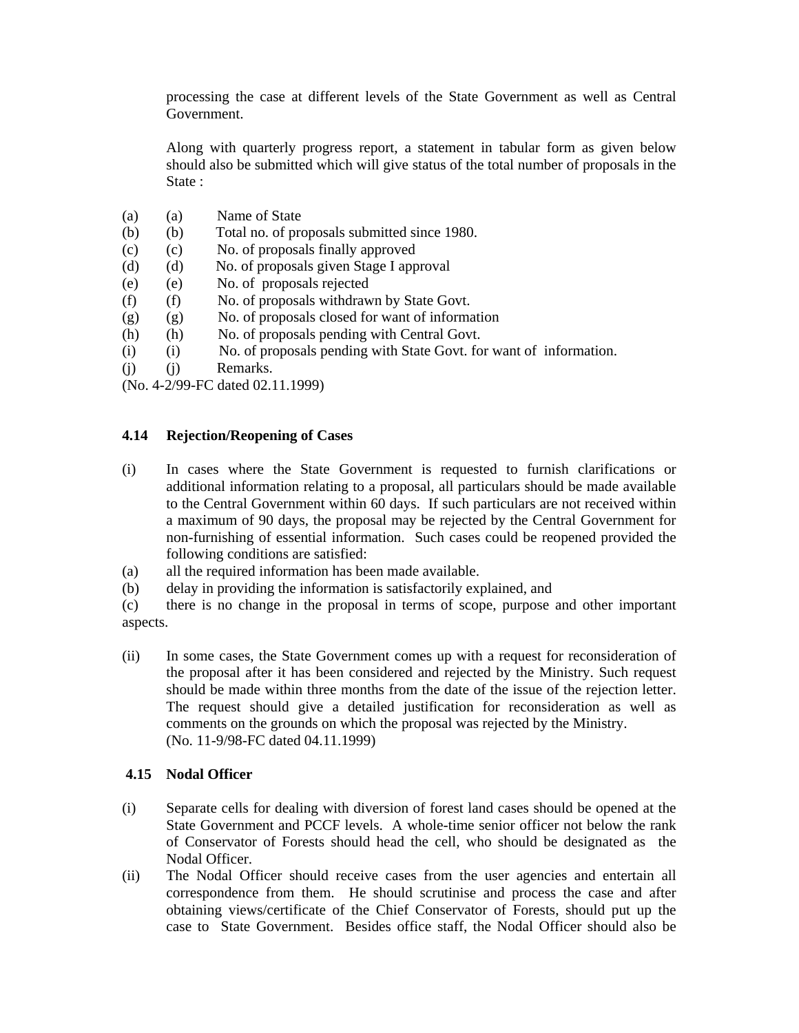processing the case at different levels of the State Government as well as Central Government.

Along with quarterly progress report, a statement in tabular form as given below should also be submitted which will give status of the total number of proposals in the State :

(a) (a) Name of State
(b) (b) Total no. of proposals submitted since 1980.
(c) (c) No. of proposals finally approved
(d) (d) No. of proposals given Stage I approval
(e) (e) No. of proposals rejected
(f) (f) No. of proposals withdrawn by State Govt.
(g) (g) No. of proposals closed for want of information
(h) (h) No. of proposals pending with Central Govt.
(i) (i) No. of proposals pending with State Govt. for want of information.
(j) (j) Remarks.

(No. 4-2/99-FC dated 02.11.1999)

### 4.14 Rejection/Reopening of Cases

(i) In cases where the State Government is requested to furnish clarifications or additional information relating to a proposal, all particulars should be made available to the Central Government within 60 days. If such particulars are not received within a maximum of 90 days, the proposal may be rejected by the Central Government for non-furnishing of essential information. Such cases could be reopened provided the following conditions are satisfied:

(a) all the required information has been made available.

(b) delay in providing the information is satisfactorily explained, and

(c) there is no change in the proposal in terms of scope, purpose and other important aspects.

(ii) In some cases, the State Government comes up with a request for reconsideration of the proposal after it has been considered and rejected by the Ministry. Such request should be made within three months from the date of the issue of the rejection letter. The request should give a detailed justification for reconsideration as well as comments on the grounds on which the proposal was rejected by the Ministry.
(No. 11-9/98-FC dated 04.11.1999)

### 4.15 Nodal Officer

(i) Separate cells for dealing with diversion of forest land cases should be opened at the State Government and PCCF levels. A whole-time senior officer not below the rank of Conservator of Forests should head the cell, who should be designated as the Nodal Officer.

(ii) The Nodal Officer should receive cases from the user agencies and entertain all correspondence from them. He should scrutinise and process the case and after obtaining views/certificate of the Chief Conservator of Forests, should put up the case to State Government. Besides office staff, the Nodal Officer should also be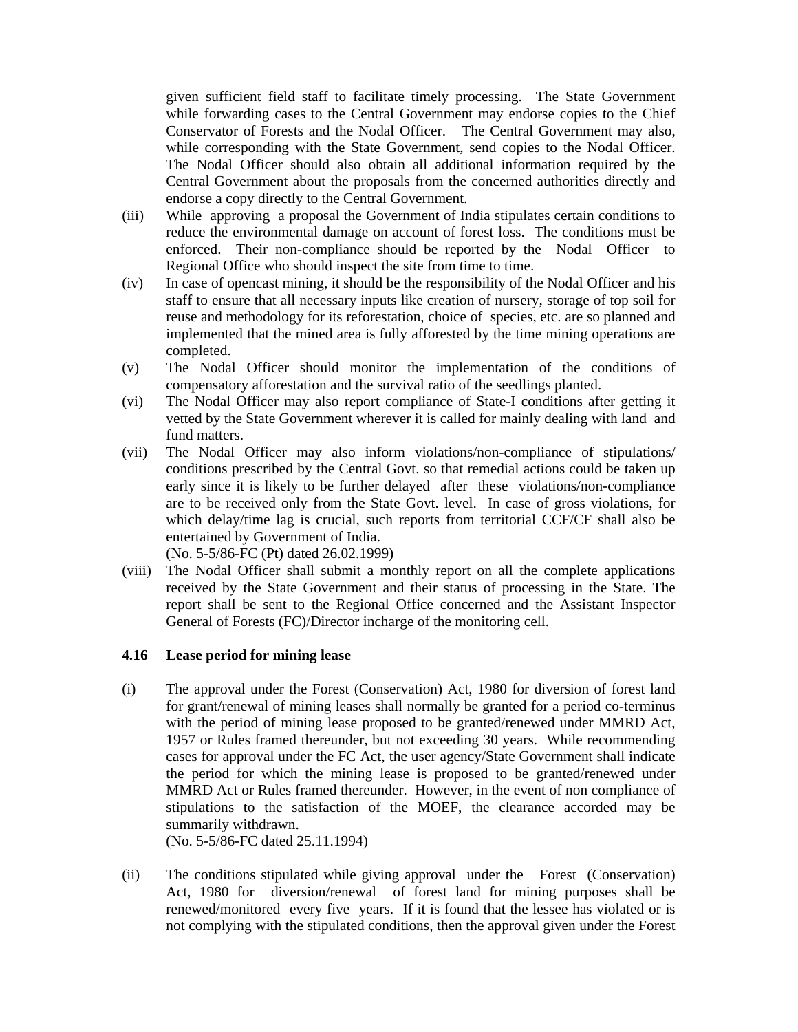given sufficient field staff to facilitate timely processing. The State Government while forwarding cases to the Central Government may endorse copies to the Chief Conservator of Forests and the Nodal Officer. The Central Government may also, while corresponding with the State Government, send copies to the Nodal Officer. The Nodal Officer should also obtain all additional information required by the Central Government about the proposals from the concerned authorities directly and endorse a copy directly to the Central Government.

(iii) While approving a proposal the Government of India stipulates certain conditions to reduce the environmental damage on account of forest loss. The conditions must be enforced. Their non-compliance should be reported by the Nodal Officer to Regional Office who should inspect the site from time to time.

(iv) In case of opencast mining, it should be the responsibility of the Nodal Officer and his staff to ensure that all necessary inputs like creation of nursery, storage of top soil for reuse and methodology for its reforestation, choice of species, etc. are so planned and implemented that the mined area is fully afforested by the time mining operations are completed.

(v) The Nodal Officer should monitor the implementation of the conditions of compensatory afforestation and the survival ratio of the seedlings planted.

(vi) The Nodal Officer may also report compliance of State-I conditions after getting it vetted by the State Government wherever it is called for mainly dealing with land and fund matters.

(vii) The Nodal Officer may also inform violations/non-compliance of stipulations/ conditions prescribed by the Central Govt. so that remedial actions could be taken up early since it is likely to be further delayed after these violations/non-compliance are to be received only from the State Govt. level. In case of gross violations, for which delay/time lag is crucial, such reports from territorial CCF/CF shall also be entertained by Government of India.
(No. 5-5/86-FC (Pt) dated 26.02.1999)

(viii) The Nodal Officer shall submit a monthly report on all the complete applications received by the State Government and their status of processing in the State. The report shall be sent to the Regional Office concerned and the Assistant Inspector General of Forests (FC)/Director incharge of the monitoring cell.

**4.16 Lease period for mining lease**

(i) The approval under the Forest (Conservation) Act, 1980 for diversion of forest land for grant/renewal of mining leases shall normally be granted for a period co-terminus with the period of mining lease proposed to be granted/renewed under MMRD Act, 1957 or Rules framed thereunder, but not exceeding 30 years. While recommending cases for approval under the FC Act, the user agency/State Government shall indicate the period for which the mining lease is proposed to be granted/renewed under MMRD Act or Rules framed thereunder. However, in the event of non compliance of stipulations to the satisfaction of the MOEF, the clearance accorded may be summarily withdrawn.
(No. 5-5/86-FC dated 25.11.1994)

(ii) The conditions stipulated while giving approval under the Forest (Conservation) Act, 1980 for diversion/renewal of forest land for mining purposes shall be renewed/monitored every five years. If it is found that the lessee has violated or is not complying with the stipulated conditions, then the approval given under the Forest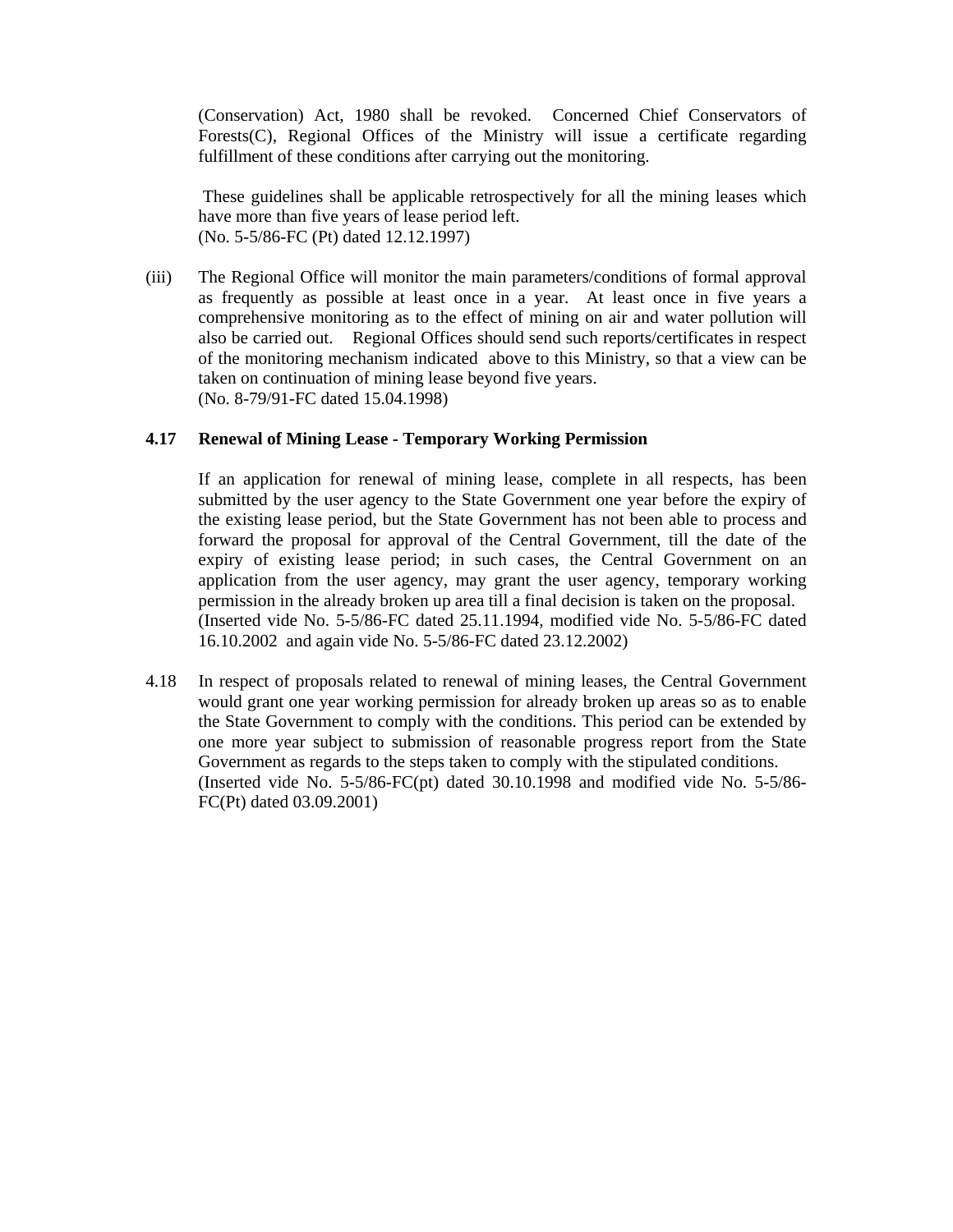(Conservation) Act, 1980 shall be revoked. Concerned Chief Conservators of Forests(C), Regional Offices of the Ministry will issue a certificate regarding fulfillment of these conditions after carrying out the monitoring.

These guidelines shall be applicable retrospectively for all the mining leases which have more than five years of lease period left.
(No. 5-5/86-FC (Pt) dated 12.12.1997)

(iii) The Regional Office will monitor the main parameters/conditions of formal approval as frequently as possible at least once in a year. At least once in five years a comprehensive monitoring as to the effect of mining on air and water pollution will also be carried out. Regional Offices should send such reports/certificates in respect of the monitoring mechanism indicated above to this Ministry, so that a view can be taken on continuation of mining lease beyond five years.
(No. 8-79/91-FC dated 15.04.1998)

**4.17 Renewal of Mining Lease - Temporary Working Permission**

If an application for renewal of mining lease, complete in all respects, has been submitted by the user agency to the State Government one year before the expiry of the existing lease period, but the State Government has not been able to process and forward the proposal for approval of the Central Government, till the date of the expiry of existing lease period; in such cases, the Central Government on an application from the user agency, may grant the user agency, temporary working permission in the already broken up area till a final decision is taken on the proposal.
(Inserted vide No. 5-5/86-FC dated 25.11.1994, modified vide No. 5-5/86-FC dated 16.10.2002 and again vide No. 5-5/86-FC dated 23.12.2002)

4.18 In respect of proposals related to renewal of mining leases, the Central Government would grant one year working permission for already broken up areas so as to enable the State Government to comply with the conditions. This period can be extended by one more year subject to submission of reasonable progress report from the State Government as regards to the steps taken to comply with the stipulated conditions.
(Inserted vide No. 5-5/86-FC(pt) dated 30.10.1998 and modified vide No. 5-5/86-FC(Pt) dated 03.09.2001)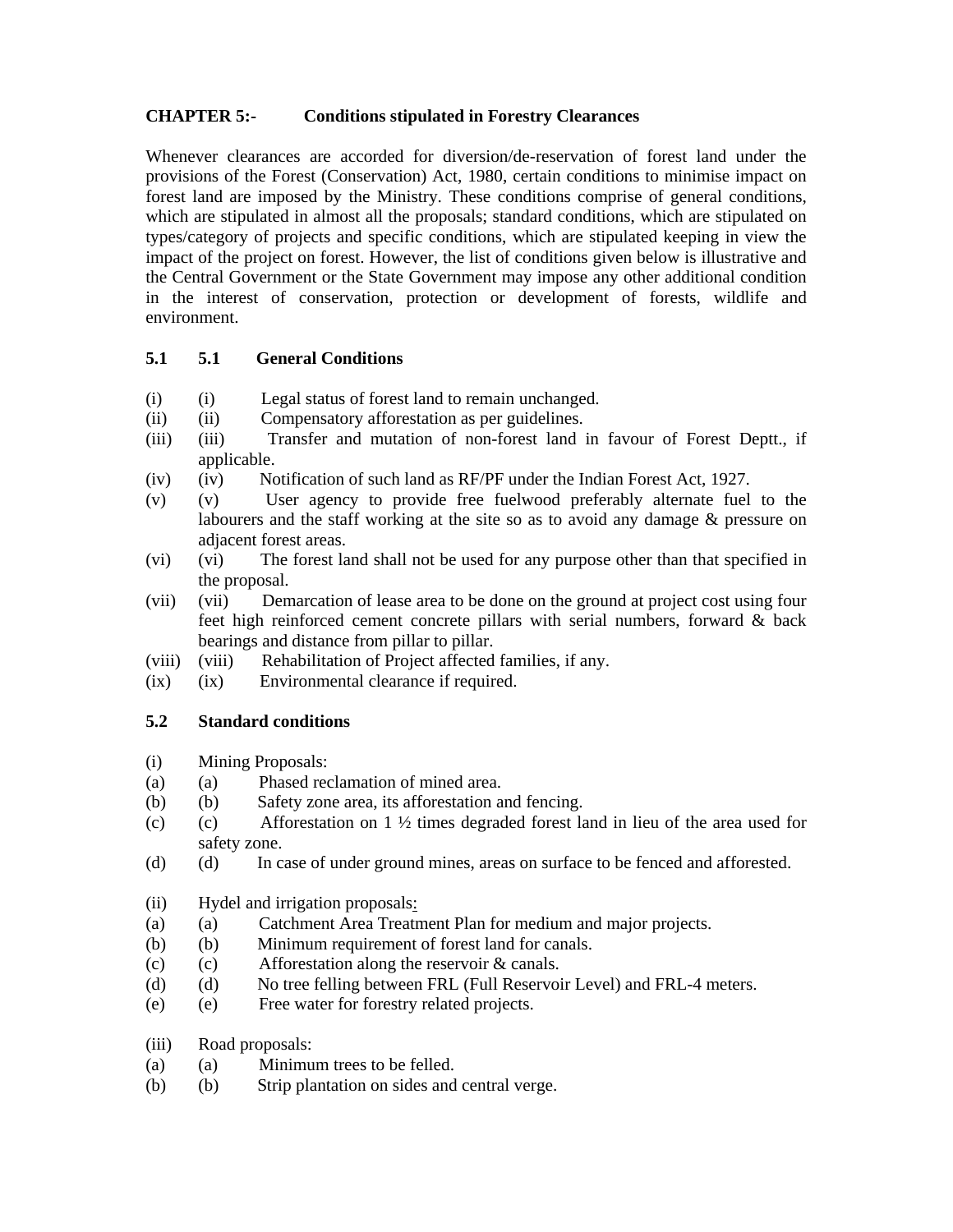## CHAPTER 5:- Conditions stipulated in Forestry Clearances

Whenever clearances are accorded for diversion/de-reservation of forest land under the provisions of the Forest (Conservation) Act, 1980, certain conditions to minimise impact on forest land are imposed by the Ministry. These conditions comprise of general conditions, which are stipulated in almost all the proposals; standard conditions, which are stipulated on types/category of projects and specific conditions, which are stipulated keeping in view the impact of the project on forest. However, the list of conditions given below is illustrative and the Central Government or the State Government may impose any other additional condition in the interest of conservation, protection or development of forests, wildlife and environment.

### 5.1 5.1 General Conditions

(i) (i) Legal status of forest land to remain unchanged.
(ii) (ii) Compensatory afforestation as per guidelines.
(iii) (iii) Transfer and mutation of non-forest land in favour of Forest Deptt., if applicable.
(iv) (iv) Notification of such land as RF/PF under the Indian Forest Act, 1927.
(v) (v) User agency to provide free fuelwood preferably alternate fuel to the labourers and the staff working at the site so as to avoid any damage & pressure on adjacent forest areas.
(vi) (vi) The forest land shall not be used for any purpose other than that specified in the proposal.
(vii) (vii) Demarcation of lease area to be done on the ground at project cost using four feet high reinforced cement concrete pillars with serial numbers, forward & back bearings and distance from pillar to pillar.
(viii) (viii) Rehabilitation of Project affected families, if any.
(ix) (ix) Environmental clearance if required.

### 5.2 Standard conditions

(i) Mining Proposals:
(a) (a) Phased reclamation of mined area.
(b) (b) Safety zone area, its afforestation and fencing.
(c) (c) Afforestation on 1 ½ times degraded forest land in lieu of the area used for safety zone.
(d) (d) In case of under ground mines, areas on surface to be fenced and afforested.

(ii) Hydel and irrigation proposals:
(a) (a) Catchment Area Treatment Plan for medium and major projects.
(b) (b) Minimum requirement of forest land for canals.
(c) (c) Afforestation along the reservoir & canals.
(d) (d) No tree felling between FRL (Full Reservoir Level) and FRL-4 meters.
(e) (e) Free water for forestry related projects.

(iii) Road proposals:
(a) (a) Minimum trees to be felled.
(b) (b) Strip plantation on sides and central verge.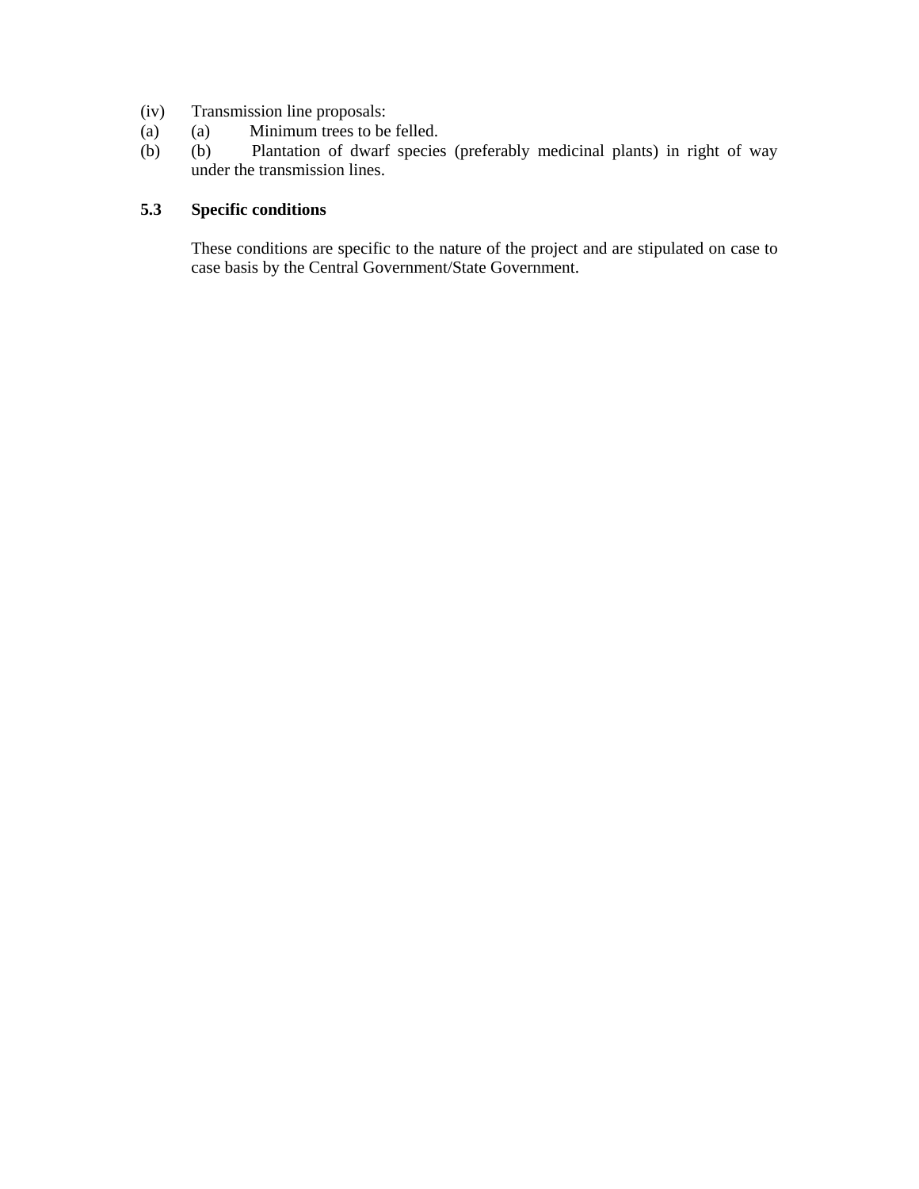(iv) Transmission line proposals:

(a) (a) Minimum trees to be felled.

(b) (b) Plantation of dwarf species (preferably medicinal plants) in right of way under the transmission lines.

**5.3 Specific conditions**

These conditions are specific to the nature of the project and are stipulated on case to case basis by the Central Government/State Government.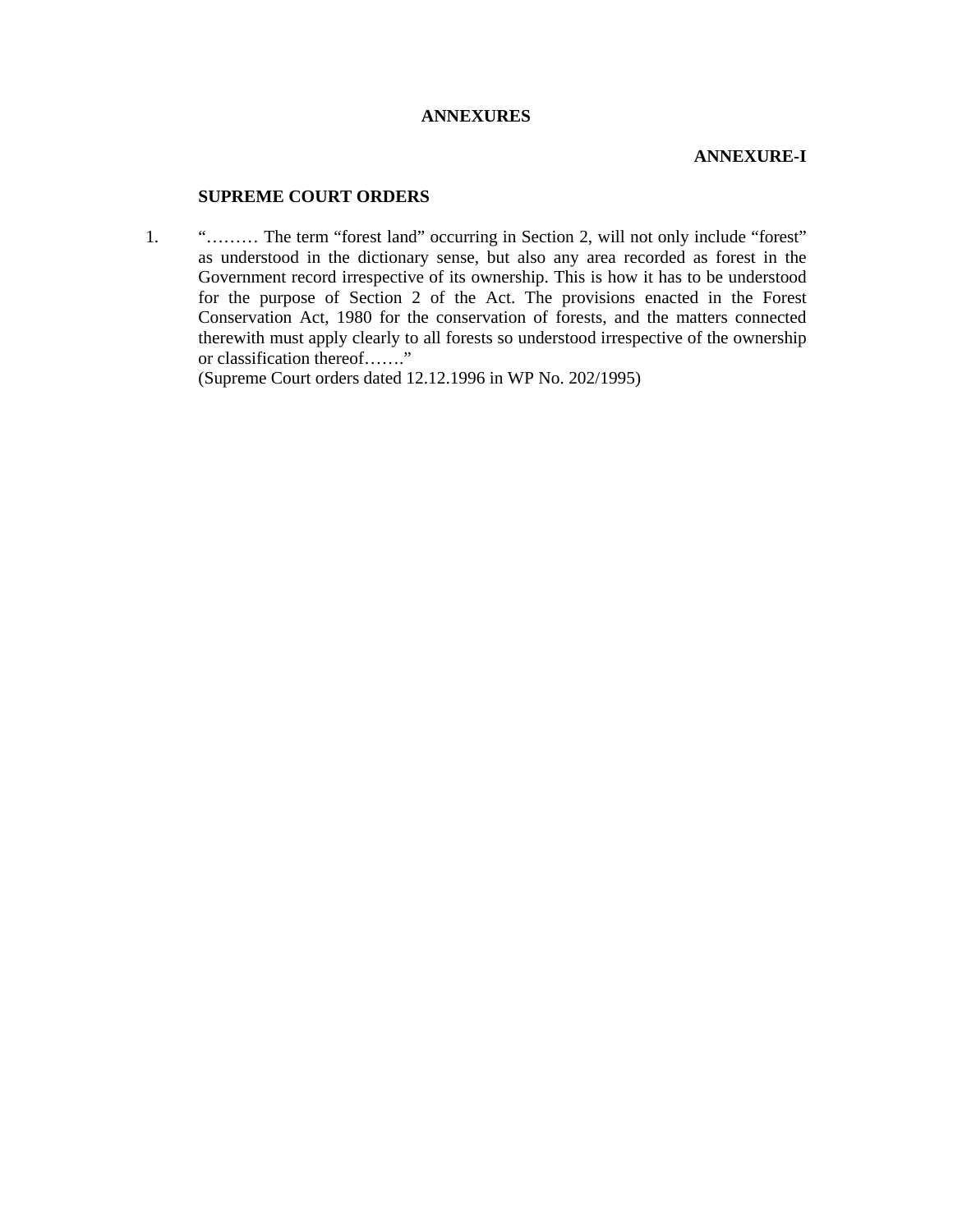# ANNEXURES

**ANNEXURE-I**

## SUPREME COURT ORDERS

1. "……… The term "forest land" occurring in Section 2, will not only include "forest" as understood in the dictionary sense, but also any area recorded as forest in the Government record irrespective of its ownership. This is how it has to be understood for the purpose of Section 2 of the Act. The provisions enacted in the Forest Conservation Act, 1980 for the conservation of forests, and the matters connected therewith must apply clearly to all forests so understood irrespective of the ownership or classification thereof……."
   (Supreme Court orders dated 12.12.1996 in WP No. 202/1995)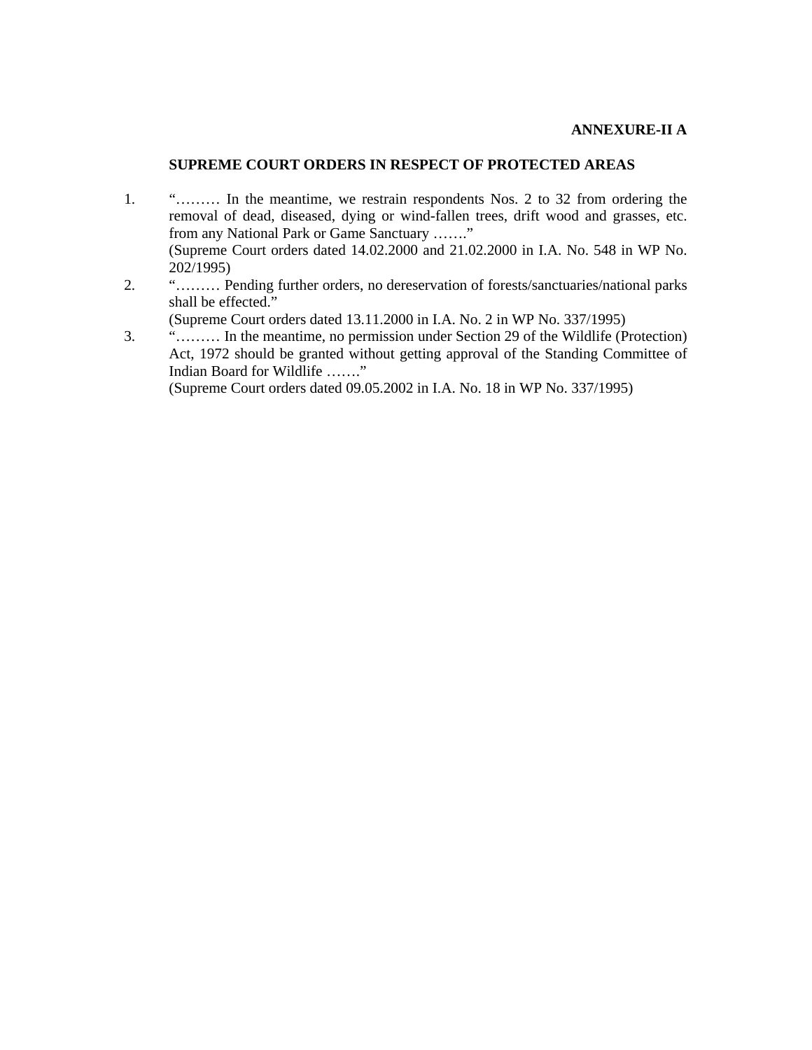**ANNEXURE-II A**

## SUPREME COURT ORDERS IN RESPECT OF PROTECTED AREAS

1. "……… In the meantime, we restrain respondents Nos. 2 to 32 from ordering the removal of dead, diseased, dying or wind-fallen trees, drift wood and grasses, etc. from any National Park or Game Sanctuary ……."
   (Supreme Court orders dated 14.02.2000 and 21.02.2000 in I.A. No. 548 in WP No. 202/1995)
2. "……… Pending further orders, no dereservation of forests/sanctuaries/national parks shall be effected."
   (Supreme Court orders dated 13.11.2000 in I.A. No. 2 in WP No. 337/1995)
3. "……… In the meantime, no permission under Section 29 of the Wildlife (Protection) Act, 1972 should be granted without getting approval of the Standing Committee of Indian Board for Wildlife ……."
   (Supreme Court orders dated 09.05.2002 in I.A. No. 18 in WP No. 337/1995)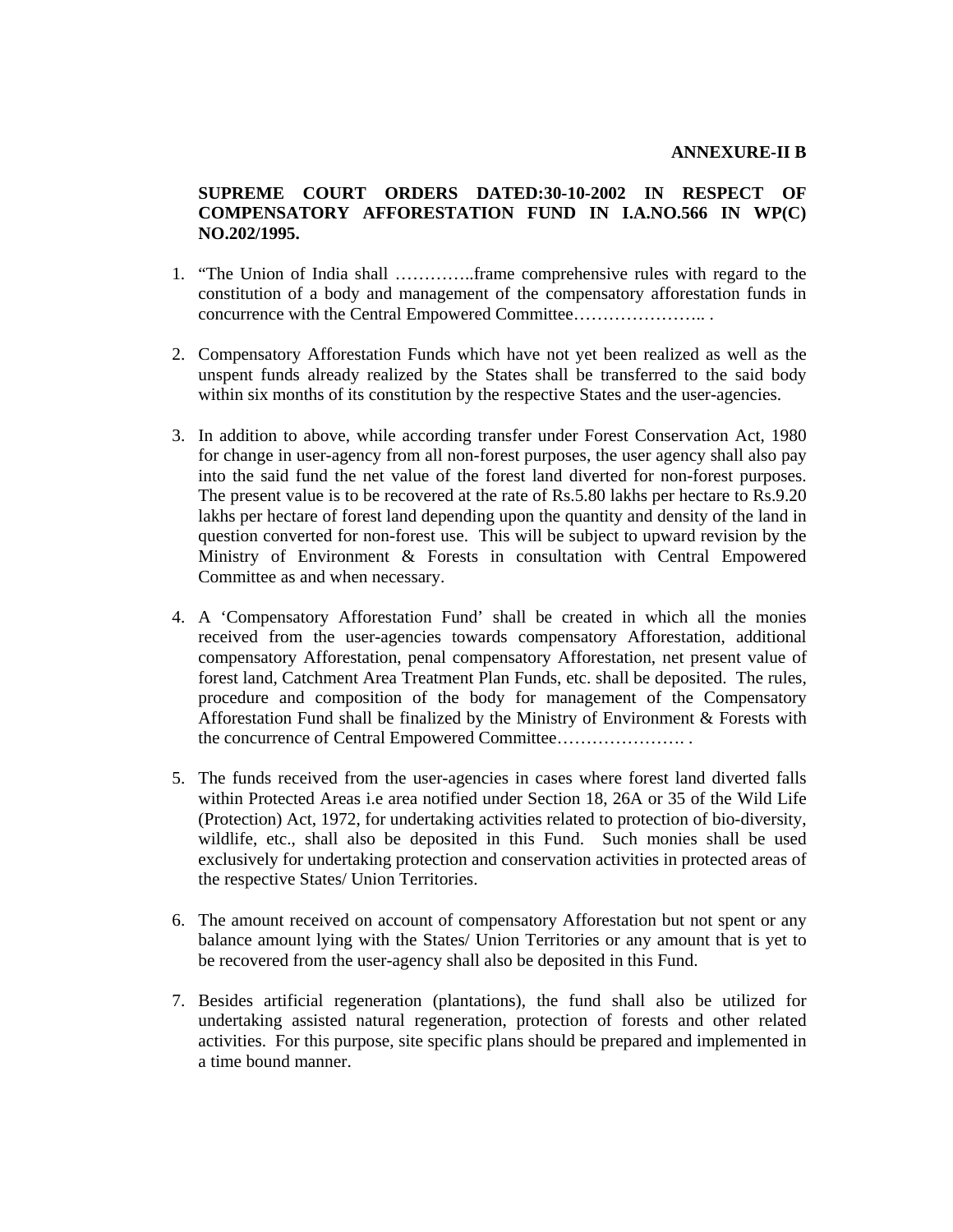**ANNEXURE-II B**

**SUPREME COURT ORDERS DATED:30-10-2002 IN RESPECT OF COMPENSATORY AFFORESTATION FUND IN I.A.NO.566 IN WP(C) NO.202/1995.**

1. "The Union of India shall …………..frame comprehensive rules with regard to the constitution of a body and management of the compensatory afforestation funds in concurrence with the Central Empowered Committee………………….. .

2. Compensatory Afforestation Funds which have not yet been realized as well as the unspent funds already realized by the States shall be transferred to the said body within six months of its constitution by the respective States and the user-agencies.

3. In addition to above, while according transfer under Forest Conservation Act, 1980 for change in user-agency from all non-forest purposes, the user agency shall also pay into the said fund the net value of the forest land diverted for non-forest purposes. The present value is to be recovered at the rate of Rs.5.80 lakhs per hectare to Rs.9.20 lakhs per hectare of forest land depending upon the quantity and density of the land in question converted for non-forest use. This will be subject to upward revision by the Ministry of Environment & Forests in consultation with Central Empowered Committee as and when necessary.

4. A 'Compensatory Afforestation Fund' shall be created in which all the monies received from the user-agencies towards compensatory Afforestation, additional compensatory Afforestation, penal compensatory Afforestation, net present value of forest land, Catchment Area Treatment Plan Funds, etc. shall be deposited. The rules, procedure and composition of the body for management of the Compensatory Afforestation Fund shall be finalized by the Ministry of Environment & Forests with the concurrence of Central Empowered Committee…………………. .

5. The funds received from the user-agencies in cases where forest land diverted falls within Protected Areas i.e area notified under Section 18, 26A or 35 of the Wild Life (Protection) Act, 1972, for undertaking activities related to protection of bio-diversity, wildlife, etc., shall also be deposited in this Fund. Such monies shall be used exclusively for undertaking protection and conservation activities in protected areas of the respective States/ Union Territories.

6. The amount received on account of compensatory Afforestation but not spent or any balance amount lying with the States/ Union Territories or any amount that is yet to be recovered from the user-agency shall also be deposited in this Fund.

7. Besides artificial regeneration (plantations), the fund shall also be utilized for undertaking assisted natural regeneration, protection of forests and other related activities. For this purpose, site specific plans should be prepared and implemented in a time bound manner.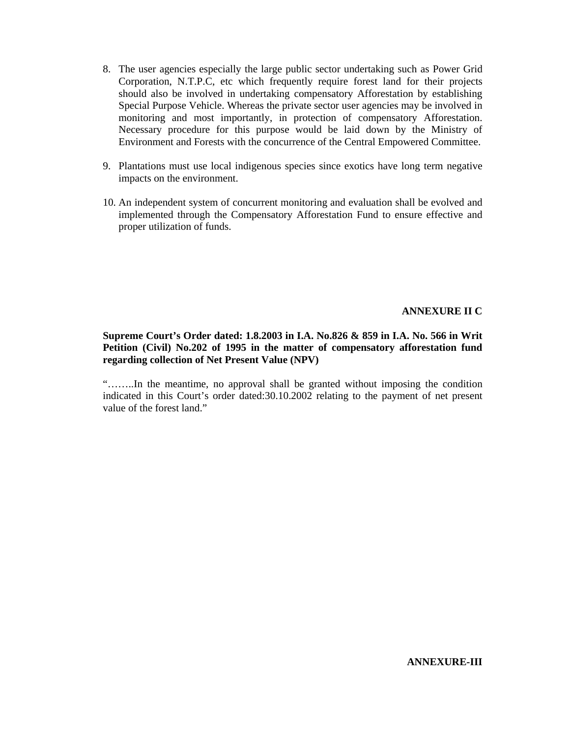8. The user agencies especially the large public sector undertaking such as Power Grid Corporation, N.T.P.C, etc which frequently require forest land for their projects should also be involved in undertaking compensatory Afforestation by establishing Special Purpose Vehicle. Whereas the private sector user agencies may be involved in monitoring and most importantly, in protection of compensatory Afforestation. Necessary procedure for this purpose would be laid down by the Ministry of Environment and Forests with the concurrence of the Central Empowered Committee.

9. Plantations must use local indigenous species since exotics have long term negative impacts on the environment.

10. An independent system of concurrent monitoring and evaluation shall be evolved and implemented through the Compensatory Afforestation Fund to ensure effective and proper utilization of funds.

**ANNEXURE II C**

**Supreme Court's Order dated: 1.8.2003 in I.A. No.826 & 859 in I.A. No. 566 in Writ Petition (Civil) No.202 of 1995 in the matter of compensatory afforestation fund regarding collection of Net Present Value (NPV)**

"……..In the meantime, no approval shall be granted without imposing the condition indicated in this Court's order dated:30.10.2002 relating to the payment of net present value of the forest land."

**ANNEXURE-III**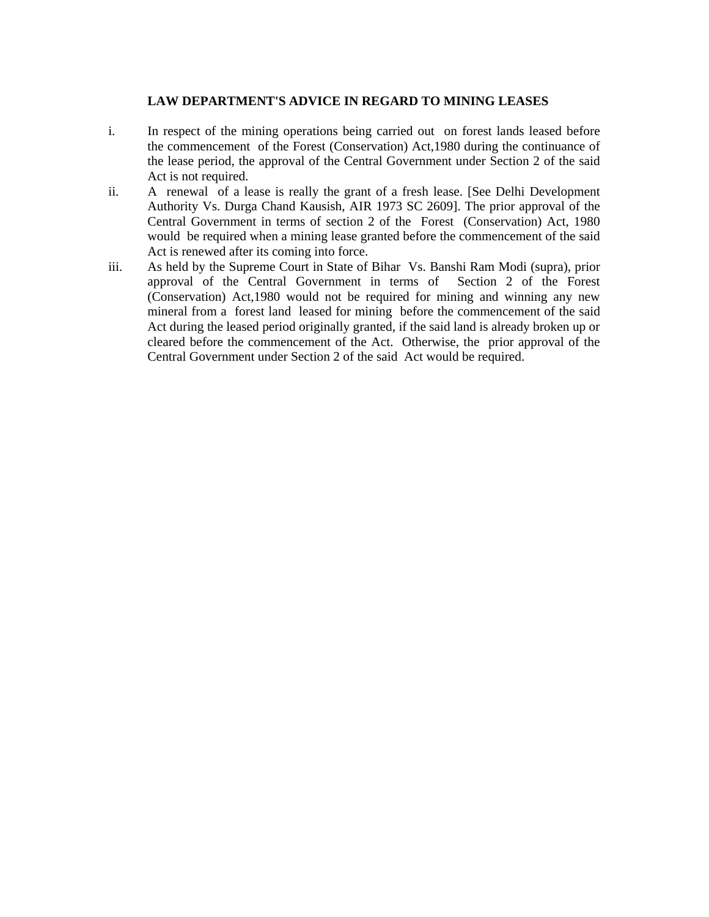# LAW DEPARTMENT'S ADVICE IN REGARD TO MINING LEASES

i. In respect of the mining operations being carried out on forest lands leased before the commencement of the Forest (Conservation) Act,1980 during the continuance of the lease period, the approval of the Central Government under Section 2 of the said Act is not required.

ii. A renewal of a lease is really the grant of a fresh lease. [See Delhi Development Authority Vs. Durga Chand Kausish, AIR 1973 SC 2609]. The prior approval of the Central Government in terms of section 2 of the Forest (Conservation) Act, 1980 would be required when a mining lease granted before the commencement of the said Act is renewed after its coming into force.

iii. As held by the Supreme Court in State of Bihar Vs. Banshi Ram Modi (supra), prior approval of the Central Government in terms of Section 2 of the Forest (Conservation) Act,1980 would not be required for mining and winning any new mineral from a forest land leased for mining before the commencement of the said Act during the leased period originally granted, if the said land is already broken up or cleared before the commencement of the Act. Otherwise, the prior approval of the Central Government under Section 2 of the said Act would be required.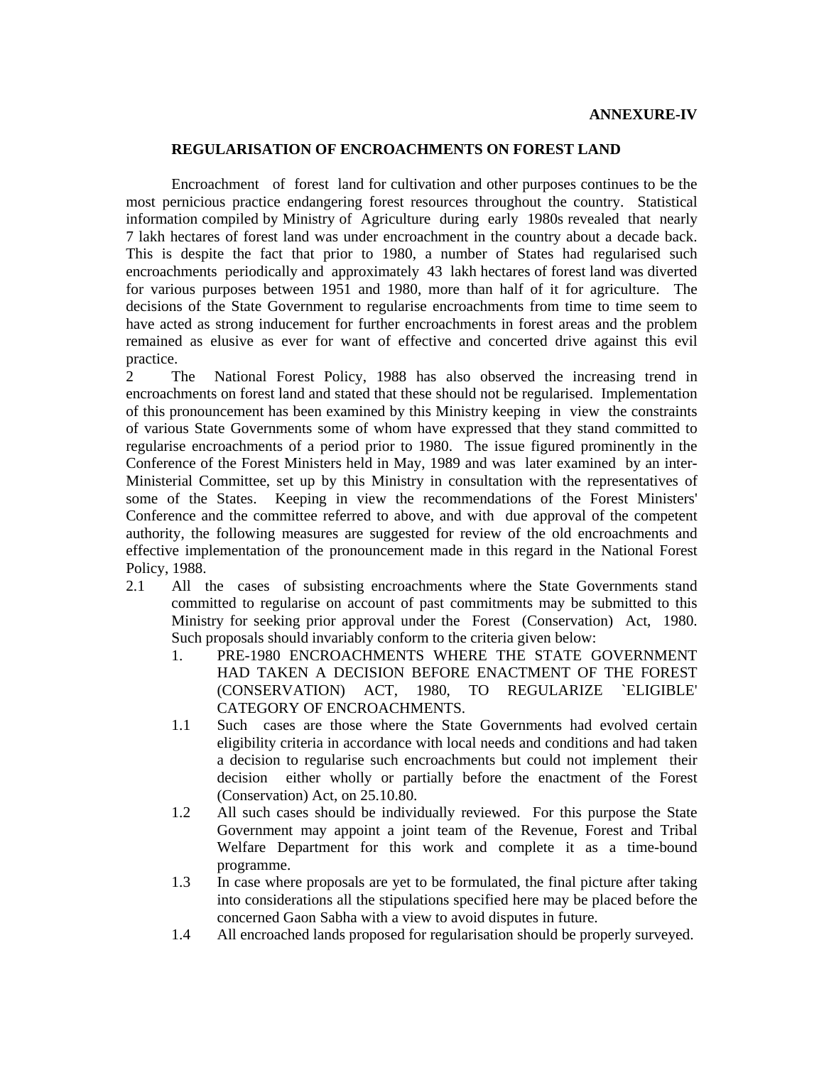**ANNEXURE-IV**

## REGULARISATION OF ENCROACHMENTS ON FOREST LAND

Encroachment of forest land for cultivation and other purposes continues to be the most pernicious practice endangering forest resources throughout the country. Statistical information compiled by Ministry of Agriculture during early 1980s revealed that nearly 7 lakh hectares of forest land was under encroachment in the country about a decade back. This is despite the fact that prior to 1980, a number of States had regularised such encroachments periodically and approximately 43 lakh hectares of forest land was diverted for various purposes between 1951 and 1980, more than half of it for agriculture. The decisions of the State Government to regularise encroachments from time to time seem to have acted as strong inducement for further encroachments in forest areas and the problem remained as elusive as ever for want of effective and concerted drive against this evil practice.

2 The National Forest Policy, 1988 has also observed the increasing trend in encroachments on forest land and stated that these should not be regularised. Implementation of this pronouncement has been examined by this Ministry keeping in view the constraints of various State Governments some of whom have expressed that they stand committed to regularise encroachments of a period prior to 1980. The issue figured prominently in the Conference of the Forest Ministers held in May, 1989 and was later examined by an inter-Ministerial Committee, set up by this Ministry in consultation with the representatives of some of the States. Keeping in view the recommendations of the Forest Ministers' Conference and the committee referred to above, and with due approval of the competent authority, the following measures are suggested for review of the old encroachments and effective implementation of the pronouncement made in this regard in the National Forest Policy, 1988.

2.1 All the cases of subsisting encroachments where the State Governments stand committed to regularise on account of past commitments may be submitted to this Ministry for seeking prior approval under the Forest (Conservation) Act, 1980. Such proposals should invariably conform to the criteria given below:

1. PRE-1980 ENCROACHMENTS WHERE THE STATE GOVERNMENT HAD TAKEN A DECISION BEFORE ENACTMENT OF THE FOREST (CONSERVATION) ACT, 1980, TO REGULARIZE `ELIGIBLE' CATEGORY OF ENCROACHMENTS.

1.1 Such cases are those where the State Governments had evolved certain eligibility criteria in accordance with local needs and conditions and had taken a decision to regularise such encroachments but could not implement their decision either wholly or partially before the enactment of the Forest (Conservation) Act, on 25.10.80.

1.2 All such cases should be individually reviewed. For this purpose the State Government may appoint a joint team of the Revenue, Forest and Tribal Welfare Department for this work and complete it as a time-bound programme.

1.3 In case where proposals are yet to be formulated, the final picture after taking into considerations all the stipulations specified here may be placed before the concerned Gaon Sabha with a view to avoid disputes in future.

1.4 All encroached lands proposed for regularisation should be properly surveyed.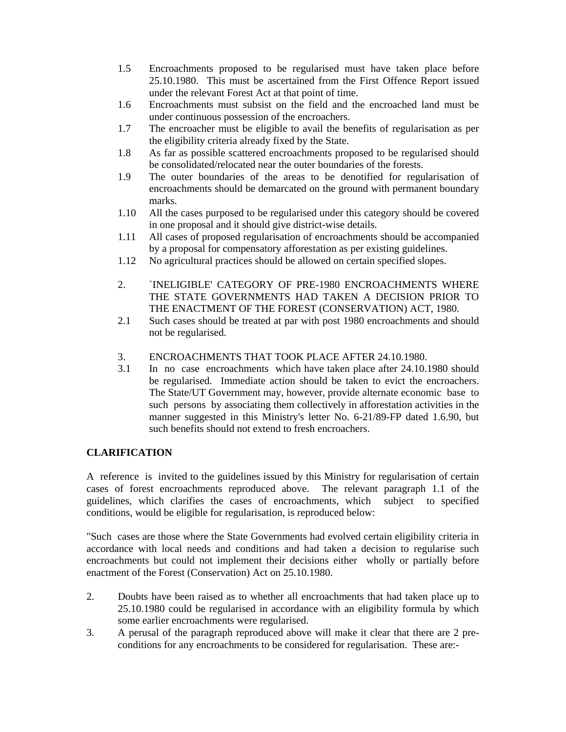1.5 Encroachments proposed to be regularised must have taken place before 25.10.1980. This must be ascertained from the First Offence Report issued under the relevant Forest Act at that point of time.

1.6 Encroachments must subsist on the field and the encroached land must be under continuous possession of the encroachers.

1.7 The encroacher must be eligible to avail the benefits of regularisation as per the eligibility criteria already fixed by the State.

1.8 As far as possible scattered encroachments proposed to be regularised should be consolidated/relocated near the outer boundaries of the forests.

1.9 The outer boundaries of the areas to be denotified for regularisation of encroachments should be demarcated on the ground with permanent boundary marks.

1.10 All the cases purposed to be regularised under this category should be covered in one proposal and it should give district-wise details.

1.11 All cases of proposed regularisation of encroachments should be accompanied by a proposal for compensatory afforestation as per existing guidelines.

1.12 No agricultural practices should be allowed on certain specified slopes.

2. `INELIGIBLE' CATEGORY OF PRE-1980 ENCROACHMENTS WHERE THE STATE GOVERNMENTS HAD TAKEN A DECISION PRIOR TO THE ENACTMENT OF THE FOREST (CONSERVATION) ACT, 1980.

2.1 Such cases should be treated at par with post 1980 encroachments and should not be regularised.

3. ENCROACHMENTS THAT TOOK PLACE AFTER 24.10.1980.

3.1 In no case encroachments which have taken place after 24.10.1980 should be regularised. Immediate action should be taken to evict the encroachers. The State/UT Government may, however, provide alternate economic base to such persons by associating them collectively in afforestation activities in the manner suggested in this Ministry's letter No. 6-21/89-FP dated 1.6.90, but such benefits should not extend to fresh encroachers.

**CLARIFICATION**

A reference is invited to the guidelines issued by this Ministry for regularisation of certain cases of forest encroachments reproduced above. The relevant paragraph 1.1 of the guidelines, which clarifies the cases of encroachments, which subject to specified conditions, would be eligible for regularisation, is reproduced below:

"Such cases are those where the State Governments had evolved certain eligibility criteria in accordance with local needs and conditions and had taken a decision to regularise such encroachments but could not implement their decisions either wholly or partially before enactment of the Forest (Conservation) Act on 25.10.1980.

2. Doubts have been raised as to whether all encroachments that had taken place up to 25.10.1980 could be regularised in accordance with an eligibility formula by which some earlier encroachments were regularised.

3. A perusal of the paragraph reproduced above will make it clear that there are 2 pre-conditions for any encroachments to be considered for regularisation. These are:-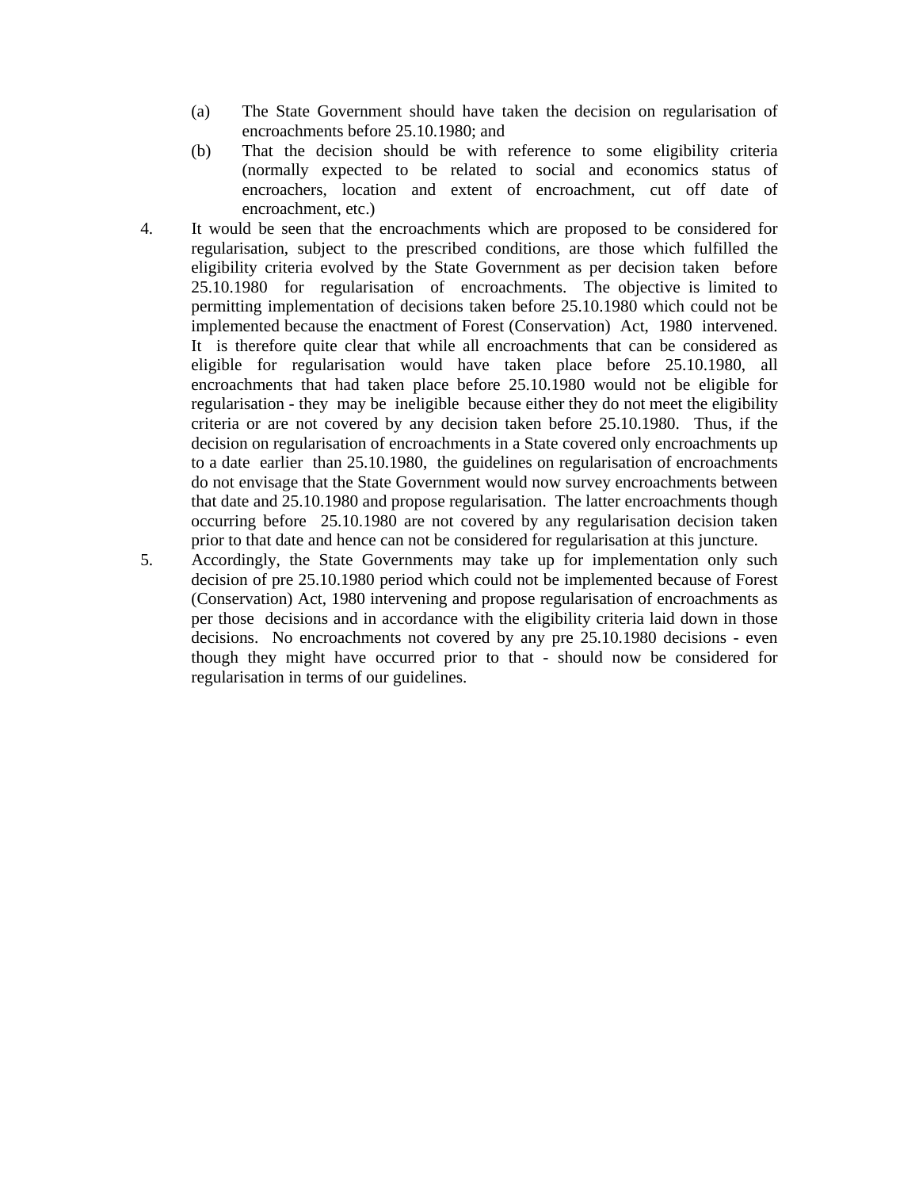(a) The State Government should have taken the decision on regularisation of encroachments before 25.10.1980; and

(b) That the decision should be with reference to some eligibility criteria (normally expected to be related to social and economics status of encroachers, location and extent of encroachment, cut off date of encroachment, etc.)

4. It would be seen that the encroachments which are proposed to be considered for regularisation, subject to the prescribed conditions, are those which fulfilled the eligibility criteria evolved by the State Government as per decision taken before 25.10.1980 for regularisation of encroachments. The objective is limited to permitting implementation of decisions taken before 25.10.1980 which could not be implemented because the enactment of Forest (Conservation) Act, 1980 intervened. It is therefore quite clear that while all encroachments that can be considered as eligible for regularisation would have taken place before 25.10.1980, all encroachments that had taken place before 25.10.1980 would not be eligible for regularisation - they may be ineligible because either they do not meet the eligibility criteria or are not covered by any decision taken before 25.10.1980. Thus, if the decision on regularisation of encroachments in a State covered only encroachments up to a date earlier than 25.10.1980, the guidelines on regularisation of encroachments do not envisage that the State Government would now survey encroachments between that date and 25.10.1980 and propose regularisation. The latter encroachments though occurring before 25.10.1980 are not covered by any regularisation decision taken prior to that date and hence can not be considered for regularisation at this juncture.

5. Accordingly, the State Governments may take up for implementation only such decision of pre 25.10.1980 period which could not be implemented because of Forest (Conservation) Act, 1980 intervening and propose regularisation of encroachments as per those decisions and in accordance with the eligibility criteria laid down in those decisions. No encroachments not covered by any pre 25.10.1980 decisions - even though they might have occurred prior to that - should now be considered for regularisation in terms of our guidelines.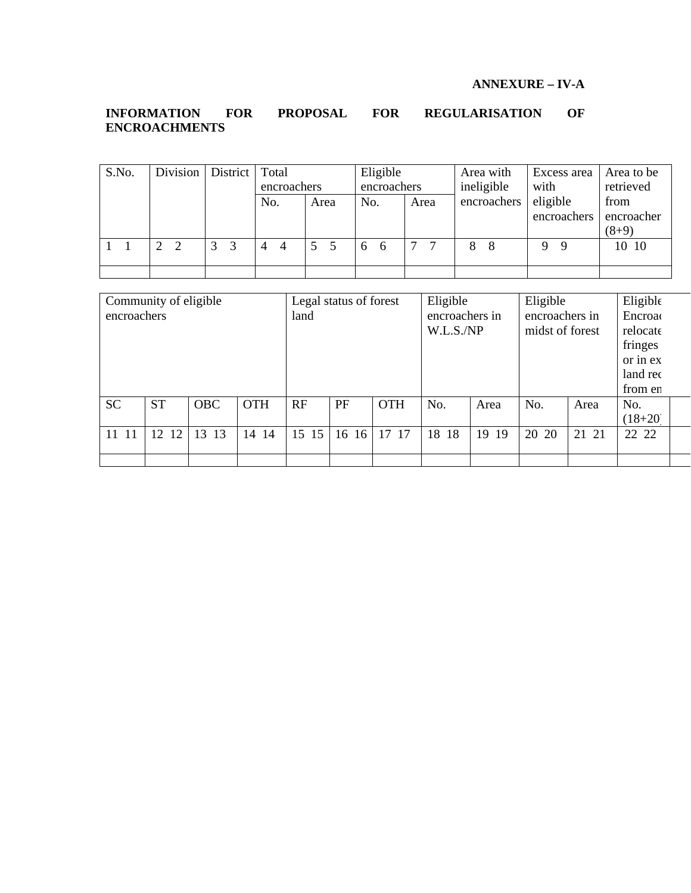**ANNEXURE – IV-A**

**INFORMATION FOR PROPOSAL FOR REGULARISATION OF ENCROACHMENTS**

| S.No. | Division | District | Total encroachers | | Eligible encroachers | | Area with ineligible encroachers | Excess area with eligible encroachers | Area to be retrieved from encroacher (8+9) |
|---|---|---|---|---|---|---|---|---|---|
| | | | No. | Area | No. | Area | | | |
| 1 1 | 2 2 | 3 3 | 4 4 | 5 5 | 6 6 | 7 7 | 8 8 | 9 9 | 10 10 |
| | | | | | | | | | |

| Community of eligible encroachers | | | | Legal status of forest land | | | Eligible encroachers in W.L.S./NP | | Eligible encroachers in midst of forest | | Eligible Encroac relocate fringes or in ex land rec from en | |
|---|---|---|---|---|---|---|---|---|---|---|---|---|
| SC | ST | OBC | OTH | RF | PF | OTH | No. | Area | No. | Area | No. (18+20) | |
| 11 11 | 12 12 | 13 13 | 14 14 | 15 15 | 16 16 | 17 17 | 18 18 | 19 19 | 20 20 | 21 21 | 22 22 | |
| | | | | | | | | | | | | |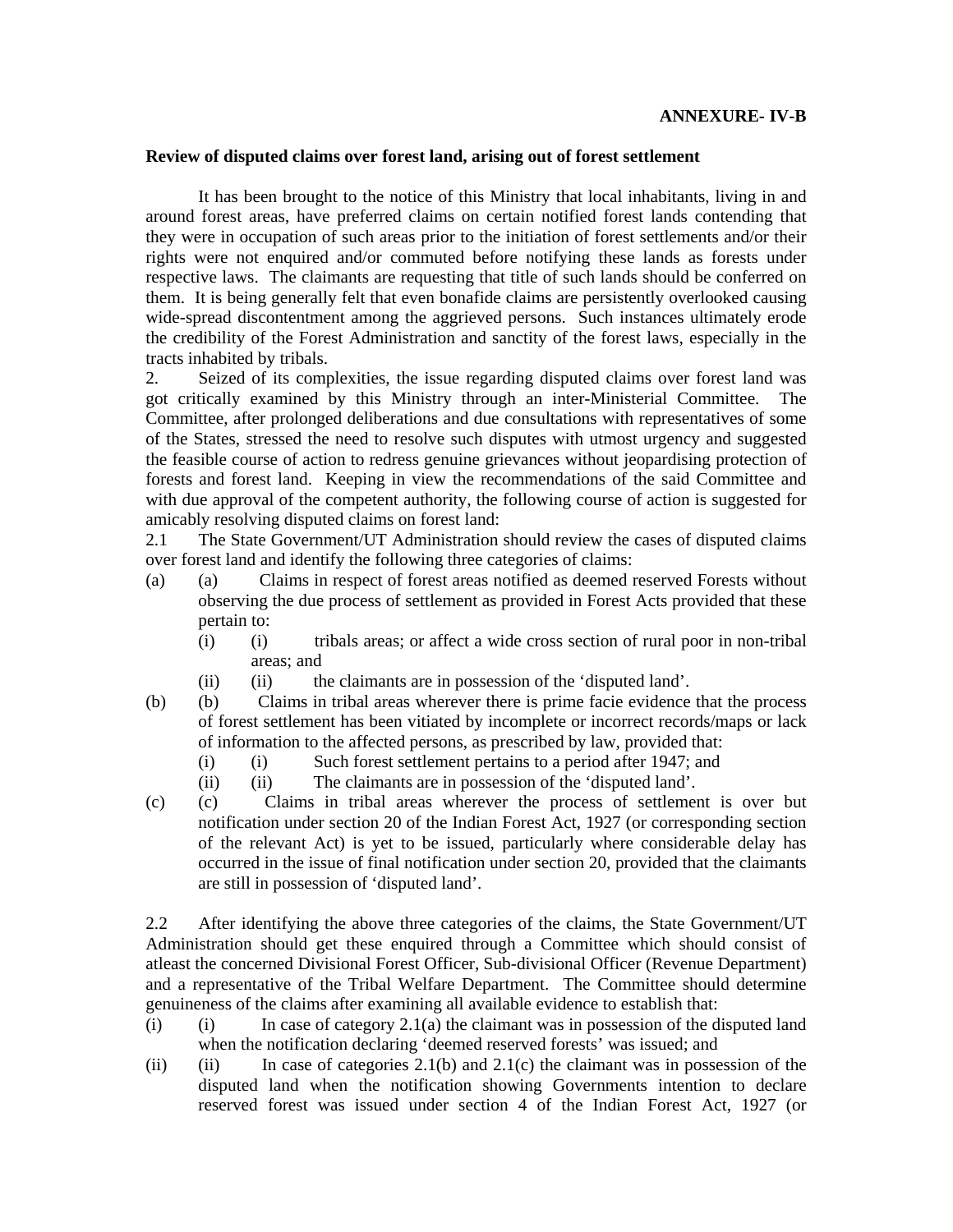**ANNEXURE- IV-B**

**Review of disputed claims over forest land, arising out of forest settlement**

It has been brought to the notice of this Ministry that local inhabitants, living in and around forest areas, have preferred claims on certain notified forest lands contending that they were in occupation of such areas prior to the initiation of forest settlements and/or their rights were not enquired and/or commuted before notifying these lands as forests under respective laws. The claimants are requesting that title of such lands should be conferred on them. It is being generally felt that even bonafide claims are persistently overlooked causing wide-spread discontentment among the aggrieved persons. Such instances ultimately erode the credibility of the Forest Administration and sanctity of the forest laws, especially in the tracts inhabited by tribals.

2. Seized of its complexities, the issue regarding disputed claims over forest land was got critically examined by this Ministry through an inter-Ministerial Committee. The Committee, after prolonged deliberations and due consultations with representatives of some of the States, stressed the need to resolve such disputes with utmost urgency and suggested the feasible course of action to redress genuine grievances without jeopardising protection of forests and forest land. Keeping in view the recommendations of the said Committee and with due approval of the competent authority, the following course of action is suggested for amicably resolving disputed claims on forest land:

2.1 The State Government/UT Administration should review the cases of disputed claims over forest land and identify the following three categories of claims:

(a) (a) Claims in respect of forest areas notified as deemed reserved Forests without observing the due process of settlement as provided in Forest Acts provided that these pertain to:

- (i) (i) tribals areas; or affect a wide cross section of rural poor in non-tribal areas; and
- (ii) (ii) the claimants are in possession of the 'disputed land'.

(b) (b) Claims in tribal areas wherever there is prime facie evidence that the process of forest settlement has been vitiated by incomplete or incorrect records/maps or lack of information to the affected persons, as prescribed by law, provided that:

- (i) (i) Such forest settlement pertains to a period after 1947; and
- (ii) (ii) The claimants are in possession of the 'disputed land'.

(c) (c) Claims in tribal areas wherever the process of settlement is over but notification under section 20 of the Indian Forest Act, 1927 (or corresponding section of the relevant Act) is yet to be issued, particularly where considerable delay has occurred in the issue of final notification under section 20, provided that the claimants are still in possession of 'disputed land'.

2.2 After identifying the above three categories of the claims, the State Government/UT Administration should get these enquired through a Committee which should consist of atleast the concerned Divisional Forest Officer, Sub-divisional Officer (Revenue Department) and a representative of the Tribal Welfare Department. The Committee should determine genuineness of the claims after examining all available evidence to establish that:

(i) (i) In case of category 2.1(a) the claimant was in possession of the disputed land when the notification declaring 'deemed reserved forests' was issued; and

(ii) (ii) In case of categories 2.1(b) and 2.1(c) the claimant was in possession of the disputed land when the notification showing Governments intention to declare reserved forest was issued under section 4 of the Indian Forest Act, 1927 (or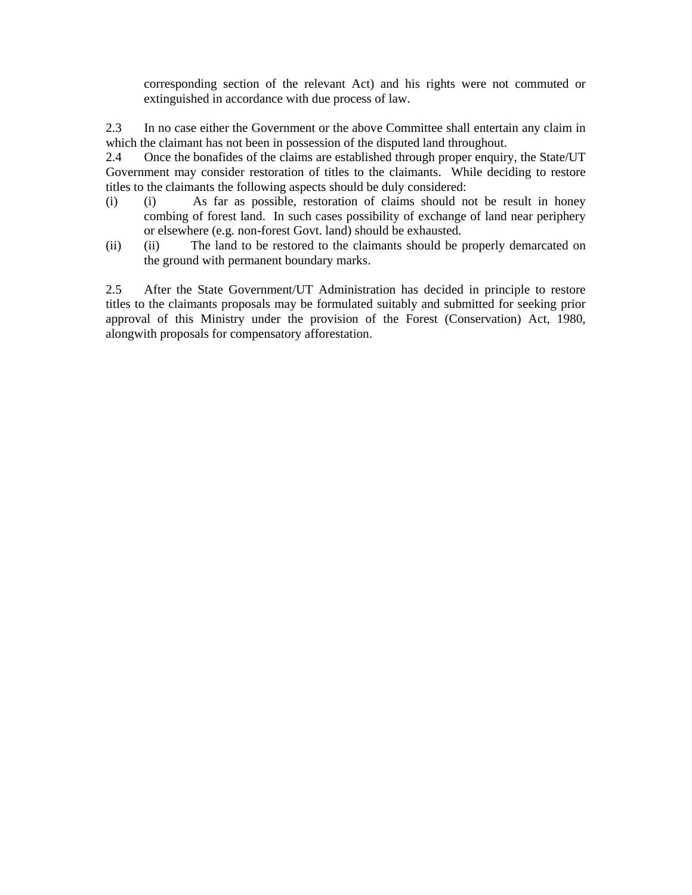corresponding section of the relevant Act) and his rights were not commuted or extinguished in accordance with due process of law.

2.3 In no case either the Government or the above Committee shall entertain any claim in which the claimant has not been in possession of the disputed land throughout.

2.4 Once the bonafides of the claims are established through proper enquiry, the State/UT Government may consider restoration of titles to the claimants. While deciding to restore titles to the claimants the following aspects should be duly considered:

(i) (i) As far as possible, restoration of claims should not be result in honey combing of forest land. In such cases possibility of exchange of land near periphery or elsewhere (e.g. non-forest Govt. land) should be exhausted.

(ii) (ii) The land to be restored to the claimants should be properly demarcated on the ground with permanent boundary marks.

2.5 After the State Government/UT Administration has decided in principle to restore titles to the claimants proposals may be formulated suitably and submitted for seeking prior approval of this Ministry under the provision of the Forest (Conservation) Act, 1980, alongwith proposals for compensatory afforestation.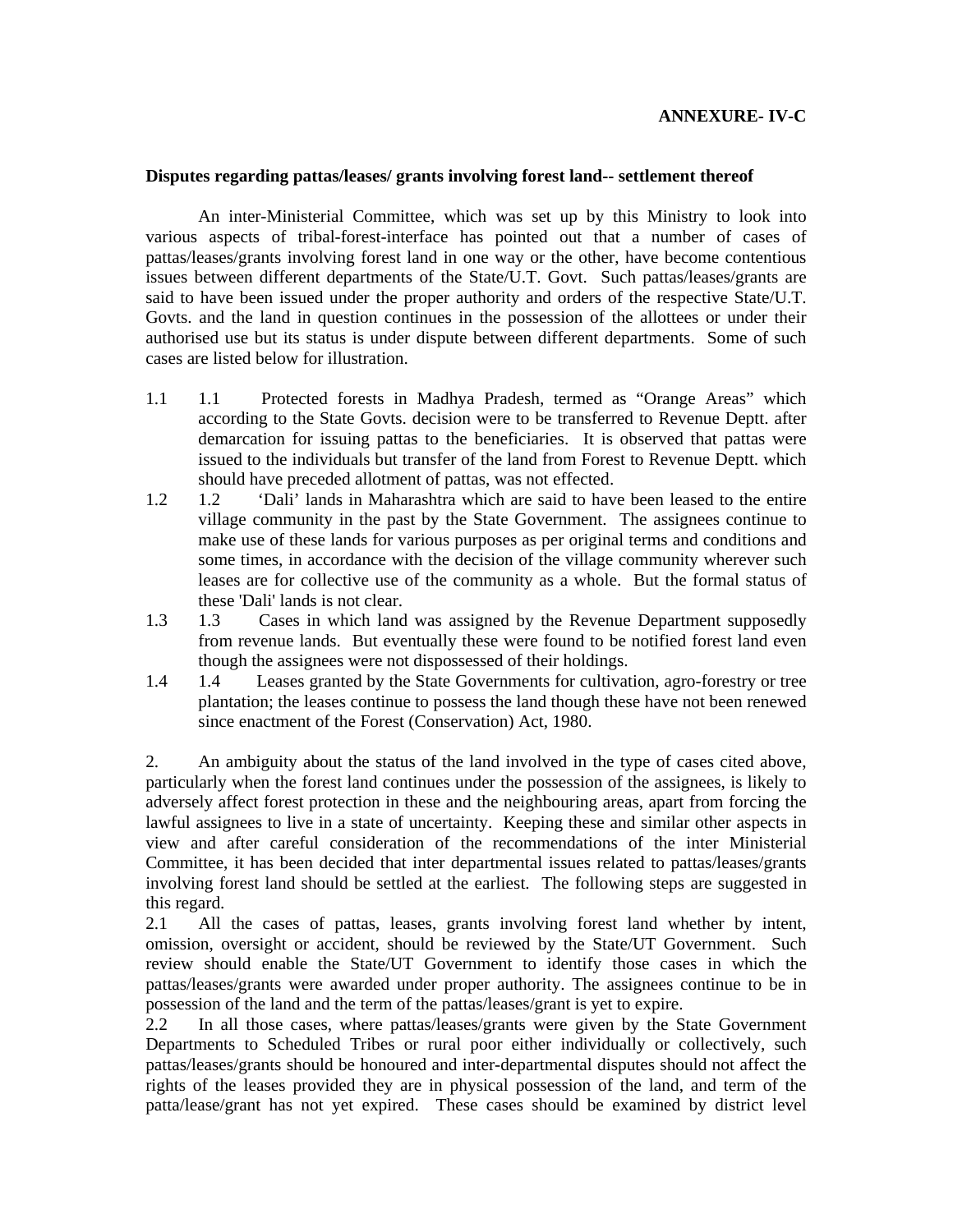**ANNEXURE- IV-C**

**Disputes regarding pattas/leases/ grants involving forest land-- settlement thereof**

An inter-Ministerial Committee, which was set up by this Ministry to look into various aspects of tribal-forest-interface has pointed out that a number of cases of pattas/leases/grants involving forest land in one way or the other, have become contentious issues between different departments of the State/U.T. Govt. Such pattas/leases/grants are said to have been issued under the proper authority and orders of the respective State/U.T. Govts. and the land in question continues in the possession of the allottees or under their authorised use but its status is under dispute between different departments. Some of such cases are listed below for illustration.

1.1 Protected forests in Madhya Pradesh, termed as “Orange Areas” which according to the State Govts. decision were to be transferred to Revenue Deptt. after demarcation for issuing pattas to the beneficiaries. It is observed that pattas were issued to the individuals but transfer of the land from Forest to Revenue Deptt. which should have preceded allotment of pattas, was not effected.

1.2 ‘Dali’ lands in Maharashtra which are said to have been leased to the entire village community in the past by the State Government. The assignees continue to make use of these lands for various purposes as per original terms and conditions and some times, in accordance with the decision of the village community wherever such leases are for collective use of the community as a whole. But the formal status of these 'Dali' lands is not clear.

1.3 Cases in which land was assigned by the Revenue Department supposedly from revenue lands. But eventually these were found to be notified forest land even though the assignees were not dispossessed of their holdings.

1.4 Leases granted by the State Governments for cultivation, agro-forestry or tree plantation; the leases continue to possess the land though these have not been renewed since enactment of the Forest (Conservation) Act, 1980.

2. An ambiguity about the status of the land involved in the type of cases cited above, particularly when the forest land continues under the possession of the assignees, is likely to adversely affect forest protection in these and the neighbouring areas, apart from forcing the lawful assignees to live in a state of uncertainty. Keeping these and similar other aspects in view and after careful consideration of the recommendations of the inter Ministerial Committee, it has been decided that inter departmental issues related to pattas/leases/grants involving forest land should be settled at the earliest. The following steps are suggested in this regard.

2.1 All the cases of pattas, leases, grants involving forest land whether by intent, omission, oversight or accident, should be reviewed by the State/UT Government. Such review should enable the State/UT Government to identify those cases in which the pattas/leases/grants were awarded under proper authority. The assignees continue to be in possession of the land and the term of the pattas/leases/grant is yet to expire.

2.2 In all those cases, where pattas/leases/grants were given by the State Government Departments to Scheduled Tribes or rural poor either individually or collectively, such pattas/leases/grants should be honoured and inter-departmental disputes should not affect the rights of the leases provided they are in physical possession of the land, and term of the patta/lease/grant has not yet expired. These cases should be examined by district level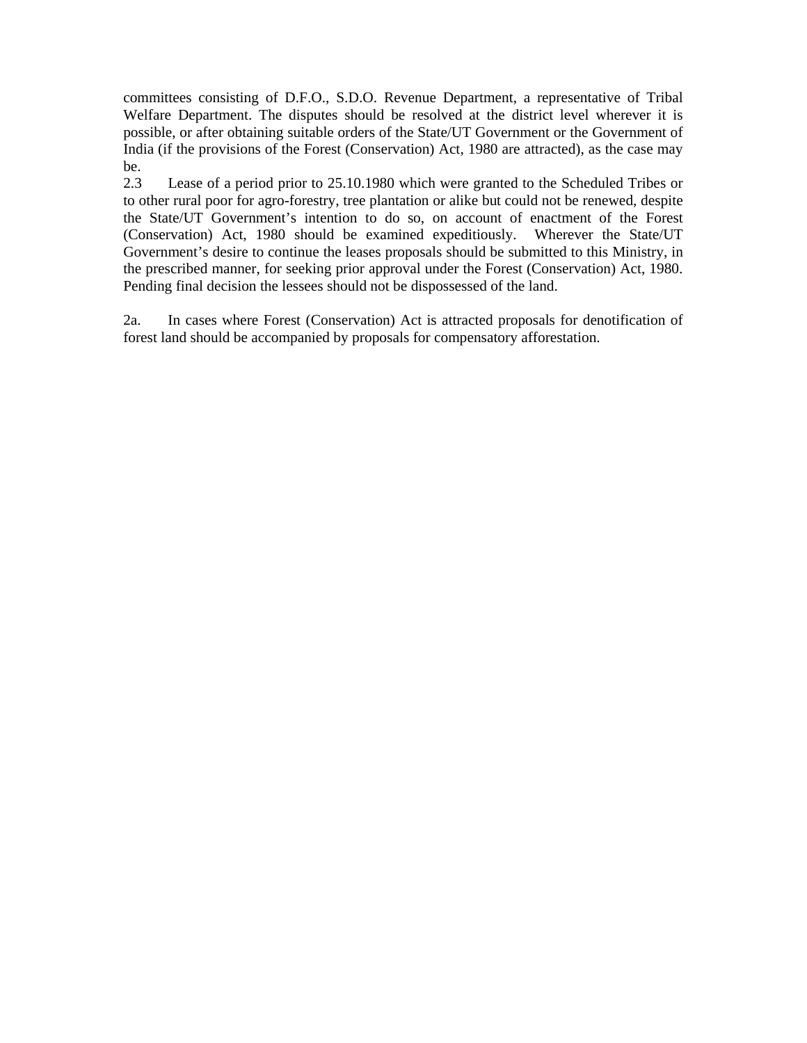committees consisting of D.F.O., S.D.O. Revenue Department, a representative of Tribal Welfare Department. The disputes should be resolved at the district level wherever it is possible, or after obtaining suitable orders of the State/UT Government or the Government of India (if the provisions of the Forest (Conservation) Act, 1980 are attracted), as the case may be.

2.3 Lease of a period prior to 25.10.1980 which were granted to the Scheduled Tribes or to other rural poor for agro-forestry, tree plantation or alike but could not be renewed, despite the State/UT Government's intention to do so, on account of enactment of the Forest (Conservation) Act, 1980 should be examined expeditiously. Wherever the State/UT Government's desire to continue the leases proposals should be submitted to this Ministry, in the prescribed manner, for seeking prior approval under the Forest (Conservation) Act, 1980. Pending final decision the lessees should not be dispossessed of the land.

2a. In cases where Forest (Conservation) Act is attracted proposals for denotification of forest land should be accompanied by proposals for compensatory afforestation.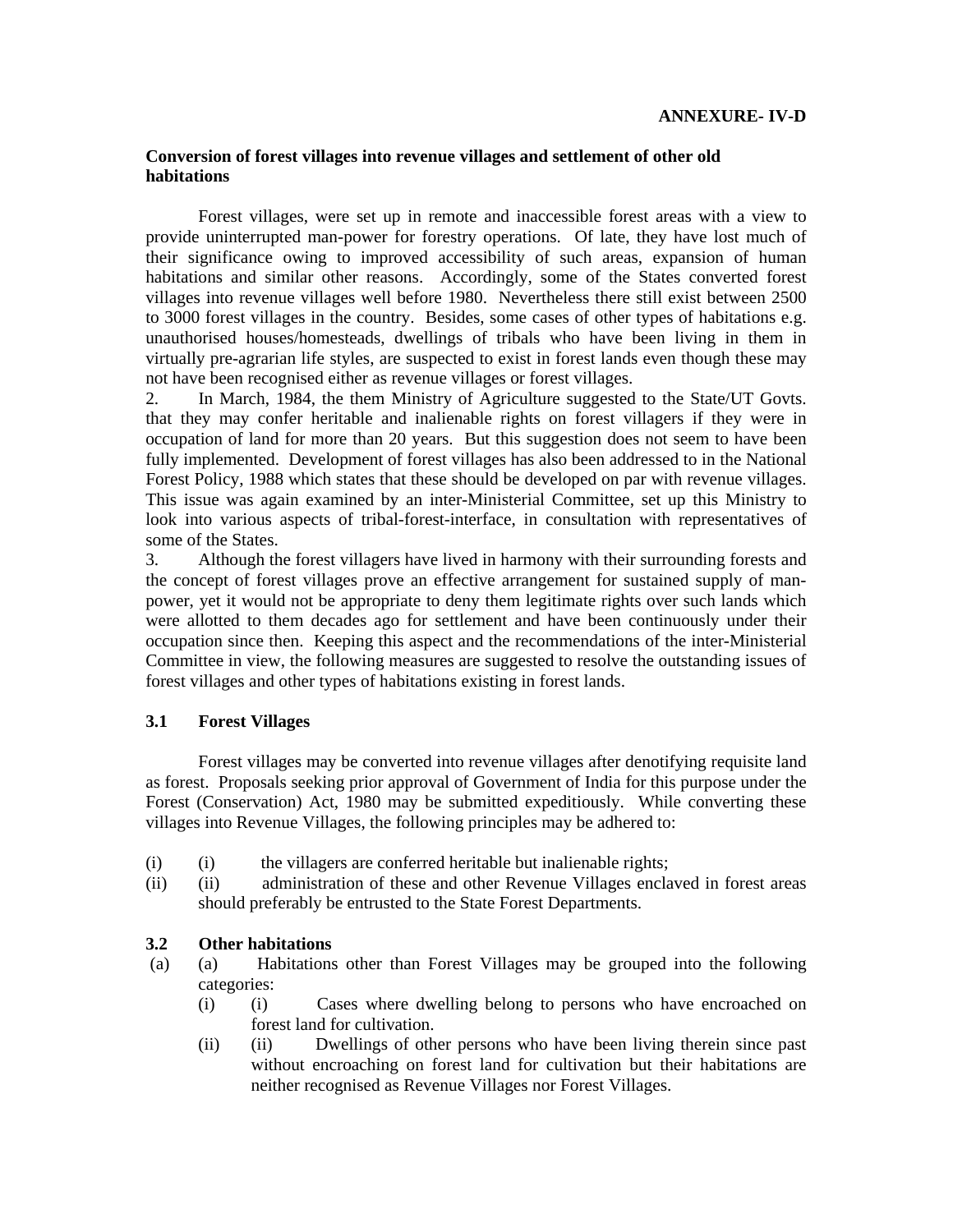**ANNEXURE- IV-D**

**Conversion of forest villages into revenue villages and settlement of other old habitations**

Forest villages, were set up in remote and inaccessible forest areas with a view to provide uninterrupted man-power for forestry operations. Of late, they have lost much of their significance owing to improved accessibility of such areas, expansion of human habitations and similar other reasons. Accordingly, some of the States converted forest villages into revenue villages well before 1980. Nevertheless there still exist between 2500 to 3000 forest villages in the country. Besides, some cases of other types of habitations e.g. unauthorised houses/homesteads, dwellings of tribals who have been living in them in virtually pre-agrarian life styles, are suspected to exist in forest lands even though these may not have been recognised either as revenue villages or forest villages.

2. In March, 1984, the them Ministry of Agriculture suggested to the State/UT Govts. that they may confer heritable and inalienable rights on forest villagers if they were in occupation of land for more than 20 years. But this suggestion does not seem to have been fully implemented. Development of forest villages has also been addressed to in the National Forest Policy, 1988 which states that these should be developed on par with revenue villages. This issue was again examined by an inter-Ministerial Committee, set up this Ministry to look into various aspects of tribal-forest-interface, in consultation with representatives of some of the States.

3. Although the forest villagers have lived in harmony with their surrounding forests and the concept of forest villages prove an effective arrangement for sustained supply of man-power, yet it would not be appropriate to deny them legitimate rights over such lands which were allotted to them decades ago for settlement and have been continuously under their occupation since then. Keeping this aspect and the recommendations of the inter-Ministerial Committee in view, the following measures are suggested to resolve the outstanding issues of forest villages and other types of habitations existing in forest lands.

**3.1 Forest Villages**

Forest villages may be converted into revenue villages after denotifying requisite land as forest. Proposals seeking prior approval of Government of India for this purpose under the Forest (Conservation) Act, 1980 may be submitted expeditiously. While converting these villages into Revenue Villages, the following principles may be adhered to:

(i) (i) the villagers are conferred heritable but inalienable rights;

(ii) (ii) administration of these and other Revenue Villages enclaved in forest areas should preferably be entrusted to the State Forest Departments.

**3.2 Other habitations**

(a) (a) Habitations other than Forest Villages may be grouped into the following categories:

- (i) (i) Cases where dwelling belong to persons who have encroached on forest land for cultivation.
- (ii) (ii) Dwellings of other persons who have been living therein since past without encroaching on forest land for cultivation but their habitations are neither recognised as Revenue Villages nor Forest Villages.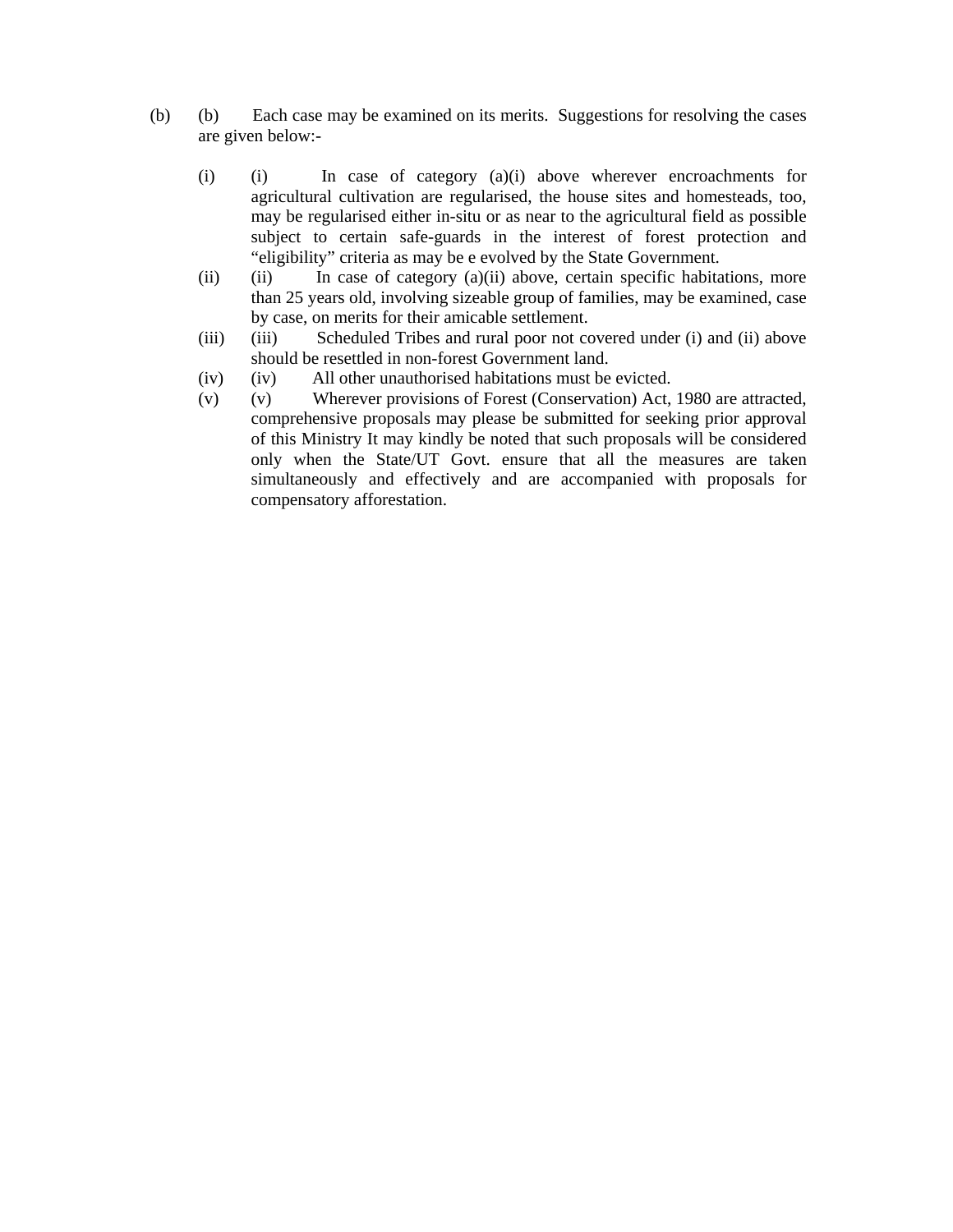(b) (b) Each case may be examined on its merits. Suggestions for resolving the cases are given below:-

(i) (i) In case of category (a)(i) above wherever encroachments for agricultural cultivation are regularised, the house sites and homesteads, too, may be regularised either in-situ or as near to the agricultural field as possible subject to certain safe-guards in the interest of forest protection and "eligibility" criteria as may be e evolved by the State Government.

(ii) (ii) In case of category (a)(ii) above, certain specific habitations, more than 25 years old, involving sizeable group of families, may be examined, case by case, on merits for their amicable settlement.

(iii) (iii) Scheduled Tribes and rural poor not covered under (i) and (ii) above should be resettled in non-forest Government land.

(iv) (iv) All other unauthorised habitations must be evicted.

(v) (v) Wherever provisions of Forest (Conservation) Act, 1980 are attracted, comprehensive proposals may please be submitted for seeking prior approval of this Ministry It may kindly be noted that such proposals will be considered only when the State/UT Govt. ensure that all the measures are taken simultaneously and effectively and are accompanied with proposals for compensatory afforestation.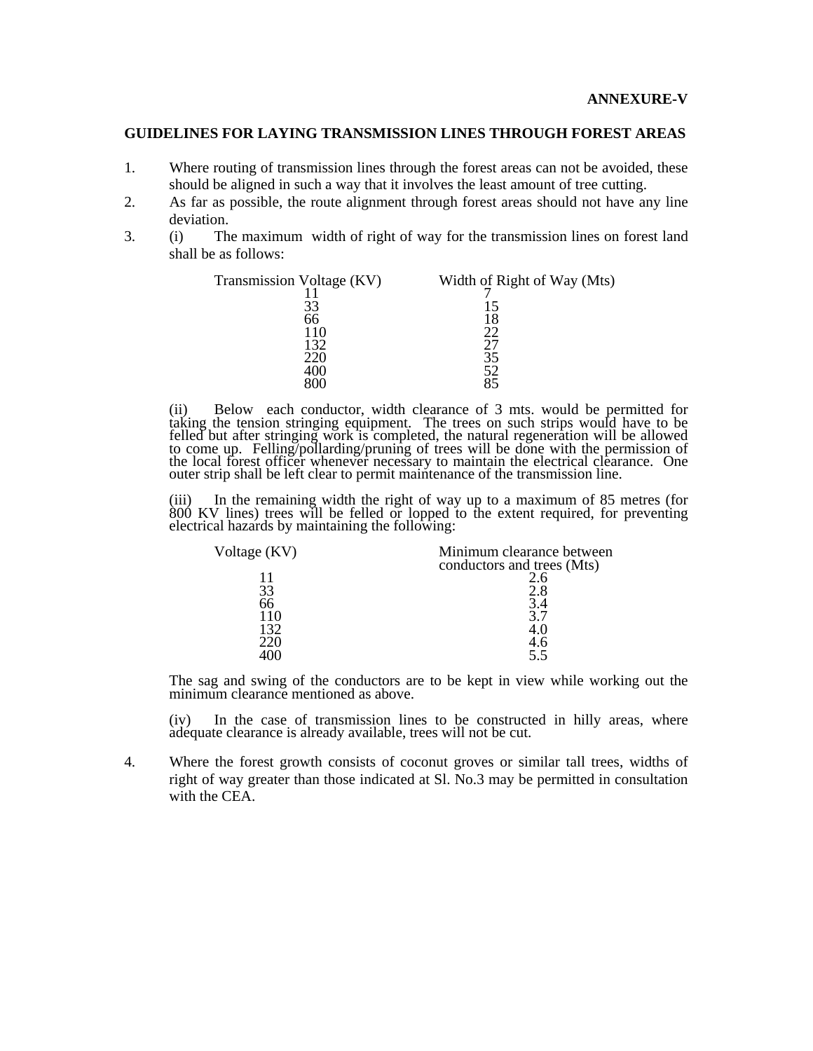**ANNEXURE-V**

## GUIDELINES FOR LAYING TRANSMISSION LINES THROUGH FOREST AREAS

1. Where routing of transmission lines through the forest areas can not be avoided, these should be aligned in such a way that it involves the least amount of tree cutting.
2. As far as possible, the route alignment through forest areas should not have any line deviation.
3. (i) The maximum width of right of way for the transmission lines on forest land shall be as follows:

| Transmission Voltage (KV) | Width of Right of Way (Mts) |
|---|---|
| 11 | 7 |
| 33 | 15 |
| 66 | 18 |
| 110 | 22 |
| 132 | 27 |
| 220 | 35 |
| 400 | 52 |
| 800 | 85 |

(ii) Below each conductor, width clearance of 3 mts. would be permitted for taking the tension stringing equipment. The trees on such strips would have to be felled but after stringing work is completed, the natural regeneration will be allowed to come up. Felling/pollarding/pruning of trees will be done with the permission of the local forest officer whenever necessary to maintain the electrical clearance. One outer strip shall be left clear to permit maintenance of the transmission line.

(iii) In the remaining width the right of way up to a maximum of 85 metres (for 800 KV lines) trees will be felled or lopped to the extent required, for preventing electrical hazards by maintaining the following:

| Voltage (KV) | Minimum clearance between conductors and trees (Mts) |
|---|---|
| 11 | 2.6 |
| 33 | 2.8 |
| 66 | 3.4 |
| 110 | 3.7 |
| 132 | 4.0 |
| 220 | 4.6 |
| 400 | 5.5 |

The sag and swing of the conductors are to be kept in view while working out the minimum clearance mentioned as above.

(iv) In the case of transmission lines to be constructed in hilly areas, where adequate clearance is already available, trees will not be cut.

4. Where the forest growth consists of coconut groves or similar tall trees, widths of right of way greater than those indicated at Sl. No.3 may be permitted in consultation with the CEA.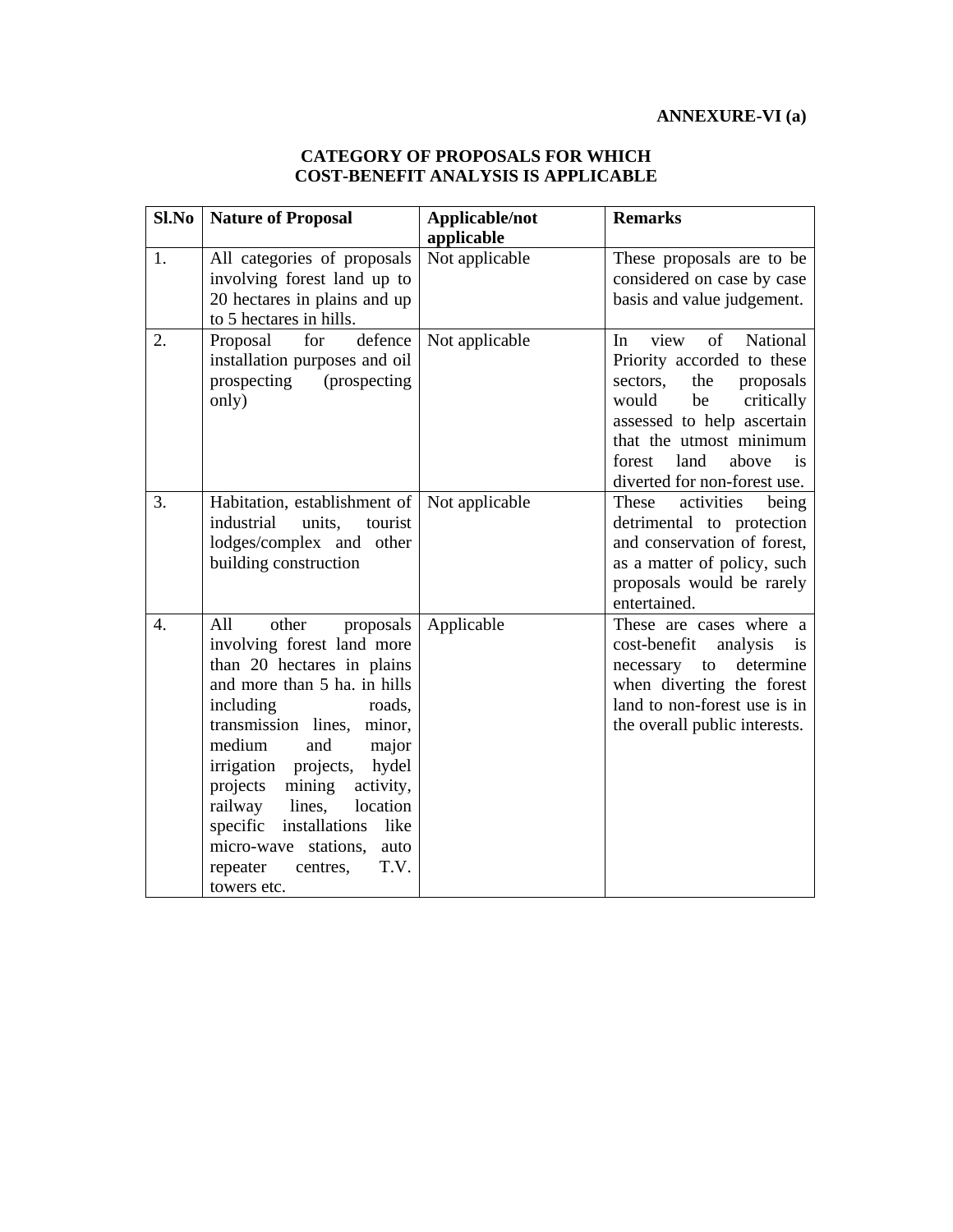**ANNEXURE-VI (a)**

## CATEGORY OF PROPOSALS FOR WHICH COST-BENEFIT ANALYSIS IS APPLICABLE

| Sl.No | Nature of Proposal | Applicable/not applicable | Remarks |
|---|---|---|---|
| 1. | All categories of proposals involving forest land up to 20 hectares in plains and up to 5 hectares in hills. | Not applicable | These proposals are to be considered on case by case basis and value judgement. |
| 2. | Proposal for defence installation purposes and oil prospecting (prospecting only) | Not applicable | In view of National Priority accorded to these sectors, the proposals would be critically assessed to help ascertain that the utmost minimum forest land above is diverted for non-forest use. |
| 3. | Habitation, establishment of industrial units, tourist lodges/complex and other building construction | Not applicable | These activities being detrimental to protection and conservation of forest, as a matter of policy, such proposals would be rarely entertained. |
| 4. | All other proposals involving forest land more than 20 hectares in plains and more than 5 ha. in hills including roads, transmission lines, minor, medium and major irrigation projects, hydel projects mining activity, railway lines, location specific installations like micro-wave stations, auto repeater centres, T.V. towers etc. | Applicable | These are cases where a cost-benefit analysis is necessary to determine when diverting the forest land to non-forest use is in the overall public interests. |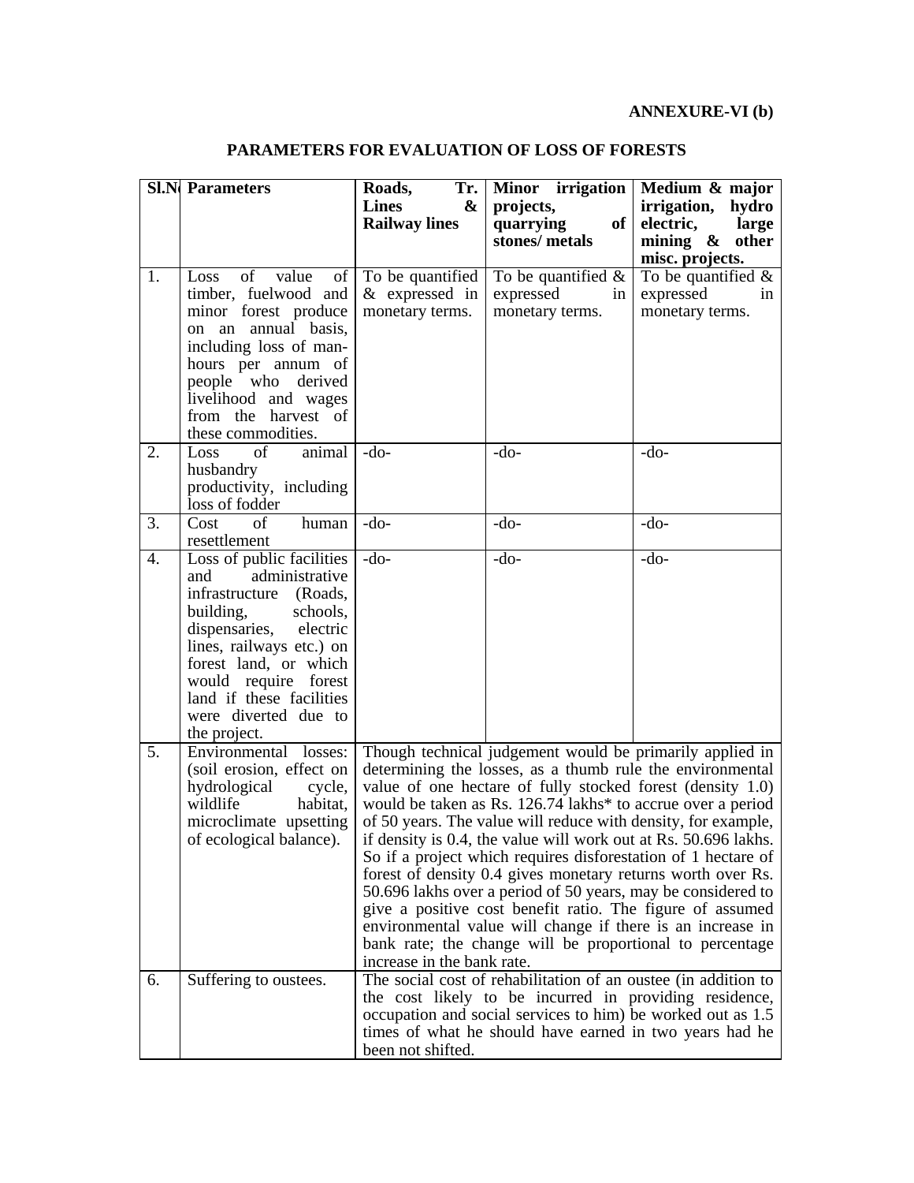**ANNEXURE-VI (b)**

## PARAMETERS FOR EVALUATION OF LOSS OF FORESTS

| Sl.No | Parameters | Roads, Tr. Lines & Railway lines | Minor irrigation projects, quarrying of stones/ metals | Medium & major irrigation, hydro electric, large mining & other misc. projects. |
|---|---|---|---|---|
| 1. | Loss of value of timber, fuelwood and minor forest produce on an annual basis, including loss of man-hours per annum of people who derived livelihood and wages from the harvest of these commodities. | To be quantified & expressed in monetary terms. | To be quantified & expressed in monetary terms. | To be quantified & expressed in monetary terms. |
| 2. | Loss of animal husbandry productivity, including loss of fodder | -do- | -do- | -do- |
| 3. | Cost of human resettlement | -do- | -do- | -do- |
| 4. | Loss of public facilities and administrative infrastructure (Roads, building, schools, dispensaries, electric lines, railways etc.) on forest land, or which would require forest land if these facilities were diverted due to the project. | -do- | -do- | -do- |
| 5. | Environmental losses: (soil erosion, effect on hydrological cycle, wildlife habitat, microclimate upsetting of ecological balance). | Though technical judgement would be primarily applied in determining the losses, as a thumb rule the environmental value of one hectare of fully stocked forest (density 1.0) would be taken as Rs. 126.74 lakhs* to accrue over a period of 50 years. The value will reduce with density, for example, if density is 0.4, the value will work out at Rs. 50.696 lakhs. So if a project which requires disforestation of 1 hectare of forest of density 0.4 gives monetary returns worth over Rs. 50.696 lakhs over a period of 50 years, may be considered to give a positive cost benefit ratio. The figure of assumed environmental value will change if there is an increase in bank rate; the change will be proportional to percentage increase in the bank rate. | | |
| 6. | Suffering to oustees. | The social cost of rehabilitation of an oustee (in addition to the cost likely to be incurred in providing residence, occupation and social services to him) be worked out as 1.5 times of what he should have earned in two years had he been not shifted. | | |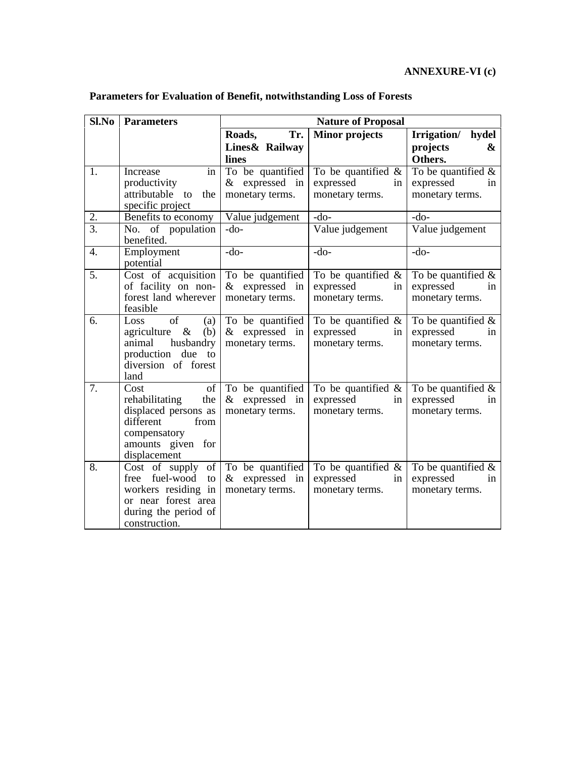**ANNEXURE-VI (c)**

**Parameters for Evaluation of Benefit, notwithstanding Loss of Forests**

| Sl.No | Parameters | Nature of Proposal | | |
|---|---|---|---|---|
| | | **Roads, Tr. Lines& Railway lines** | **Minor projects** | **Irrigation/ hydel projects & Others.** |
| 1. | Increase in productivity attributable to the specific project | To be quantified & expressed in monetary terms. | To be quantified & expressed in monetary terms. | To be quantified & expressed in monetary terms. |
| 2. | Benefits to economy | Value judgement | -do- | -do- |
| 3. | No. of population benefited. | -do- | Value judgement | Value judgement |
| 4. | Employment potential | -do- | -do- | -do- |
| 5. | Cost of acquisition of facility on non-forest land wherever feasible | To be quantified & expressed in monetary terms. | To be quantified & expressed in monetary terms. | To be quantified & expressed in monetary terms. |
| 6. | Loss of (a) agriculture & (b) animal husbandry production due to diversion of forest land | To be quantified & expressed in monetary terms. | To be quantified & expressed in monetary terms. | To be quantified & expressed in monetary terms. |
| 7. | Cost of rehabilitating the displaced persons as different from compensatory amounts given for displacement | To be quantified & expressed in monetary terms. | To be quantified & expressed in monetary terms. | To be quantified & expressed in monetary terms. |
| 8. | Cost of supply of free fuel-wood to workers residing in or near forest area during the period of construction. | To be quantified & expressed in monetary terms. | To be quantified & expressed in monetary terms. | To be quantified & expressed in monetary terms. |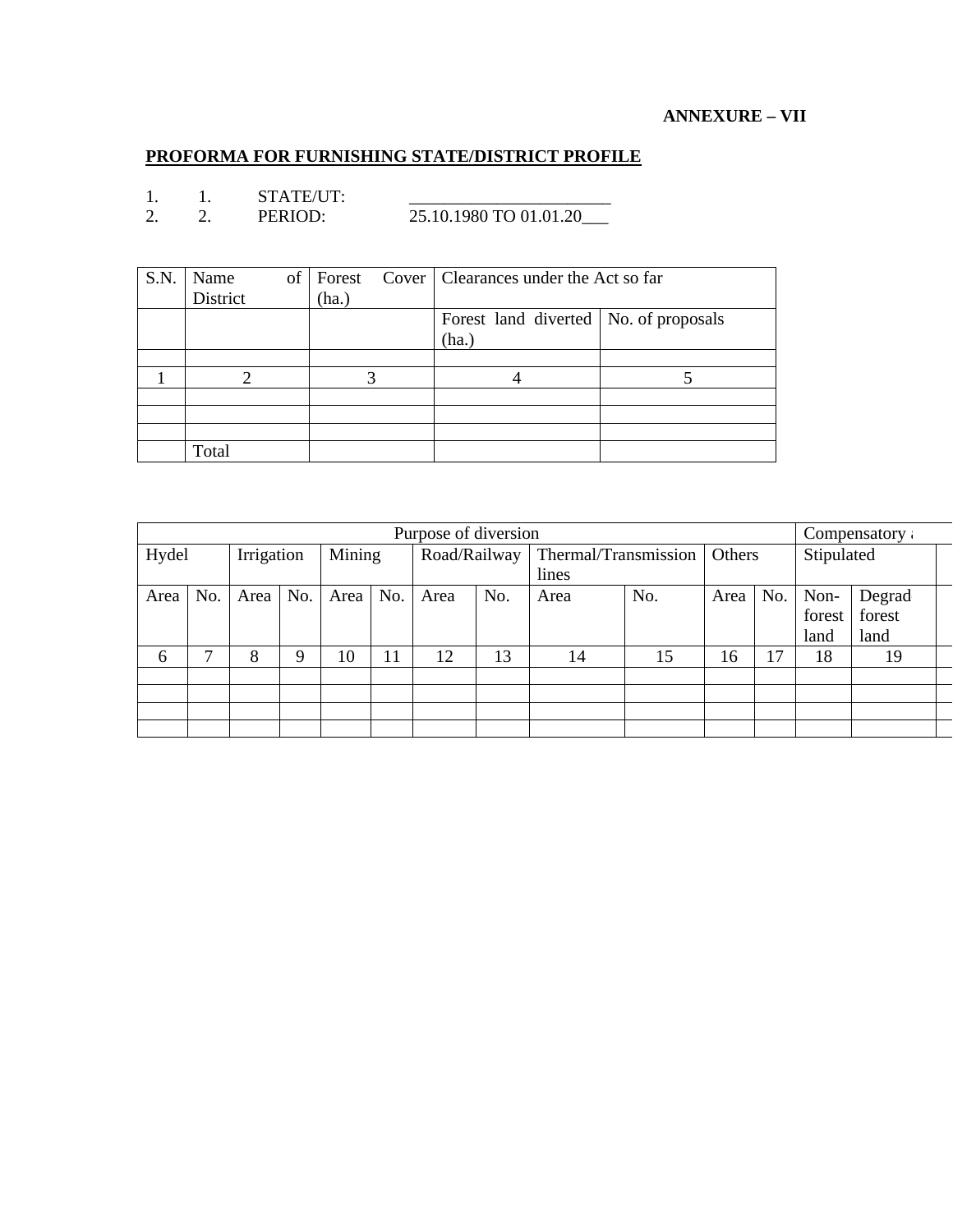**ANNEXURE – VII**

## PROFORMA FOR FURNISHING STATE/DISTRICT PROFILE

1. 1. STATE/UT: _______________________
2. 2. PERIOD: 25.10.1980 TO 01.01.20___

| S.N. | Name of District | Forest Cover (ha.) | Clearances under the Act so far | |
|---|---|---|---|---|
| | | | Forest land diverted (ha.) | No. of proposals |
| | | | | |
| 1 | 2 | 3 | 4 | 5 |
| | | | | |
| | | | | |
| | | | | |
| | Total | | | |

| Purpose of diversion | | | | | | | | | | | | Compensatory a | | |
|---|---|---|---|---|---|---|---|---|---|---|---|---|---|---|
| Hydel | | Irrigation | | Mining | | Road/Railway | | Thermal/Transmission lines | | Others | | Stipulated | | |
| Area | No. | Area | No. | Area | No. | Area | No. | Area | No. | Area | No. | Non-forest land | Degrad forest land | |
| 6 | 7 | 8 | 9 | 10 | 11 | 12 | 13 | 14 | 15 | 16 | 17 | 18 | 19 | |
| | | | | | | | | | | | | | | |
| | | | | | | | | | | | | | | |
| | | | | | | | | | | | | | | |
| | | | | | | | | | | | | | | |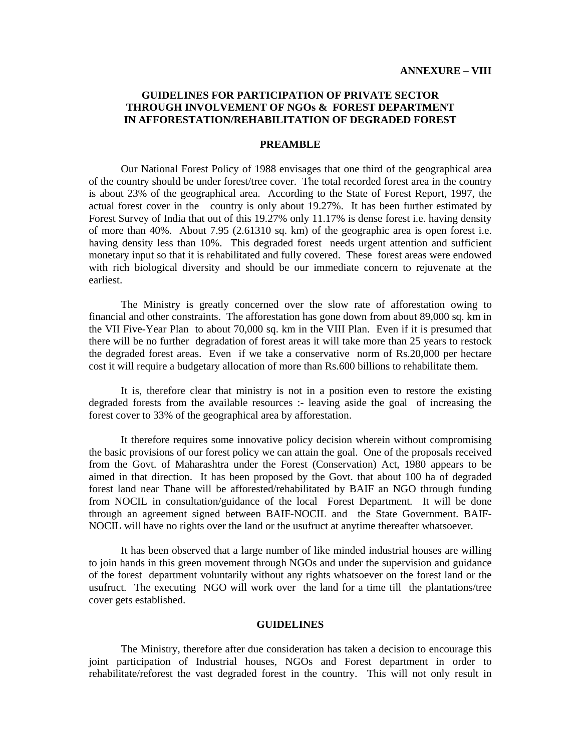**ANNEXURE – VIII**

# GUIDELINES FOR PARTICIPATION OF PRIVATE SECTOR THROUGH INVOLVEMENT OF NGOs & FOREST DEPARTMENT IN AFFORESTATION/REHABILITATION OF DEGRADED FOREST

## PREAMBLE

Our National Forest Policy of 1988 envisages that one third of the geographical area of the country should be under forest/tree cover. The total recorded forest area in the country is about 23% of the geographical area. According to the State of Forest Report, 1997, the actual forest cover in the country is only about 19.27%. It has been further estimated by Forest Survey of India that out of this 19.27% only 11.17% is dense forest i.e. having density of more than 40%. About 7.95 (2.61310 sq. km) of the geographic area is open forest i.e. having density less than 10%. This degraded forest needs urgent attention and sufficient monetary input so that it is rehabilitated and fully covered. These forest areas were endowed with rich biological diversity and should be our immediate concern to rejuvenate at the earliest.

The Ministry is greatly concerned over the slow rate of afforestation owing to financial and other constraints. The afforestation has gone down from about 89,000 sq. km in the VII Five-Year Plan to about 70,000 sq. km in the VIII Plan. Even if it is presumed that there will be no further degradation of forest areas it will take more than 25 years to restock the degraded forest areas. Even if we take a conservative norm of Rs.20,000 per hectare cost it will require a budgetary allocation of more than Rs.600 billions to rehabilitate them.

It is, therefore clear that ministry is not in a position even to restore the existing degraded forests from the available resources :- leaving aside the goal of increasing the forest cover to 33% of the geographical area by afforestation.

It therefore requires some innovative policy decision wherein without compromising the basic provisions of our forest policy we can attain the goal. One of the proposals received from the Govt. of Maharashtra under the Forest (Conservation) Act, 1980 appears to be aimed in that direction. It has been proposed by the Govt. that about 100 ha of degraded forest land near Thane will be afforested/rehabilitated by BAIF an NGO through funding from NOCIL in consultation/guidance of the local Forest Department. It will be done through an agreement signed between BAIF-NOCIL and the State Government. BAIF-NOCIL will have no rights over the land or the usufruct at anytime thereafter whatsoever.

It has been observed that a large number of like minded industrial houses are willing to join hands in this green movement through NGOs and under the supervision and guidance of the forest department voluntarily without any rights whatsoever on the forest land or the usufruct. The executing NGO will work over the land for a time till the plantations/tree cover gets established.

## GUIDELINES

The Ministry, therefore after due consideration has taken a decision to encourage this joint participation of Industrial houses, NGOs and Forest department in order to rehabilitate/reforest the vast degraded forest in the country. This will not only result in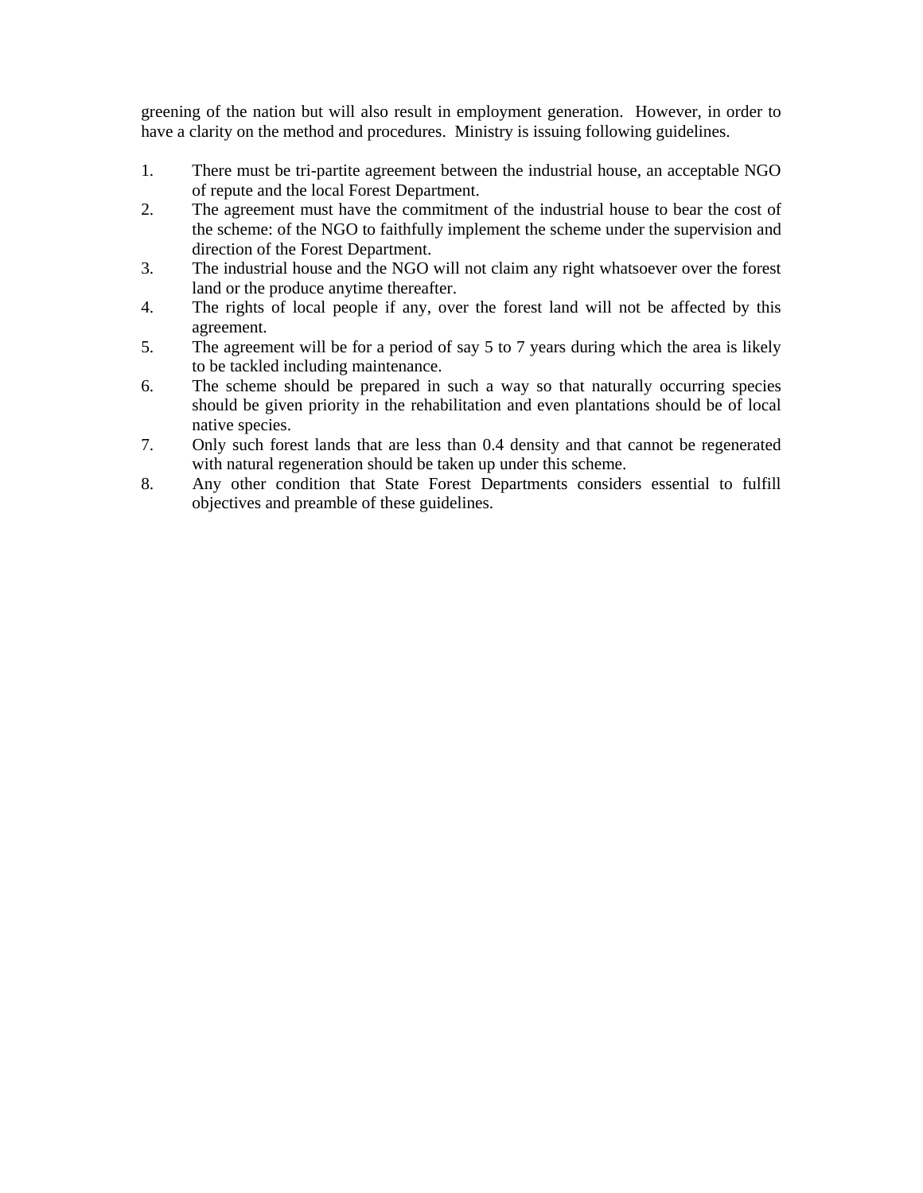greening of the nation but will also result in employment generation.  However, in order to have a clarity on the method and procedures.  Ministry is issuing following guidelines.

1. There must be tri-partite agreement between the industrial house, an acceptable NGO of repute and the local Forest Department.
2. The agreement must have the commitment of the industrial house to bear the cost of the scheme: of the NGO to faithfully implement the scheme under the supervision and direction of the Forest Department.
3. The industrial house and the NGO will not claim any right whatsoever over the forest land or the produce anytime thereafter.
4. The rights of local people if any, over the forest land will not be affected by this agreement.
5. The agreement will be for a period of say 5 to 7 years during which the area is likely to be tackled including maintenance.
6. The scheme should be prepared in such a way so that naturally occurring species should be given priority in the rehabilitation and even plantations should be of local native species.
7. Only such forest lands that are less than 0.4 density and that cannot be regenerated with natural regeneration should be taken up under this scheme.
8. Any other condition that State Forest Departments considers essential to fulfill objectives and preamble of these guidelines.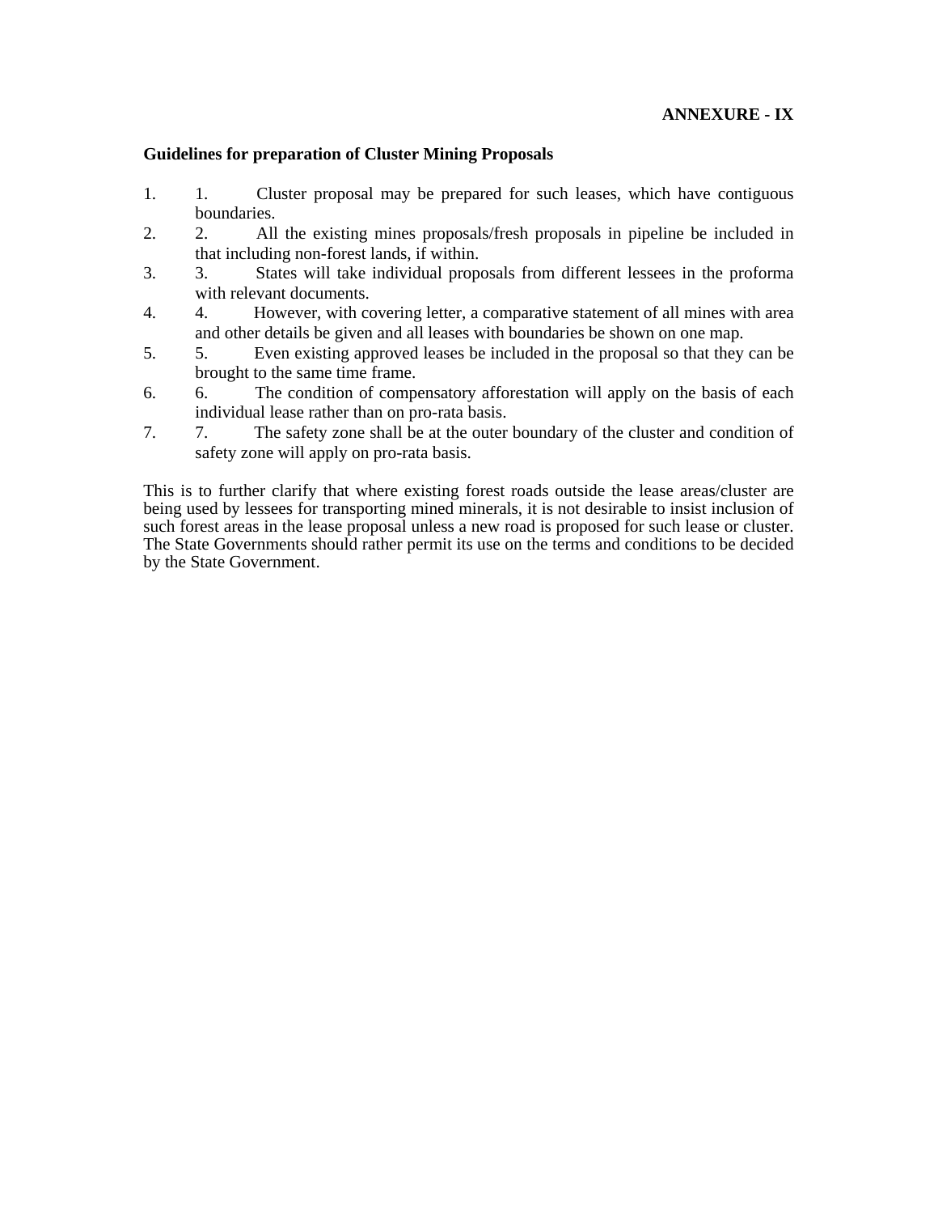**ANNEXURE - IX**

**Guidelines for preparation of Cluster Mining Proposals**

1. 1. Cluster proposal may be prepared for such leases, which have contiguous boundaries.
2. 2. All the existing mines proposals/fresh proposals in pipeline be included in that including non-forest lands, if within.
3. 3. States will take individual proposals from different lessees in the proforma with relevant documents.
4. 4. However, with covering letter, a comparative statement of all mines with area and other details be given and all leases with boundaries be shown on one map.
5. 5. Even existing approved leases be included in the proposal so that they can be brought to the same time frame.
6. 6. The condition of compensatory afforestation will apply on the basis of each individual lease rather than on pro-rata basis.
7. 7. The safety zone shall be at the outer boundary of the cluster and condition of safety zone will apply on pro-rata basis.

This is to further clarify that where existing forest roads outside the lease areas/cluster are being used by lessees for transporting mined minerals, it is not desirable to insist inclusion of such forest areas in the lease proposal unless a new road is proposed for such lease or cluster. The State Governments should rather permit its use on the terms and conditions to be decided by the State Government.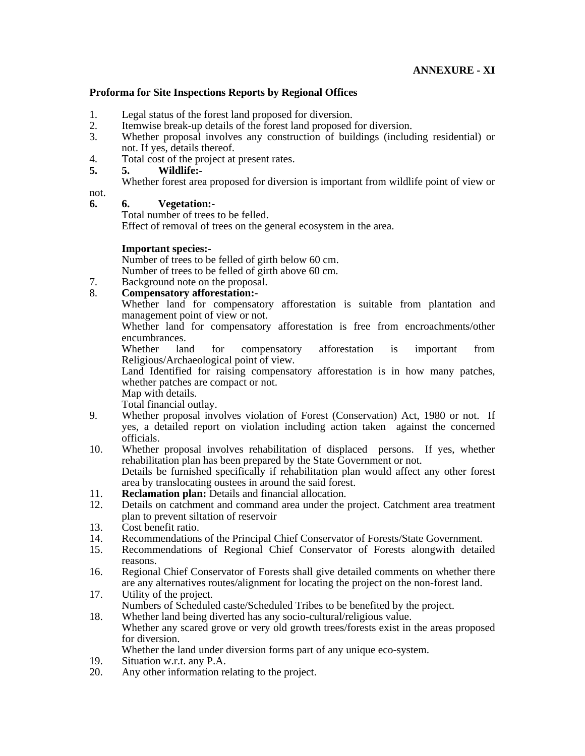**ANNEXURE - XI**

**Proforma for Site Inspections Reports by Regional Offices**

1. Legal status of the forest land proposed for diversion.
2. Itemwise break-up details of the forest land proposed for diversion.
3. Whether proposal involves any construction of buildings (including residential) or not. If yes, details thereof.
4. Total cost of the project at present rates.

**5. 5. Wildlife:-**

Whether forest area proposed for diversion is important from wildlife point of view or not.

**6. 6. Vegetation:-**

Total number of trees to be felled.

Effect of removal of trees on the general ecosystem in the area.

**Important species:-**

Number of trees to be felled of girth below 60 cm.

Number of trees to be felled of girth above 60 cm.

7. Background note on the proposal.
8. **Compensatory afforestation:-**

   Whether land for compensatory afforestation is suitable from plantation and management point of view or not.

   Whether land for compensatory afforestation is free from encroachments/other encumbrances.

   Whether land for compensatory afforestation is important from Religious/Archaeological point of view.

   Land Identified for raising compensatory afforestation is in how many patches, whether patches are compact or not.

   Map with details.

   Total financial outlay.
9. Whether proposal involves violation of Forest (Conservation) Act, 1980 or not. If yes, a detailed report on violation including action taken against the concerned officials.
10. Whether proposal involves rehabilitation of displaced persons. If yes, whether rehabilitation plan has been prepared by the State Government or not.

    Details be furnished specifically if rehabilitation plan would affect any other forest area by translocating oustees in around the said forest.
11. **Reclamation plan:** Details and financial allocation.
12. Details on catchment and command area under the project. Catchment area treatment plan to prevent siltation of reservoir
13. Cost benefit ratio.
14. Recommendations of the Principal Chief Conservator of Forests/State Government.
15. Recommendations of Regional Chief Conservator of Forests alongwith detailed reasons.
16. Regional Chief Conservator of Forests shall give detailed comments on whether there are any alternatives routes/alignment for locating the project on the non-forest land.
17. Utility of the project.

    Numbers of Scheduled caste/Scheduled Tribes to be benefited by the project.
18. Whether land being diverted has any socio-cultural/religious value.

    Whether any scared grove or very old growth trees/forests exist in the areas proposed for diversion.

    Whether the land under diversion forms part of any unique eco-system.
19. Situation w.r.t. any P.A.
20. Any other information relating to the project.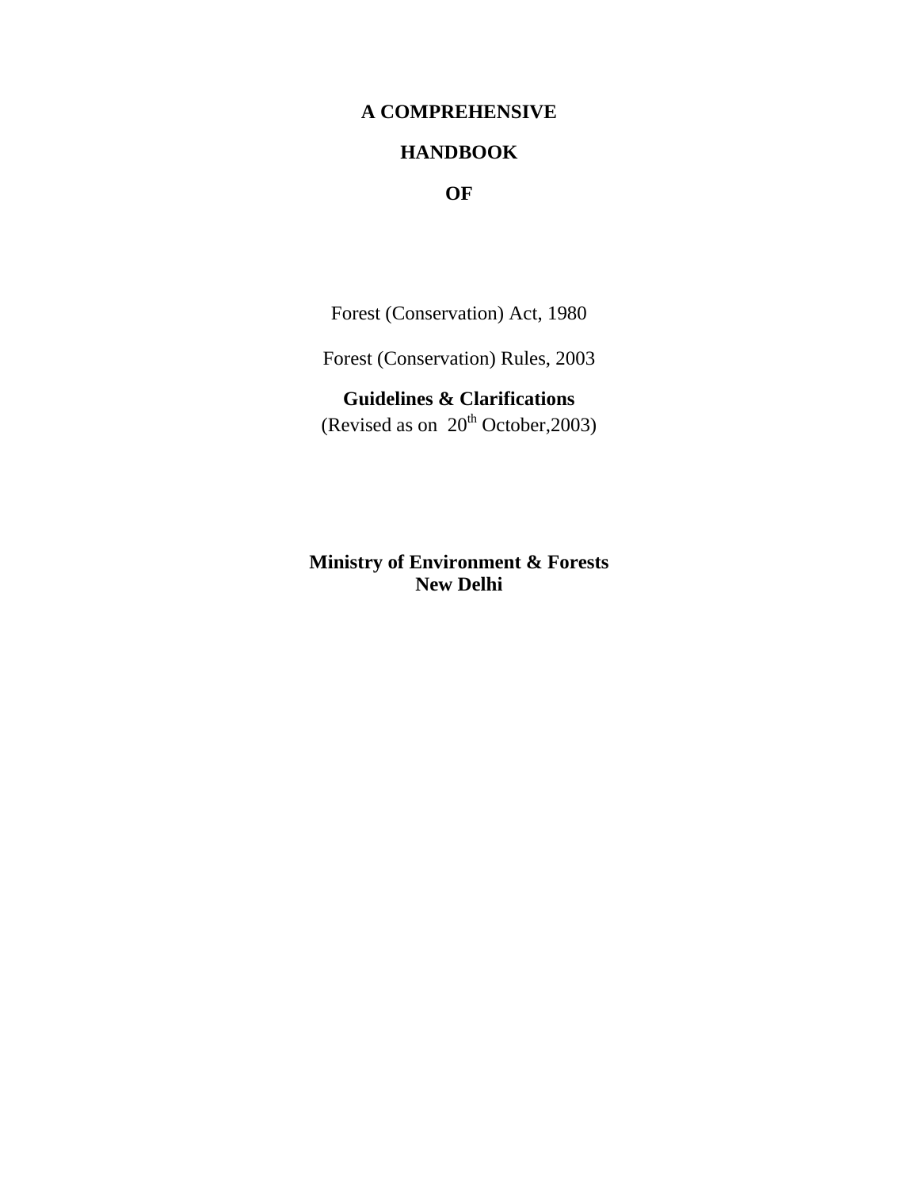# A COMPREHENSIVE

# HANDBOOK

# OF

Forest (Conservation) Act, 1980

Forest (Conservation) Rules, 2003

**Guidelines & Clarifications**

(Revised as on 20th October,2003)

**Ministry of Environment & Forests**
**New Delhi**